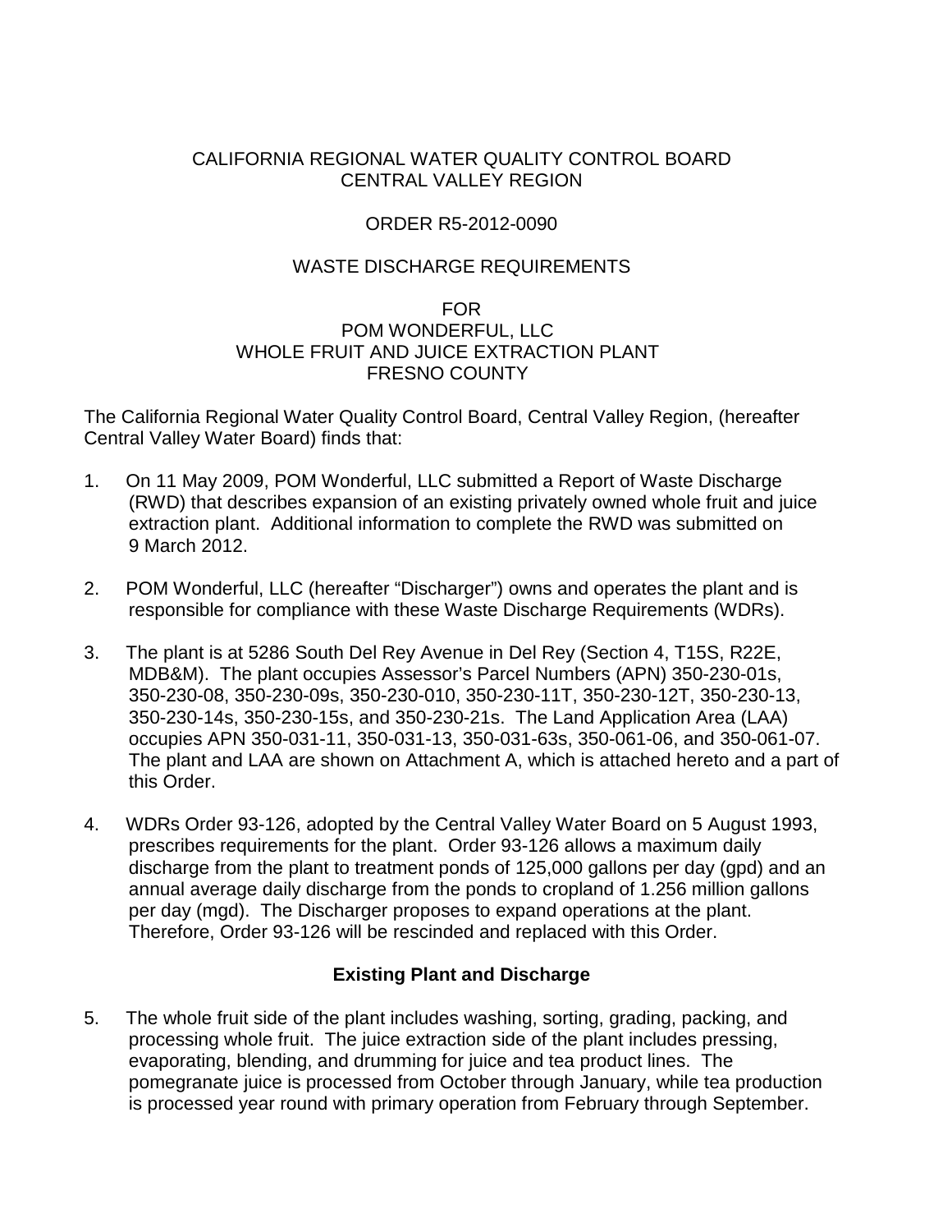CALIFORNIA REGIONAL WATER QUALITY CONTROL BOARD
CENTRAL VALLEY REGION

ORDER R5-2012-0090

WASTE DISCHARGE REQUIREMENTS

FOR
POM WONDERFUL, LLC
WHOLE FRUIT AND JUICE EXTRACTION PLANT
FRESNO COUNTY

The California Regional Water Quality Control Board, Central Valley Region, (hereafter Central Valley Water Board) finds that:

1. On 11 May 2009, POM Wonderful, LLC submitted a Report of Waste Discharge (RWD) that describes expansion of an existing privately owned whole fruit and juice extraction plant. Additional information to complete the RWD was submitted on 9 March 2012.

2. POM Wonderful, LLC (hereafter "Discharger") owns and operates the plant and is responsible for compliance with these Waste Discharge Requirements (WDRs).

3. The plant is at 5286 South Del Rey Avenue in Del Rey (Section 4, T15S, R22E, MDB&M). The plant occupies Assessor's Parcel Numbers (APN) 350-230-01s, 350-230-08, 350-230-09s, 350-230-010, 350-230-11T, 350-230-12T, 350-230-13, 350-230-14s, 350-230-15s, and 350-230-21s. The Land Application Area (LAA) occupies APN 350-031-11, 350-031-13, 350-031-63s, 350-061-06, and 350-061-07. The plant and LAA are shown on Attachment A, which is attached hereto and a part of this Order.

4. WDRs Order 93-126, adopted by the Central Valley Water Board on 5 August 1993, prescribes requirements for the plant. Order 93-126 allows a maximum daily discharge from the plant to treatment ponds of 125,000 gallons per day (gpd) and an annual average daily discharge from the ponds to cropland of 1.256 million gallons per day (mgd). The Discharger proposes to expand operations at the plant. Therefore, Order 93-126 will be rescinded and replaced with this Order.

**Existing Plant and Discharge**

5. The whole fruit side of the plant includes washing, sorting, grading, packing, and processing whole fruit. The juice extraction side of the plant includes pressing, evaporating, blending, and drumming for juice and tea product lines. The pomegranate juice is processed from October through January, while tea production is processed year round with primary operation from February through September.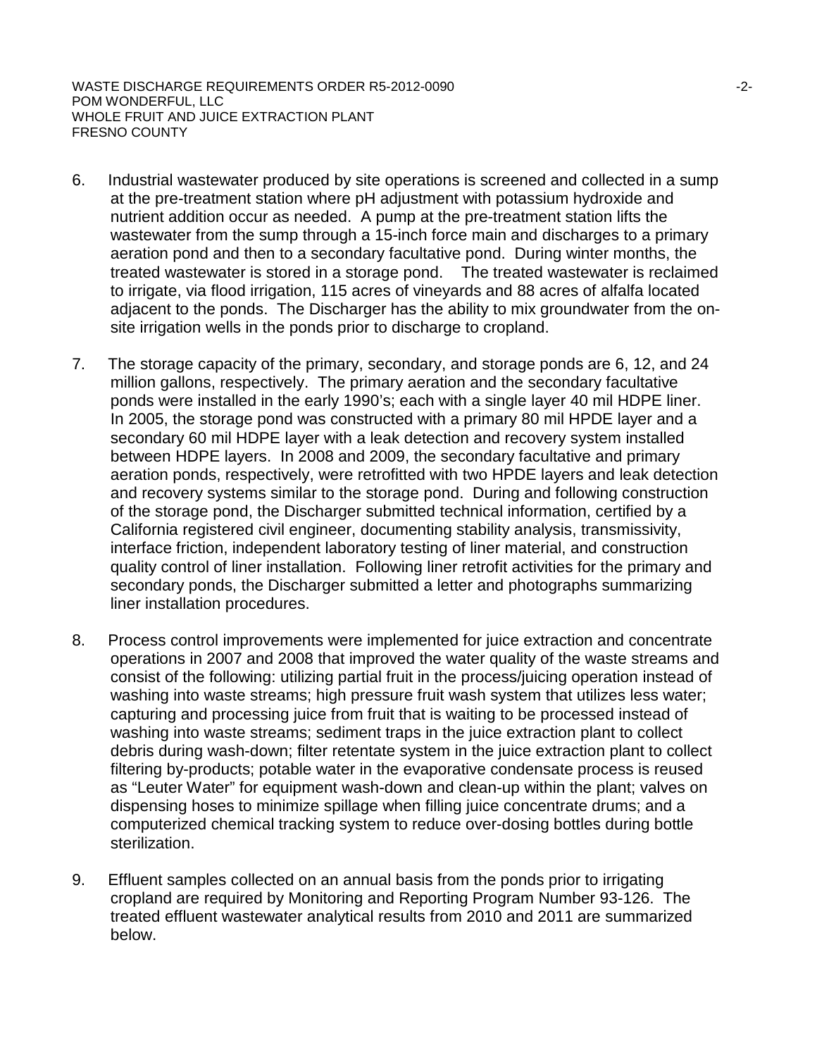6. Industrial wastewater produced by site operations is screened and collected in a sump at the pre-treatment station where pH adjustment with potassium hydroxide and nutrient addition occur as needed. A pump at the pre-treatment station lifts the wastewater from the sump through a 15-inch force main and discharges to a primary aeration pond and then to a secondary facultative pond. During winter months, the treated wastewater is stored in a storage pond. The treated wastewater is reclaimed to irrigate, via flood irrigation, 115 acres of vineyards and 88 acres of alfalfa located adjacent to the ponds. The Discharger has the ability to mix groundwater from the on-site irrigation wells in the ponds prior to discharge to cropland.

7. The storage capacity of the primary, secondary, and storage ponds are 6, 12, and 24 million gallons, respectively. The primary aeration and the secondary facultative ponds were installed in the early 1990's; each with a single layer 40 mil HDPE liner. In 2005, the storage pond was constructed with a primary 80 mil HPDE layer and a secondary 60 mil HDPE layer with a leak detection and recovery system installed between HDPE layers. In 2008 and 2009, the secondary facultative and primary aeration ponds, respectively, were retrofitted with two HPDE layers and leak detection and recovery systems similar to the storage pond. During and following construction of the storage pond, the Discharger submitted technical information, certified by a California registered civil engineer, documenting stability analysis, transmissivity, interface friction, independent laboratory testing of liner material, and construction quality control of liner installation. Following liner retrofit activities for the primary and secondary ponds, the Discharger submitted a letter and photographs summarizing liner installation procedures.

8. Process control improvements were implemented for juice extraction and concentrate operations in 2007 and 2008 that improved the water quality of the waste streams and consist of the following: utilizing partial fruit in the process/juicing operation instead of washing into waste streams; high pressure fruit wash system that utilizes less water; capturing and processing juice from fruit that is waiting to be processed instead of washing into waste streams; sediment traps in the juice extraction plant to collect debris during wash-down; filter retentate system in the juice extraction plant to collect filtering by-products; potable water in the evaporative condensate process is reused as "Leuter Water" for equipment wash-down and clean-up within the plant; valves on dispensing hoses to minimize spillage when filling juice concentrate drums; and a computerized chemical tracking system to reduce over-dosing bottles during bottle sterilization.

9. Effluent samples collected on an annual basis from the ponds prior to irrigating cropland are required by Monitoring and Reporting Program Number 93-126. The treated effluent wastewater analytical results from 2010 and 2011 are summarized below.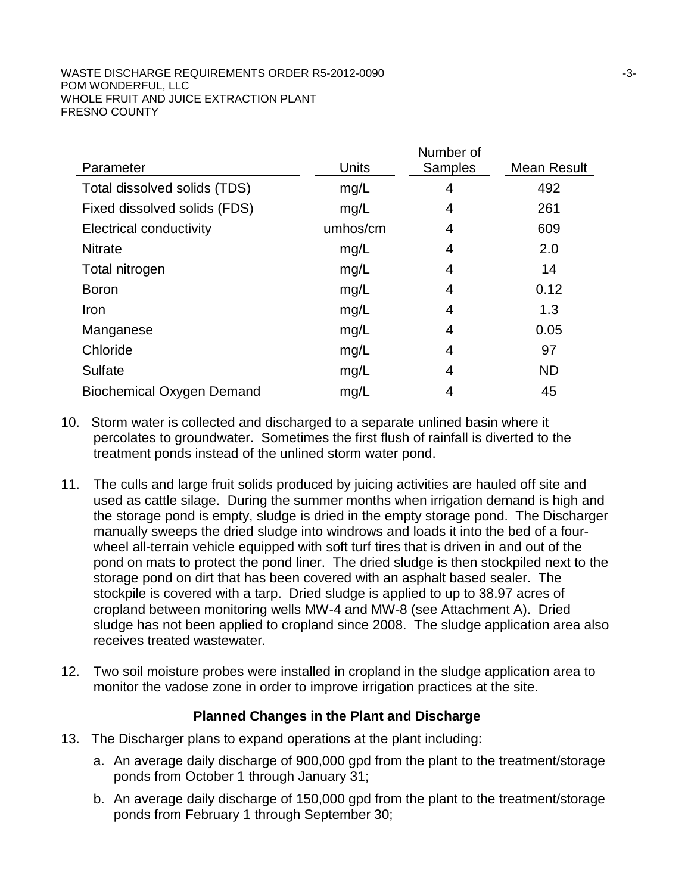| Parameter | Units | Number of Samples | Mean Result |
|---|---|---|---|
| Total dissolved solids (TDS) | mg/L | 4 | 492 |
| Fixed dissolved solids (FDS) | mg/L | 4 | 261 |
| Electrical conductivity | umhos/cm | 4 | 609 |
| Nitrate | mg/L | 4 | 2.0 |
| Total nitrogen | mg/L | 4 | 14 |
| Boron | mg/L | 4 | 0.12 |
| Iron | mg/L | 4 | 1.3 |
| Manganese | mg/L | 4 | 0.05 |
| Chloride | mg/L | 4 | 97 |
| Sulfate | mg/L | 4 | ND |
| Biochemical Oxygen Demand | mg/L | 4 | 45 |

10. Storm water is collected and discharged to a separate unlined basin where it percolates to groundwater. Sometimes the first flush of rainfall is diverted to the treatment ponds instead of the unlined storm water pond.

11. The culls and large fruit solids produced by juicing activities are hauled off site and used as cattle silage. During the summer months when irrigation demand is high and the storage pond is empty, sludge is dried in the empty storage pond. The Discharger manually sweeps the dried sludge into windrows and loads it into the bed of a four-wheel all-terrain vehicle equipped with soft turf tires that is driven in and out of the pond on mats to protect the pond liner. The dried sludge is then stockpiled next to the storage pond on dirt that has been covered with an asphalt based sealer. The stockpile is covered with a tarp. Dried sludge is applied to up to 38.97 acres of cropland between monitoring wells MW-4 and MW-8 (see Attachment A). Dried sludge has not been applied to cropland since 2008. The sludge application area also receives treated wastewater.

12. Two soil moisture probes were installed in cropland in the sludge application area to monitor the vadose zone in order to improve irrigation practices at the site.

**Planned Changes in the Plant and Discharge**

13. The Discharger plans to expand operations at the plant including:

    a. An average daily discharge of 900,000 gpd from the plant to the treatment/storage ponds from October 1 through January 31;

    b. An average daily discharge of 150,000 gpd from the plant to the treatment/storage ponds from February 1 through September 30;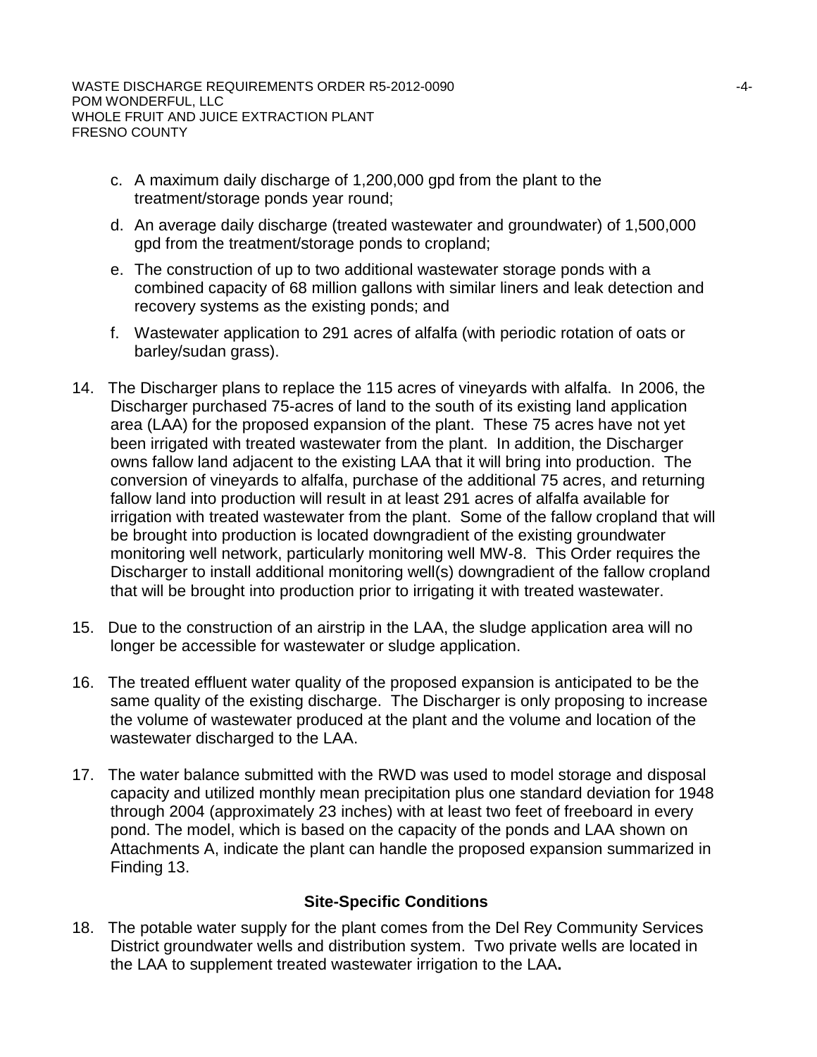c. A maximum daily discharge of 1,200,000 gpd from the plant to the treatment/storage ponds year round;

d. An average daily discharge (treated wastewater and groundwater) of 1,500,000 gpd from the treatment/storage ponds to cropland;

e. The construction of up to two additional wastewater storage ponds with a combined capacity of 68 million gallons with similar liners and leak detection and recovery systems as the existing ponds; and

f. Wastewater application to 291 acres of alfalfa (with periodic rotation of oats or barley/sudan grass).

14. The Discharger plans to replace the 115 acres of vineyards with alfalfa. In 2006, the Discharger purchased 75-acres of land to the south of its existing land application area (LAA) for the proposed expansion of the plant. These 75 acres have not yet been irrigated with treated wastewater from the plant. In addition, the Discharger owns fallow land adjacent to the existing LAA that it will bring into production. The conversion of vineyards to alfalfa, purchase of the additional 75 acres, and returning fallow land into production will result in at least 291 acres of alfalfa available for irrigation with treated wastewater from the plant. Some of the fallow cropland that will be brought into production is located downgradient of the existing groundwater monitoring well network, particularly monitoring well MW-8. This Order requires the Discharger to install additional monitoring well(s) downgradient of the fallow cropland that will be brought into production prior to irrigating it with treated wastewater.

15. Due to the construction of an airstrip in the LAA, the sludge application area will no longer be accessible for wastewater or sludge application.

16. The treated effluent water quality of the proposed expansion is anticipated to be the same quality of the existing discharge. The Discharger is only proposing to increase the volume of wastewater produced at the plant and the volume and location of the wastewater discharged to the LAA.

17. The water balance submitted with the RWD was used to model storage and disposal capacity and utilized monthly mean precipitation plus one standard deviation for 1948 through 2004 (approximately 23 inches) with at least two feet of freeboard in every pond. The model, which is based on the capacity of the ponds and LAA shown on Attachments A, indicate the plant can handle the proposed expansion summarized in Finding 13.

## Site-Specific Conditions

18. The potable water supply for the plant comes from the Del Rey Community Services District groundwater wells and distribution system. Two private wells are located in the LAA to supplement treated wastewater irrigation to the LAA.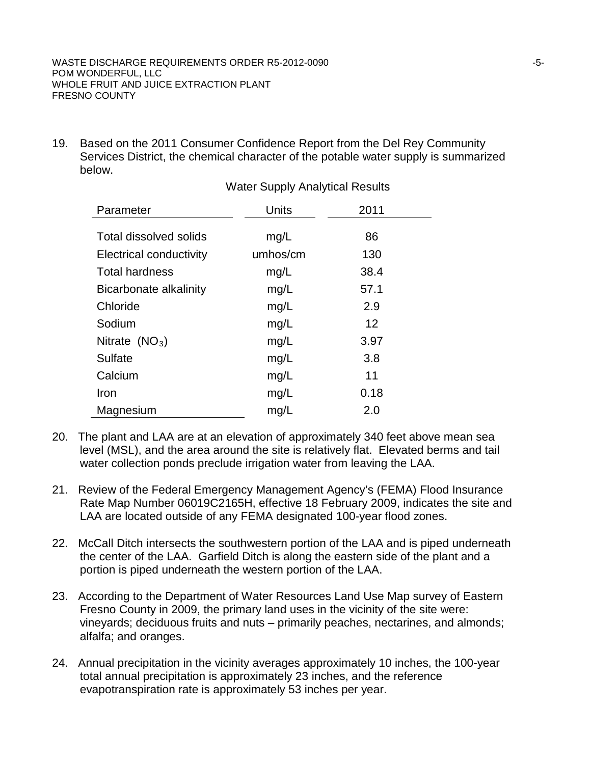19. Based on the 2011 Consumer Confidence Report from the Del Rey Community Services District, the chemical character of the potable water supply is summarized below.

Water Supply Analytical Results

| Parameter | Units | 2011 |
|---|---|---|
| Total dissolved solids | mg/L | 86 |
| Electrical conductivity | umhos/cm | 130 |
| Total hardness | mg/L | 38.4 |
| Bicarbonate alkalinity | mg/L | 57.1 |
| Chloride | mg/L | 2.9 |
| Sodium | mg/L | 12 |
| Nitrate ($NO_3$) | mg/L | 3.97 |
| Sulfate | mg/L | 3.8 |
| Calcium | mg/L | 11 |
| Iron | mg/L | 0.18 |
| Magnesium | mg/L | 2.0 |

20. The plant and LAA are at an elevation of approximately 340 feet above mean sea level (MSL), and the area around the site is relatively flat. Elevated berms and tail water collection ponds preclude irrigation water from leaving the LAA.

21. Review of the Federal Emergency Management Agency's (FEMA) Flood Insurance Rate Map Number 06019C2165H, effective 18 February 2009, indicates the site and LAA are located outside of any FEMA designated 100-year flood zones.

22. McCall Ditch intersects the southwestern portion of the LAA and is piped underneath the center of the LAA. Garfield Ditch is along the eastern side of the plant and a portion is piped underneath the western portion of the LAA.

23. According to the Department of Water Resources Land Use Map survey of Eastern Fresno County in 2009, the primary land uses in the vicinity of the site were: vineyards; deciduous fruits and nuts – primarily peaches, nectarines, and almonds; alfalfa; and oranges.

24. Annual precipitation in the vicinity averages approximately 10 inches, the 100-year total annual precipitation is approximately 23 inches, and the reference evapotranspiration rate is approximately 53 inches per year.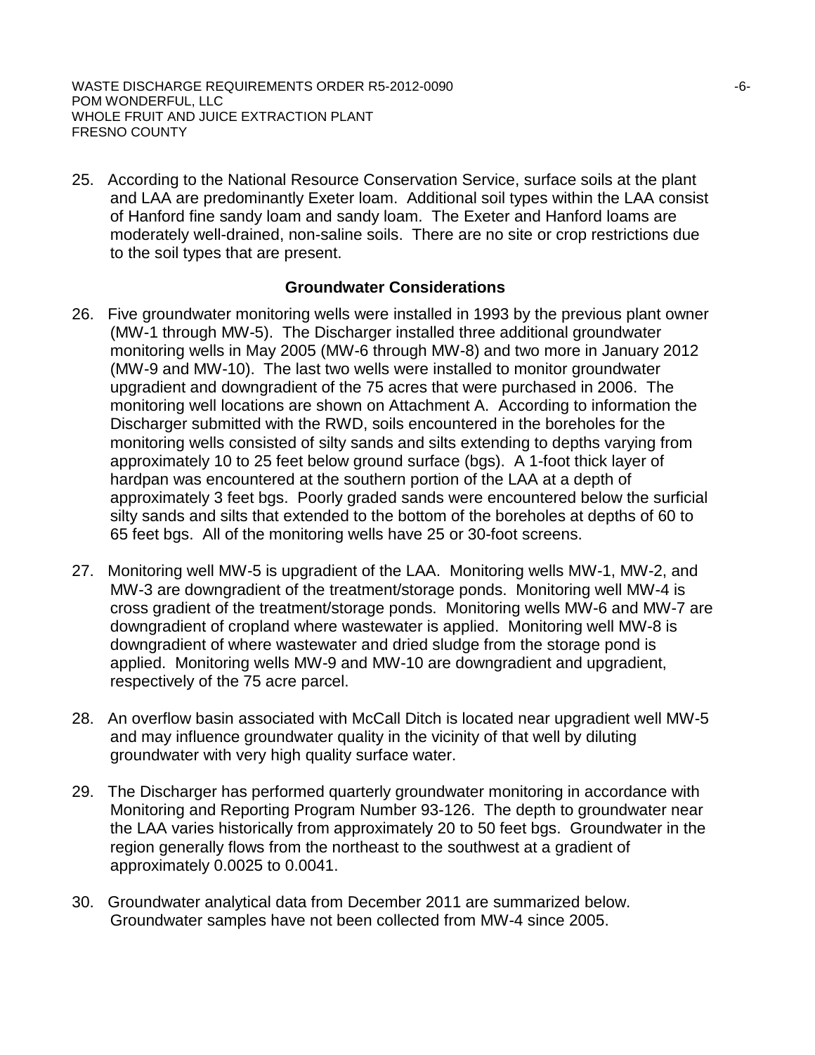25. According to the National Resource Conservation Service, surface soils at the plant and LAA are predominantly Exeter loam. Additional soil types within the LAA consist of Hanford fine sandy loam and sandy loam. The Exeter and Hanford loams are moderately well-drained, non-saline soils. There are no site or crop restrictions due to the soil types that are present.

## Groundwater Considerations

26. Five groundwater monitoring wells were installed in 1993 by the previous plant owner (MW-1 through MW-5). The Discharger installed three additional groundwater monitoring wells in May 2005 (MW-6 through MW-8) and two more in January 2012 (MW-9 and MW-10). The last two wells were installed to monitor groundwater upgradient and downgradient of the 75 acres that were purchased in 2006. The monitoring well locations are shown on Attachment A. According to information the Discharger submitted with the RWD, soils encountered in the boreholes for the monitoring wells consisted of silty sands and silts extending to depths varying from approximately 10 to 25 feet below ground surface (bgs). A 1-foot thick layer of hardpan was encountered at the southern portion of the LAA at a depth of approximately 3 feet bgs. Poorly graded sands were encountered below the surficial silty sands and silts that extended to the bottom of the boreholes at depths of 60 to 65 feet bgs. All of the monitoring wells have 25 or 30-foot screens.

27. Monitoring well MW-5 is upgradient of the LAA. Monitoring wells MW-1, MW-2, and MW-3 are downgradient of the treatment/storage ponds. Monitoring well MW-4 is cross gradient of the treatment/storage ponds. Monitoring wells MW-6 and MW-7 are downgradient of cropland where wastewater is applied. Monitoring well MW-8 is downgradient of where wastewater and dried sludge from the storage pond is applied. Monitoring wells MW-9 and MW-10 are downgradient and upgradient, respectively of the 75 acre parcel.

28. An overflow basin associated with McCall Ditch is located near upgradient well MW-5 and may influence groundwater quality in the vicinity of that well by diluting groundwater with very high quality surface water.

29. The Discharger has performed quarterly groundwater monitoring in accordance with Monitoring and Reporting Program Number 93-126. The depth to groundwater near the LAA varies historically from approximately 20 to 50 feet bgs. Groundwater in the region generally flows from the northeast to the southwest at a gradient of approximately 0.0025 to 0.0041.

30. Groundwater analytical data from December 2011 are summarized below. Groundwater samples have not been collected from MW-4 since 2005.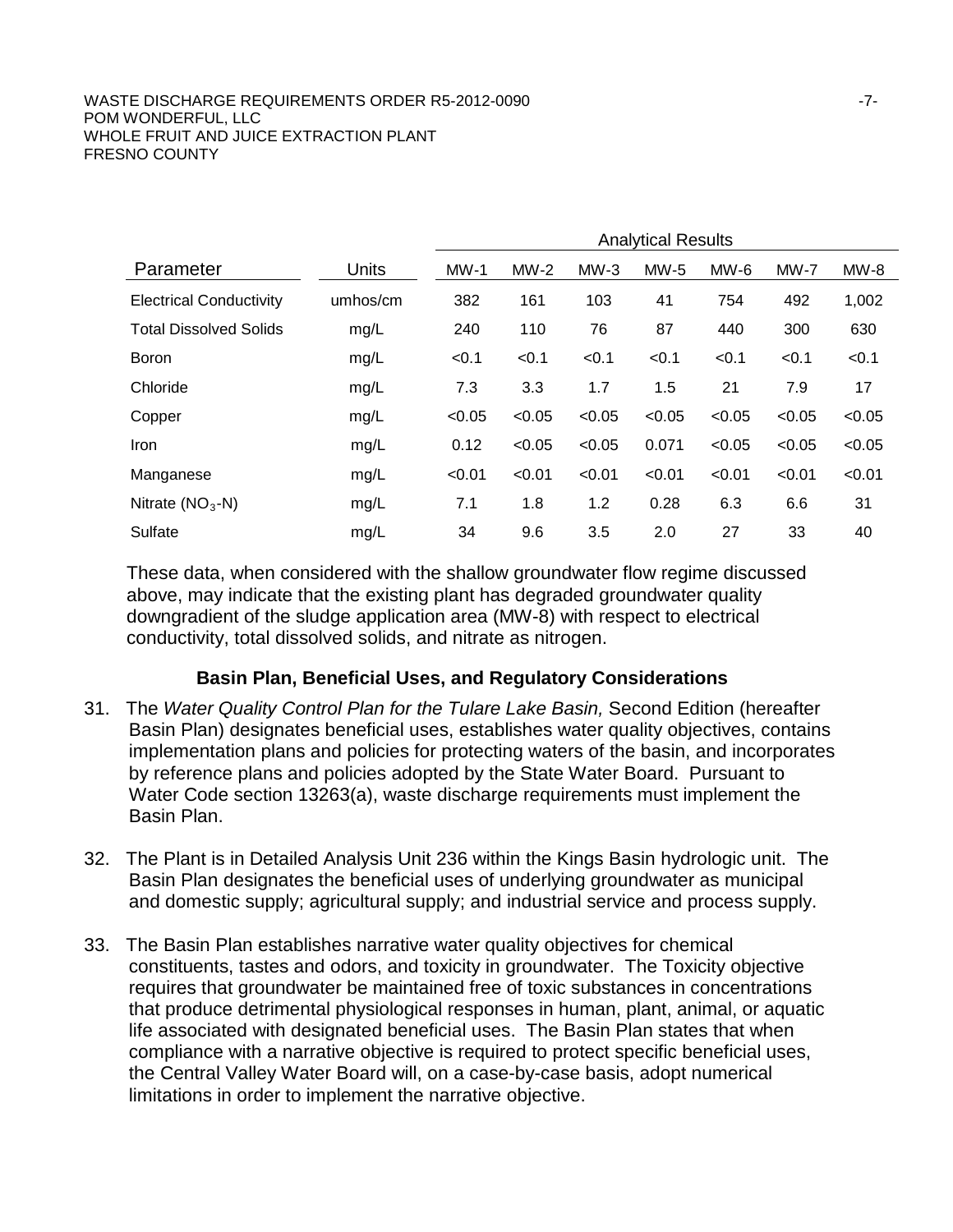| Parameter | Units | Analytical Results | | | | | | |
|---|---|---|---|---|---|---|---|---|
| | | MW-1 | MW-2 | MW-3 | MW-5 | MW-6 | MW-7 | MW-8 |
| Electrical Conductivity | umhos/cm | 382 | 161 | 103 | 41 | 754 | 492 | 1,002 |
| Total Dissolved Solids | mg/L | 240 | 110 | 76 | 87 | 440 | 300 | 630 |
| Boron | mg/L | <0.1 | <0.1 | <0.1 | <0.1 | <0.1 | <0.1 | <0.1 |
| Chloride | mg/L | 7.3 | 3.3 | 1.7 | 1.5 | 21 | 7.9 | 17 |
| Copper | mg/L | <0.05 | <0.05 | <0.05 | <0.05 | <0.05 | <0.05 | <0.05 |
| Iron | mg/L | 0.12 | <0.05 | <0.05 | 0.071 | <0.05 | <0.05 | <0.05 |
| Manganese | mg/L | <0.01 | <0.01 | <0.01 | <0.01 | <0.01 | <0.01 | <0.01 |
| Nitrate ($NO_3$-N) | mg/L | 7.1 | 1.8 | 1.2 | 0.28 | 6.3 | 6.6 | 31 |
| Sulfate | mg/L | 34 | 9.6 | 3.5 | 2.0 | 27 | 33 | 40 |

These data, when considered with the shallow groundwater flow regime discussed above, may indicate that the existing plant has degraded groundwater quality downgradient of the sludge application area (MW-8) with respect to electrical conductivity, total dissolved solids, and nitrate as nitrogen.

### Basin Plan, Beneficial Uses, and Regulatory Considerations

31. The *Water Quality Control Plan for the Tulare Lake Basin,* Second Edition (hereafter Basin Plan) designates beneficial uses, establishes water quality objectives, contains implementation plans and policies for protecting waters of the basin, and incorporates by reference plans and policies adopted by the State Water Board. Pursuant to Water Code section 13263(a), waste discharge requirements must implement the Basin Plan.

32. The Plant is in Detailed Analysis Unit 236 within the Kings Basin hydrologic unit. The Basin Plan designates the beneficial uses of underlying groundwater as municipal and domestic supply; agricultural supply; and industrial service and process supply.

33. The Basin Plan establishes narrative water quality objectives for chemical constituents, tastes and odors, and toxicity in groundwater. The Toxicity objective requires that groundwater be maintained free of toxic substances in concentrations that produce detrimental physiological responses in human, plant, animal, or aquatic life associated with designated beneficial uses. The Basin Plan states that when compliance with a narrative objective is required to protect specific beneficial uses, the Central Valley Water Board will, on a case-by-case basis, adopt numerical limitations in order to implement the narrative objective.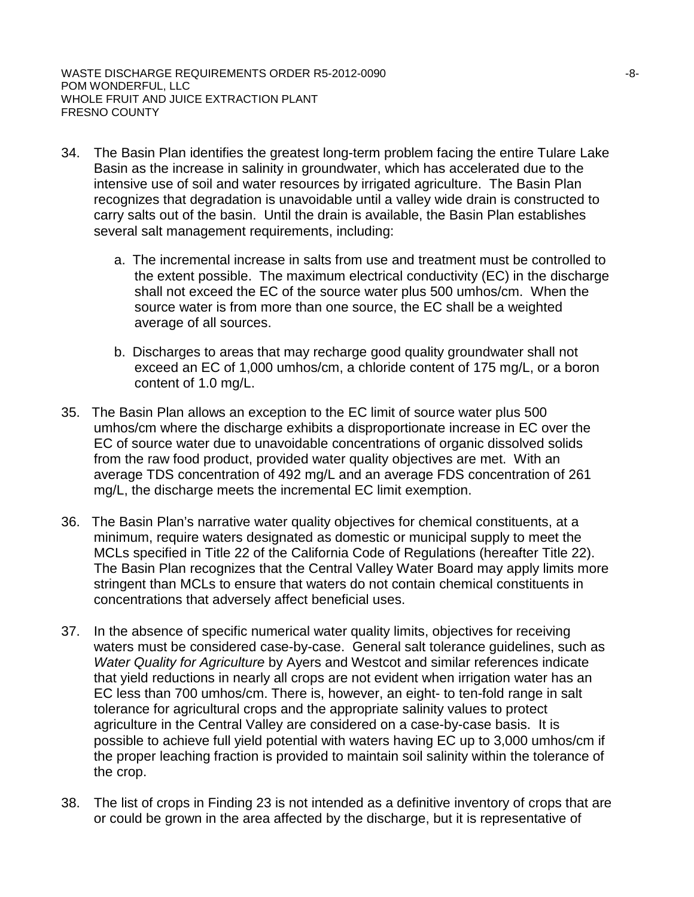34. The Basin Plan identifies the greatest long-term problem facing the entire Tulare Lake Basin as the increase in salinity in groundwater, which has accelerated due to the intensive use of soil and water resources by irrigated agriculture. The Basin Plan recognizes that degradation is unavoidable until a valley wide drain is constructed to carry salts out of the basin. Until the drain is available, the Basin Plan establishes several salt management requirements, including:

    a. The incremental increase in salts from use and treatment must be controlled to the extent possible. The maximum electrical conductivity (EC) in the discharge shall not exceed the EC of the source water plus 500 umhos/cm. When the source water is from more than one source, the EC shall be a weighted average of all sources.

    b. Discharges to areas that may recharge good quality groundwater shall not exceed an EC of 1,000 umhos/cm, a chloride content of 175 mg/L, or a boron content of 1.0 mg/L.

35. The Basin Plan allows an exception to the EC limit of source water plus 500 umhos/cm where the discharge exhibits a disproportionate increase in EC over the EC of source water due to unavoidable concentrations of organic dissolved solids from the raw food product, provided water quality objectives are met. With an average TDS concentration of 492 mg/L and an average FDS concentration of 261 mg/L, the discharge meets the incremental EC limit exemption.

36. The Basin Plan's narrative water quality objectives for chemical constituents, at a minimum, require waters designated as domestic or municipal supply to meet the MCLs specified in Title 22 of the California Code of Regulations (hereafter Title 22). The Basin Plan recognizes that the Central Valley Water Board may apply limits more stringent than MCLs to ensure that waters do not contain chemical constituents in concentrations that adversely affect beneficial uses.

37. In the absence of specific numerical water quality limits, objectives for receiving waters must be considered case-by-case. General salt tolerance guidelines, such as *Water Quality for Agriculture* by Ayers and Westcot and similar references indicate that yield reductions in nearly all crops are not evident when irrigation water has an EC less than 700 umhos/cm. There is, however, an eight- to ten-fold range in salt tolerance for agricultural crops and the appropriate salinity values to protect agriculture in the Central Valley are considered on a case-by-case basis. It is possible to achieve full yield potential with waters having EC up to 3,000 umhos/cm if the proper leaching fraction is provided to maintain soil salinity within the tolerance of the crop.

38. The list of crops in Finding 23 is not intended as a definitive inventory of crops that are or could be grown in the area affected by the discharge, but it is representative of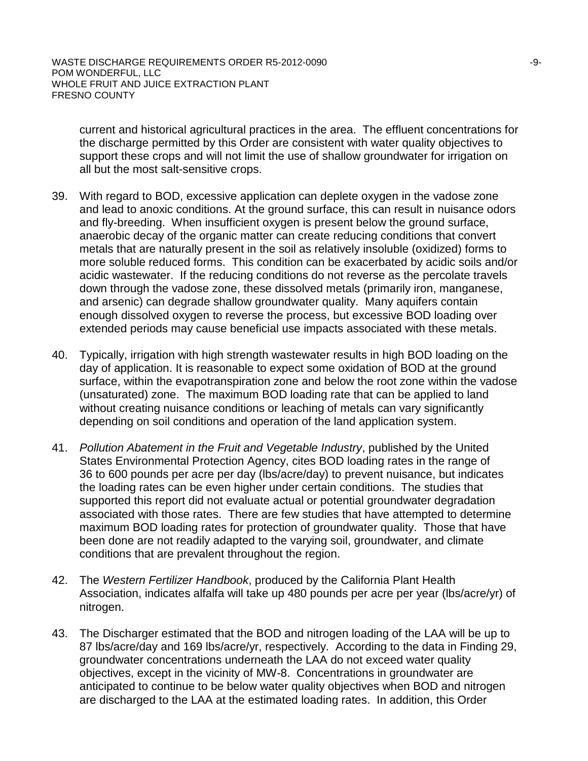current and historical agricultural practices in the area. The effluent concentrations for the discharge permitted by this Order are consistent with water quality objectives to support these crops and will not limit the use of shallow groundwater for irrigation on all but the most salt-sensitive crops.

39. With regard to BOD, excessive application can deplete oxygen in the vadose zone and lead to anoxic conditions. At the ground surface, this can result in nuisance odors and fly-breeding. When insufficient oxygen is present below the ground surface, anaerobic decay of the organic matter can create reducing conditions that convert metals that are naturally present in the soil as relatively insoluble (oxidized) forms to more soluble reduced forms. This condition can be exacerbated by acidic soils and/or acidic wastewater. If the reducing conditions do not reverse as the percolate travels down through the vadose zone, these dissolved metals (primarily iron, manganese, and arsenic) can degrade shallow groundwater quality. Many aquifers contain enough dissolved oxygen to reverse the process, but excessive BOD loading over extended periods may cause beneficial use impacts associated with these metals.

40. Typically, irrigation with high strength wastewater results in high BOD loading on the day of application. It is reasonable to expect some oxidation of BOD at the ground surface, within the evapotranspiration zone and below the root zone within the vadose (unsaturated) zone. The maximum BOD loading rate that can be applied to land without creating nuisance conditions or leaching of metals can vary significantly depending on soil conditions and operation of the land application system.

41. *Pollution Abatement in the Fruit and Vegetable Industry*, published by the United States Environmental Protection Agency, cites BOD loading rates in the range of 36 to 600 pounds per acre per day (lbs/acre/day) to prevent nuisance, but indicates the loading rates can be even higher under certain conditions. The studies that supported this report did not evaluate actual or potential groundwater degradation associated with those rates. There are few studies that have attempted to determine maximum BOD loading rates for protection of groundwater quality. Those that have been done are not readily adapted to the varying soil, groundwater, and climate conditions that are prevalent throughout the region.

42. The *Western Fertilizer Handbook*, produced by the California Plant Health Association, indicates alfalfa will take up 480 pounds per acre per year (lbs/acre/yr) of nitrogen.

43. The Discharger estimated that the BOD and nitrogen loading of the LAA will be up to 87 lbs/acre/day and 169 lbs/acre/yr, respectively. According to the data in Finding 29, groundwater concentrations underneath the LAA do not exceed water quality objectives, except in the vicinity of MW-8. Concentrations in groundwater are anticipated to continue to be below water quality objectives when BOD and nitrogen are discharged to the LAA at the estimated loading rates. In addition, this Order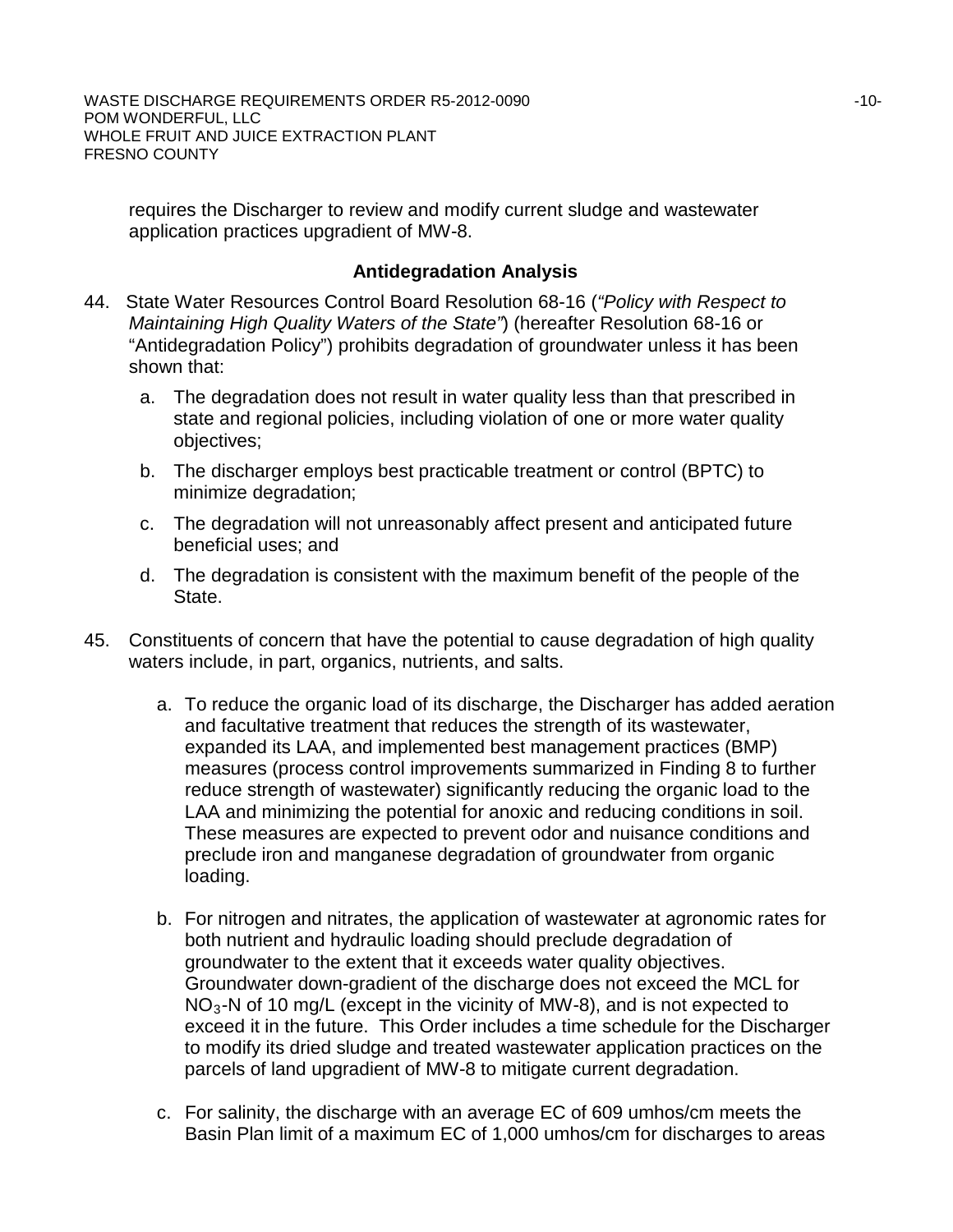requires the Discharger to review and modify current sludge and wastewater application practices upgradient of MW-8.

## Antidegradation Analysis

44. State Water Resources Control Board Resolution 68-16 (*"Policy with Respect to Maintaining High Quality Waters of the State"*) (hereafter Resolution 68-16 or "Antidegradation Policy") prohibits degradation of groundwater unless it has been shown that:

    a. The degradation does not result in water quality less than that prescribed in state and regional policies, including violation of one or more water quality objectives;

    b. The discharger employs best practicable treatment or control (BPTC) to minimize degradation;

    c. The degradation will not unreasonably affect present and anticipated future beneficial uses; and

    d. The degradation is consistent with the maximum benefit of the people of the State.

45. Constituents of concern that have the potential to cause degradation of high quality waters include, in part, organics, nutrients, and salts.

    a. To reduce the organic load of its discharge, the Discharger has added aeration and facultative treatment that reduces the strength of its wastewater, expanded its LAA, and implemented best management practices (BMP) measures (process control improvements summarized in Finding 8 to further reduce strength of wastewater) significantly reducing the organic load to the LAA and minimizing the potential for anoxic and reducing conditions in soil. These measures are expected to prevent odor and nuisance conditions and preclude iron and manganese degradation of groundwater from organic loading.

    b. For nitrogen and nitrates, the application of wastewater at agronomic rates for both nutrient and hydraulic loading should preclude degradation of groundwater to the extent that it exceeds water quality objectives. Groundwater down-gradient of the discharge does not exceed the MCL for $NO_3$-N of 10 mg/L (except in the vicinity of MW-8), and is not expected to exceed it in the future. This Order includes a time schedule for the Discharger to modify its dried sludge and treated wastewater application practices on the parcels of land upgradient of MW-8 to mitigate current degradation.

    c. For salinity, the discharge with an average EC of 609 umhos/cm meets the Basin Plan limit of a maximum EC of 1,000 umhos/cm for discharges to areas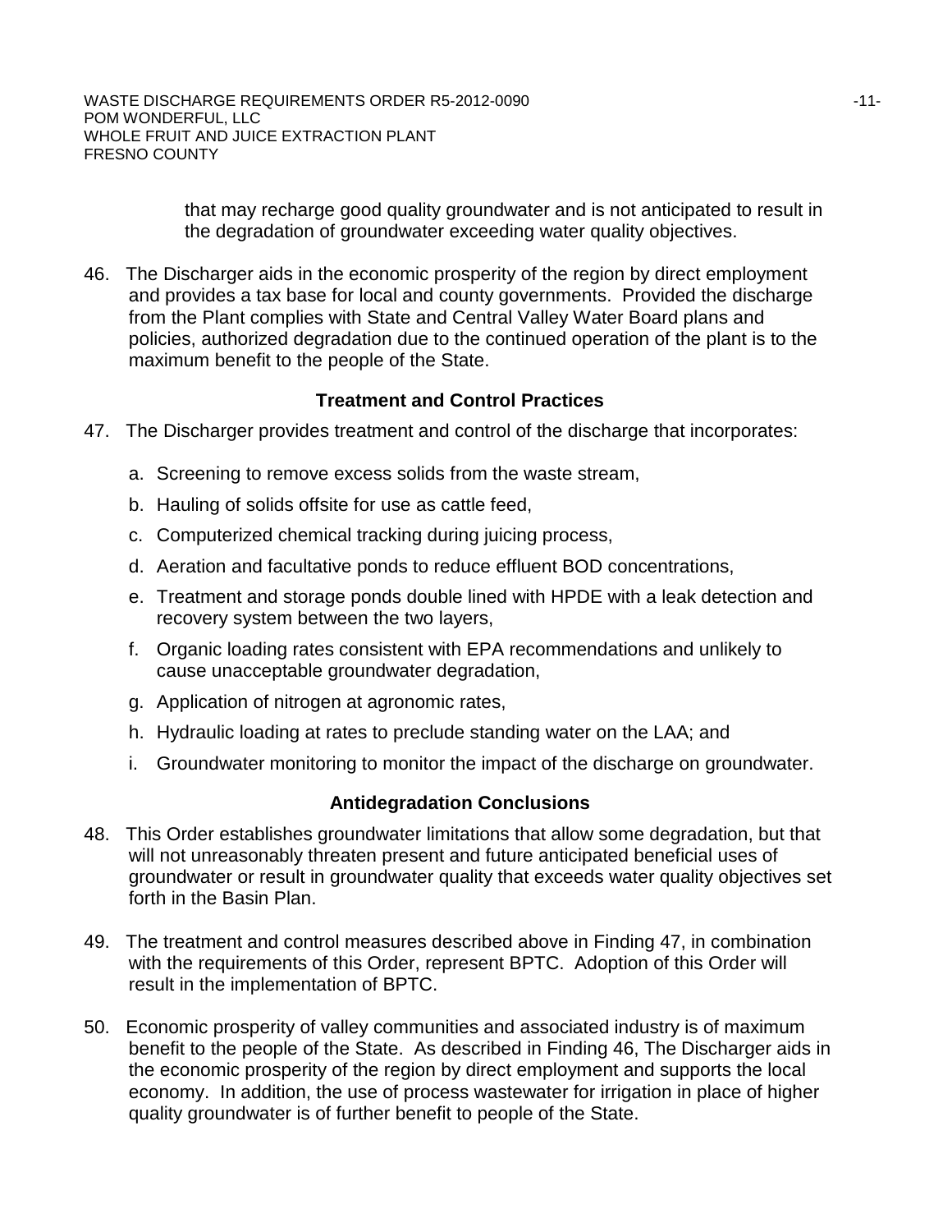that may recharge good quality groundwater and is not anticipated to result in the degradation of groundwater exceeding water quality objectives.

46. The Discharger aids in the economic prosperity of the region by direct employment and provides a tax base for local and county governments. Provided the discharge from the Plant complies with State and Central Valley Water Board plans and policies, authorized degradation due to the continued operation of the plant is to the maximum benefit to the people of the State.

### Treatment and Control Practices

47. The Discharger provides treatment and control of the discharge that incorporates:

    a. Screening to remove excess solids from the waste stream,

    b. Hauling of solids offsite for use as cattle feed,

    c. Computerized chemical tracking during juicing process,

    d. Aeration and facultative ponds to reduce effluent BOD concentrations,

    e. Treatment and storage ponds double lined with HPDE with a leak detection and recovery system between the two layers,

    f. Organic loading rates consistent with EPA recommendations and unlikely to cause unacceptable groundwater degradation,

    g. Application of nitrogen at agronomic rates,

    h. Hydraulic loading at rates to preclude standing water on the LAA; and

    i. Groundwater monitoring to monitor the impact of the discharge on groundwater.

### Antidegradation Conclusions

48. This Order establishes groundwater limitations that allow some degradation, but that will not unreasonably threaten present and future anticipated beneficial uses of groundwater or result in groundwater quality that exceeds water quality objectives set forth in the Basin Plan.

49. The treatment and control measures described above in Finding 47, in combination with the requirements of this Order, represent BPTC. Adoption of this Order will result in the implementation of BPTC.

50. Economic prosperity of valley communities and associated industry is of maximum benefit to the people of the State. As described in Finding 46, The Discharger aids in the economic prosperity of the region by direct employment and supports the local economy. In addition, the use of process wastewater for irrigation in place of higher quality groundwater is of further benefit to people of the State.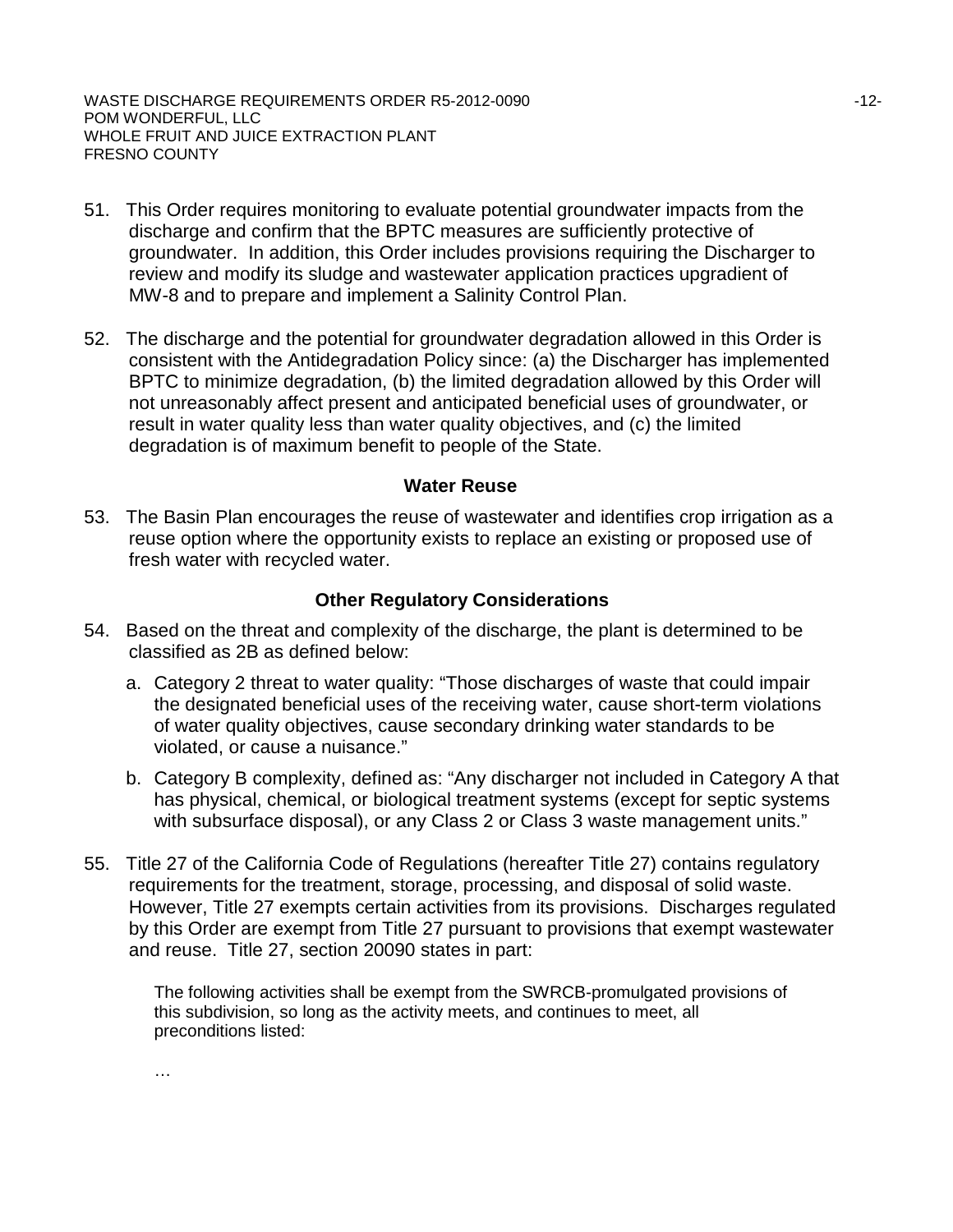51. This Order requires monitoring to evaluate potential groundwater impacts from the discharge and confirm that the BPTC measures are sufficiently protective of groundwater. In addition, this Order includes provisions requiring the Discharger to review and modify its sludge and wastewater application practices upgradient of MW-8 and to prepare and implement a Salinity Control Plan.

52. The discharge and the potential for groundwater degradation allowed in this Order is consistent with the Antidegradation Policy since: (a) the Discharger has implemented BPTC to minimize degradation, (b) the limited degradation allowed by this Order will not unreasonably affect present and anticipated beneficial uses of groundwater, or result in water quality less than water quality objectives, and (c) the limited degradation is of maximum benefit to people of the State.

### Water Reuse

53. The Basin Plan encourages the reuse of wastewater and identifies crop irrigation as a reuse option where the opportunity exists to replace an existing or proposed use of fresh water with recycled water.

### Other Regulatory Considerations

54. Based on the threat and complexity of the discharge, the plant is determined to be classified as 2B as defined below:

    a. Category 2 threat to water quality: "Those discharges of waste that could impair the designated beneficial uses of the receiving water, cause short-term violations of water quality objectives, cause secondary drinking water standards to be violated, or cause a nuisance."

    b. Category B complexity, defined as: "Any discharger not included in Category A that has physical, chemical, or biological treatment systems (except for septic systems with subsurface disposal), or any Class 2 or Class 3 waste management units."

55. Title 27 of the California Code of Regulations (hereafter Title 27) contains regulatory requirements for the treatment, storage, processing, and disposal of solid waste. However, Title 27 exempts certain activities from its provisions. Discharges regulated by this Order are exempt from Title 27 pursuant to provisions that exempt wastewater and reuse. Title 27, section 20090 states in part:

    > The following activities shall be exempt from the SWRCB-promulgated provisions of this subdivision, so long as the activity meets, and continues to meet, all preconditions listed:
    >
    > …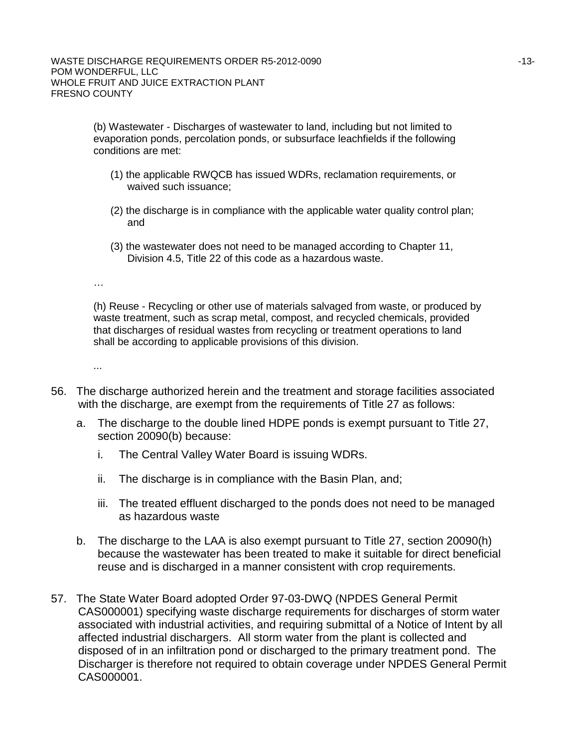(b) Wastewater - Discharges of wastewater to land, including but not limited to evaporation ponds, percolation ponds, or subsurface leachfields if the following conditions are met:

(1) the applicable RWQCB has issued WDRs, reclamation requirements, or waived such issuance;

(2) the discharge is in compliance with the applicable water quality control plan; and

(3) the wastewater does not need to be managed according to Chapter 11, Division 4.5, Title 22 of this code as a hazardous waste.

…

(h) Reuse - Recycling or other use of materials salvaged from waste, or produced by waste treatment, such as scrap metal, compost, and recycled chemicals, provided that discharges of residual wastes from recycling or treatment operations to land shall be according to applicable provisions of this division.

...

56. The discharge authorized herein and the treatment and storage facilities associated with the discharge, are exempt from the requirements of Title 27 as follows:

    a. The discharge to the double lined HDPE ponds is exempt pursuant to Title 27, section 20090(b) because:

        i. The Central Valley Water Board is issuing WDRs.

        ii. The discharge is in compliance with the Basin Plan, and;

        iii. The treated effluent discharged to the ponds does not need to be managed as hazardous waste

    b. The discharge to the LAA is also exempt pursuant to Title 27, section 20090(h) because the wastewater has been treated to make it suitable for direct beneficial reuse and is discharged in a manner consistent with crop requirements.

57. The State Water Board adopted Order 97-03-DWQ (NPDES General Permit CAS000001) specifying waste discharge requirements for discharges of storm water associated with industrial activities, and requiring submittal of a Notice of Intent by all affected industrial dischargers. All storm water from the plant is collected and disposed of in an infiltration pond or discharged to the primary treatment pond. The Discharger is therefore not required to obtain coverage under NPDES General Permit CAS000001.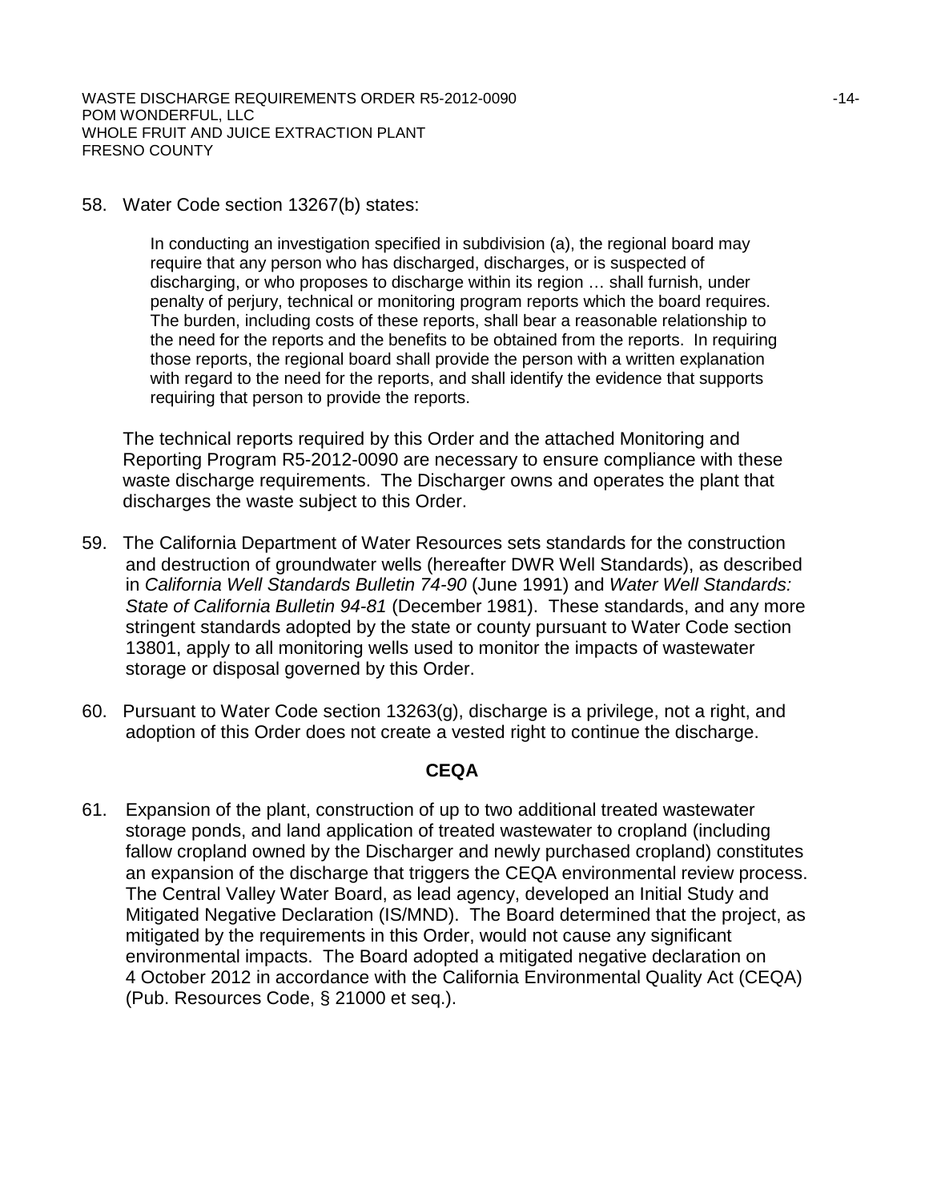58. Water Code section 13267(b) states:

> In conducting an investigation specified in subdivision (a), the regional board may require that any person who has discharged, discharges, or is suspected of discharging, or who proposes to discharge within its region … shall furnish, under penalty of perjury, technical or monitoring program reports which the board requires. The burden, including costs of these reports, shall bear a reasonable relationship to the need for the reports and the benefits to be obtained from the reports. In requiring those reports, the regional board shall provide the person with a written explanation with regard to the need for the reports, and shall identify the evidence that supports requiring that person to provide the reports.

The technical reports required by this Order and the attached Monitoring and Reporting Program R5-2012-0090 are necessary to ensure compliance with these waste discharge requirements. The Discharger owns and operates the plant that discharges the waste subject to this Order.

59. The California Department of Water Resources sets standards for the construction and destruction of groundwater wells (hereafter DWR Well Standards), as described in *California Well Standards Bulletin 74-90* (June 1991) and *Water Well Standards: State of California Bulletin 94-81* (December 1981). These standards, and any more stringent standards adopted by the state or county pursuant to Water Code section 13801, apply to all monitoring wells used to monitor the impacts of wastewater storage or disposal governed by this Order.

60. Pursuant to Water Code section 13263(g), discharge is a privilege, not a right, and adoption of this Order does not create a vested right to continue the discharge.

## CEQA

61. Expansion of the plant, construction of up to two additional treated wastewater storage ponds, and land application of treated wastewater to cropland (including fallow cropland owned by the Discharger and newly purchased cropland) constitutes an expansion of the discharge that triggers the CEQA environmental review process. The Central Valley Water Board, as lead agency, developed an Initial Study and Mitigated Negative Declaration (IS/MND). The Board determined that the project, as mitigated by the requirements in this Order, would not cause any significant environmental impacts. The Board adopted a mitigated negative declaration on 4 October 2012 in accordance with the California Environmental Quality Act (CEQA) (Pub. Resources Code, § 21000 et seq.).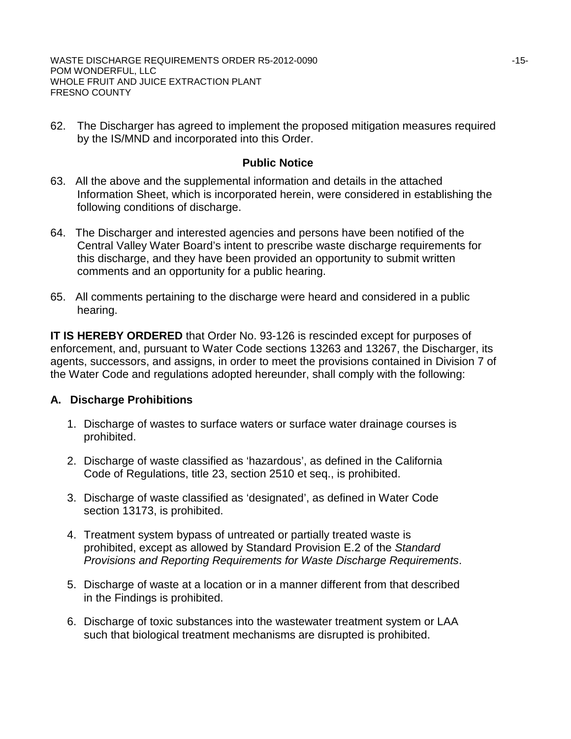62. The Discharger has agreed to implement the proposed mitigation measures required by the IS/MND and incorporated into this Order.

### Public Notice

63. All the above and the supplemental information and details in the attached Information Sheet, which is incorporated herein, were considered in establishing the following conditions of discharge.

64. The Discharger and interested agencies and persons have been notified of the Central Valley Water Board's intent to prescribe waste discharge requirements for this discharge, and they have been provided an opportunity to submit written comments and an opportunity for a public hearing.

65. All comments pertaining to the discharge were heard and considered in a public hearing.

**IT IS HEREBY ORDERED** that Order No. 93-126 is rescinded except for purposes of enforcement, and, pursuant to Water Code sections 13263 and 13267, the Discharger, its agents, successors, and assigns, in order to meet the provisions contained in Division 7 of the Water Code and regulations adopted hereunder, shall comply with the following:

## A. Discharge Prohibitions

1. Discharge of wastes to surface waters or surface water drainage courses is prohibited.
2. Discharge of waste classified as 'hazardous', as defined in the California Code of Regulations, title 23, section 2510 et seq., is prohibited.
3. Discharge of waste classified as 'designated', as defined in Water Code section 13173, is prohibited.
4. Treatment system bypass of untreated or partially treated waste is prohibited, except as allowed by Standard Provision E.2 of the *Standard Provisions and Reporting Requirements for Waste Discharge Requirements*.
5. Discharge of waste at a location or in a manner different from that described in the Findings is prohibited.
6. Discharge of toxic substances into the wastewater treatment system or LAA such that biological treatment mechanisms are disrupted is prohibited.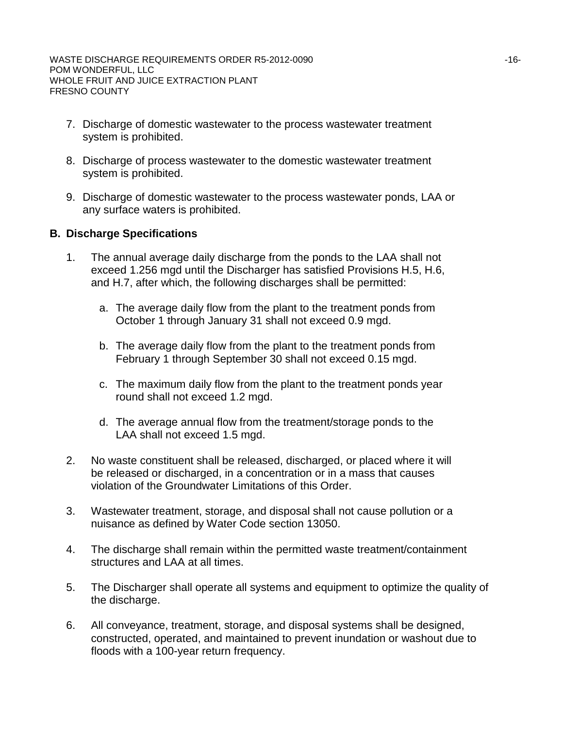7. Discharge of domestic wastewater to the process wastewater treatment system is prohibited.

8. Discharge of process wastewater to the domestic wastewater treatment system is prohibited.

9. Discharge of domestic wastewater to the process wastewater ponds, LAA or any surface waters is prohibited.

## B. Discharge Specifications

1. The annual average daily discharge from the ponds to the LAA shall not exceed 1.256 mgd until the Discharger has satisfied Provisions H.5, H.6, and H.7, after which, the following discharges shall be permitted:

   a. The average daily flow from the plant to the treatment ponds from October 1 through January 31 shall not exceed 0.9 mgd.

   b. The average daily flow from the plant to the treatment ponds from February 1 through September 30 shall not exceed 0.15 mgd.

   c. The maximum daily flow from the plant to the treatment ponds year round shall not exceed 1.2 mgd.

   d. The average annual flow from the treatment/storage ponds to the LAA shall not exceed 1.5 mgd.

2. No waste constituent shall be released, discharged, or placed where it will be released or discharged, in a concentration or in a mass that causes violation of the Groundwater Limitations of this Order.

3. Wastewater treatment, storage, and disposal shall not cause pollution or a nuisance as defined by Water Code section 13050.

4. The discharge shall remain within the permitted waste treatment/containment structures and LAA at all times.

5. The Discharger shall operate all systems and equipment to optimize the quality of the discharge.

6. All conveyance, treatment, storage, and disposal systems shall be designed, constructed, operated, and maintained to prevent inundation or washout due to floods with a 100-year return frequency.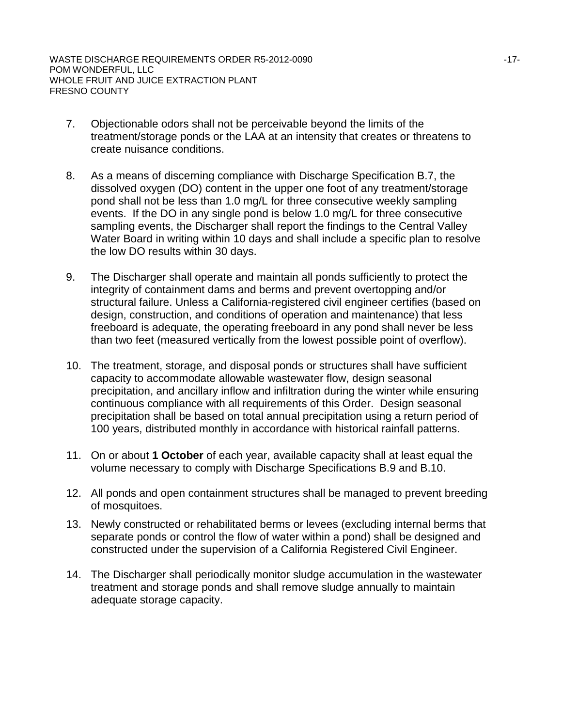7. Objectionable odors shall not be perceivable beyond the limits of the treatment/storage ponds or the LAA at an intensity that creates or threatens to create nuisance conditions.

8. As a means of discerning compliance with Discharge Specification B.7, the dissolved oxygen (DO) content in the upper one foot of any treatment/storage pond shall not be less than 1.0 mg/L for three consecutive weekly sampling events. If the DO in any single pond is below 1.0 mg/L for three consecutive sampling events, the Discharger shall report the findings to the Central Valley Water Board in writing within 10 days and shall include a specific plan to resolve the low DO results within 30 days.

9. The Discharger shall operate and maintain all ponds sufficiently to protect the integrity of containment dams and berms and prevent overtopping and/or structural failure. Unless a California-registered civil engineer certifies (based on design, construction, and conditions of operation and maintenance) that less freeboard is adequate, the operating freeboard in any pond shall never be less than two feet (measured vertically from the lowest possible point of overflow).

10. The treatment, storage, and disposal ponds or structures shall have sufficient capacity to accommodate allowable wastewater flow, design seasonal precipitation, and ancillary inflow and infiltration during the winter while ensuring continuous compliance with all requirements of this Order. Design seasonal precipitation shall be based on total annual precipitation using a return period of 100 years, distributed monthly in accordance with historical rainfall patterns.

11. On or about **1 October** of each year, available capacity shall at least equal the volume necessary to comply with Discharge Specifications B.9 and B.10.

12. All ponds and open containment structures shall be managed to prevent breeding of mosquitoes.

13. Newly constructed or rehabilitated berms or levees (excluding internal berms that separate ponds or control the flow of water within a pond) shall be designed and constructed under the supervision of a California Registered Civil Engineer.

14. The Discharger shall periodically monitor sludge accumulation in the wastewater treatment and storage ponds and shall remove sludge annually to maintain adequate storage capacity.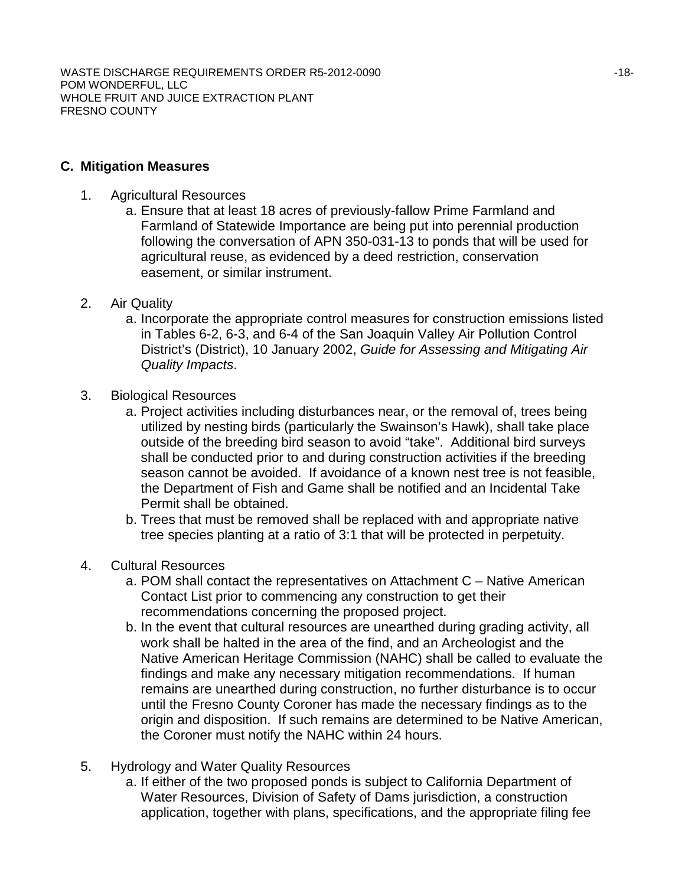## C. Mitigation Measures

1. Agricultural Resources
   a. Ensure that at least 18 acres of previously-fallow Prime Farmland and Farmland of Statewide Importance are being put into perennial production following the conversation of APN 350-031-13 to ponds that will be used for agricultural reuse, as evidenced by a deed restriction, conservation easement, or similar instrument.

2. Air Quality
   a. Incorporate the appropriate control measures for construction emissions listed in Tables 6-2, 6-3, and 6-4 of the San Joaquin Valley Air Pollution Control District's (District), 10 January 2002, *Guide for Assessing and Mitigating Air Quality Impacts*.

3. Biological Resources
   a. Project activities including disturbances near, or the removal of, trees being utilized by nesting birds (particularly the Swainson's Hawk), shall take place outside of the breeding bird season to avoid "take". Additional bird surveys shall be conducted prior to and during construction activities if the breeding season cannot be avoided. If avoidance of a known nest tree is not feasible, the Department of Fish and Game shall be notified and an Incidental Take Permit shall be obtained.
   b. Trees that must be removed shall be replaced with and appropriate native tree species planting at a ratio of 3:1 that will be protected in perpetuity.

4. Cultural Resources
   a. POM shall contact the representatives on Attachment C – Native American Contact List prior to commencing any construction to get their recommendations concerning the proposed project.
   b. In the event that cultural resources are unearthed during grading activity, all work shall be halted in the area of the find, and an Archeologist and the Native American Heritage Commission (NAHC) shall be called to evaluate the findings and make any necessary mitigation recommendations. If human remains are unearthed during construction, no further disturbance is to occur until the Fresno County Coroner has made the necessary findings as to the origin and disposition. If such remains are determined to be Native American, the Coroner must notify the NAHC within 24 hours.

5. Hydrology and Water Quality Resources
   a. If either of the two proposed ponds is subject to California Department of Water Resources, Division of Safety of Dams jurisdiction, a construction application, together with plans, specifications, and the appropriate filing fee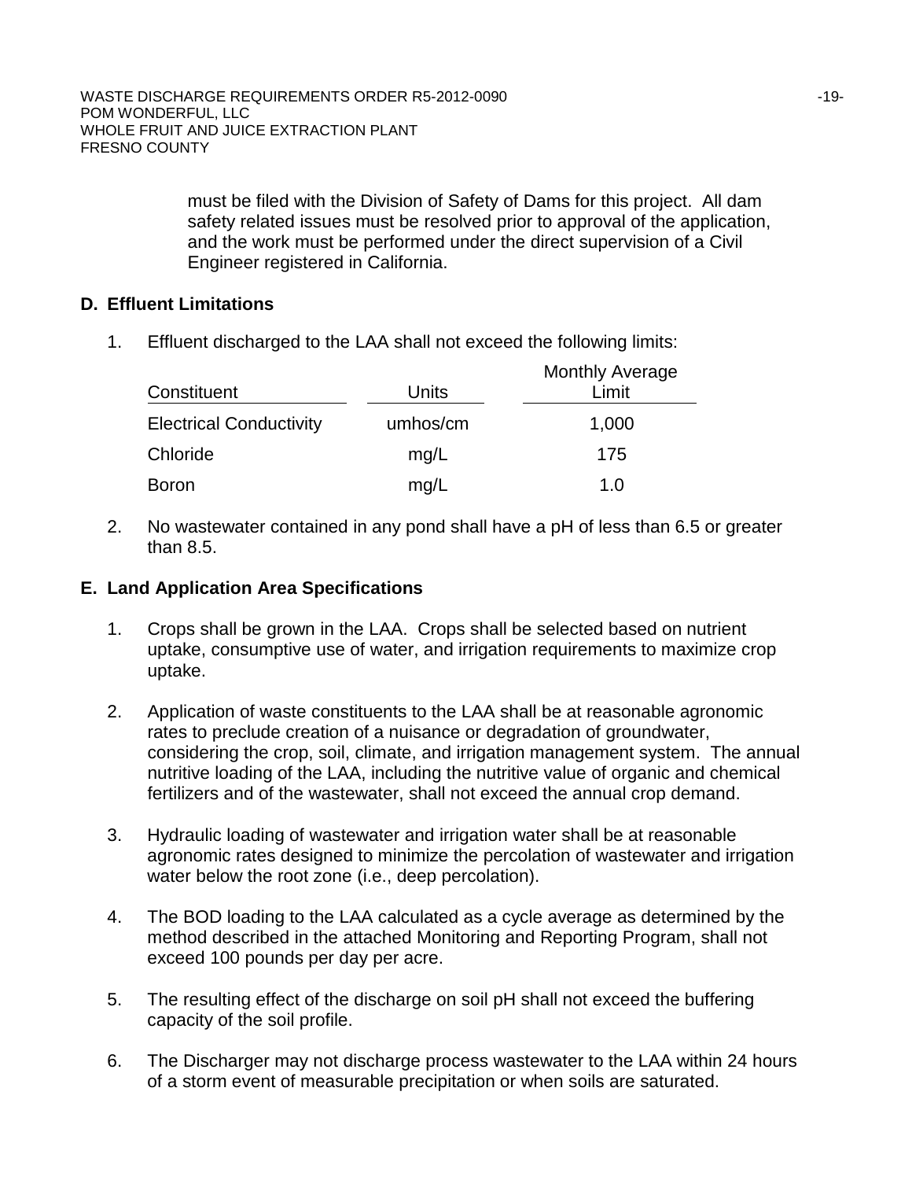must be filed with the Division of Safety of Dams for this project. All dam safety related issues must be resolved prior to approval of the application, and the work must be performed under the direct supervision of a Civil Engineer registered in California.

## D. Effluent Limitations

1. Effluent discharged to the LAA shall not exceed the following limits:

| Constituent | Units | Monthly Average Limit |
|---|---|---|
| Electrical Conductivity | umhos/cm | 1,000 |
| Chloride | mg/L | 175 |
| Boron | mg/L | 1.0 |

2. No wastewater contained in any pond shall have a pH of less than 6.5 or greater than 8.5.

## E. Land Application Area Specifications

1. Crops shall be grown in the LAA. Crops shall be selected based on nutrient uptake, consumptive use of water, and irrigation requirements to maximize crop uptake.

2. Application of waste constituents to the LAA shall be at reasonable agronomic rates to preclude creation of a nuisance or degradation of groundwater, considering the crop, soil, climate, and irrigation management system. The annual nutritive loading of the LAA, including the nutritive value of organic and chemical fertilizers and of the wastewater, shall not exceed the annual crop demand.

3. Hydraulic loading of wastewater and irrigation water shall be at reasonable agronomic rates designed to minimize the percolation of wastewater and irrigation water below the root zone (i.e., deep percolation).

4. The BOD loading to the LAA calculated as a cycle average as determined by the method described in the attached Monitoring and Reporting Program, shall not exceed 100 pounds per day per acre.

5. The resulting effect of the discharge on soil pH shall not exceed the buffering capacity of the soil profile.

6. The Discharger may not discharge process wastewater to the LAA within 24 hours of a storm event of measurable precipitation or when soils are saturated.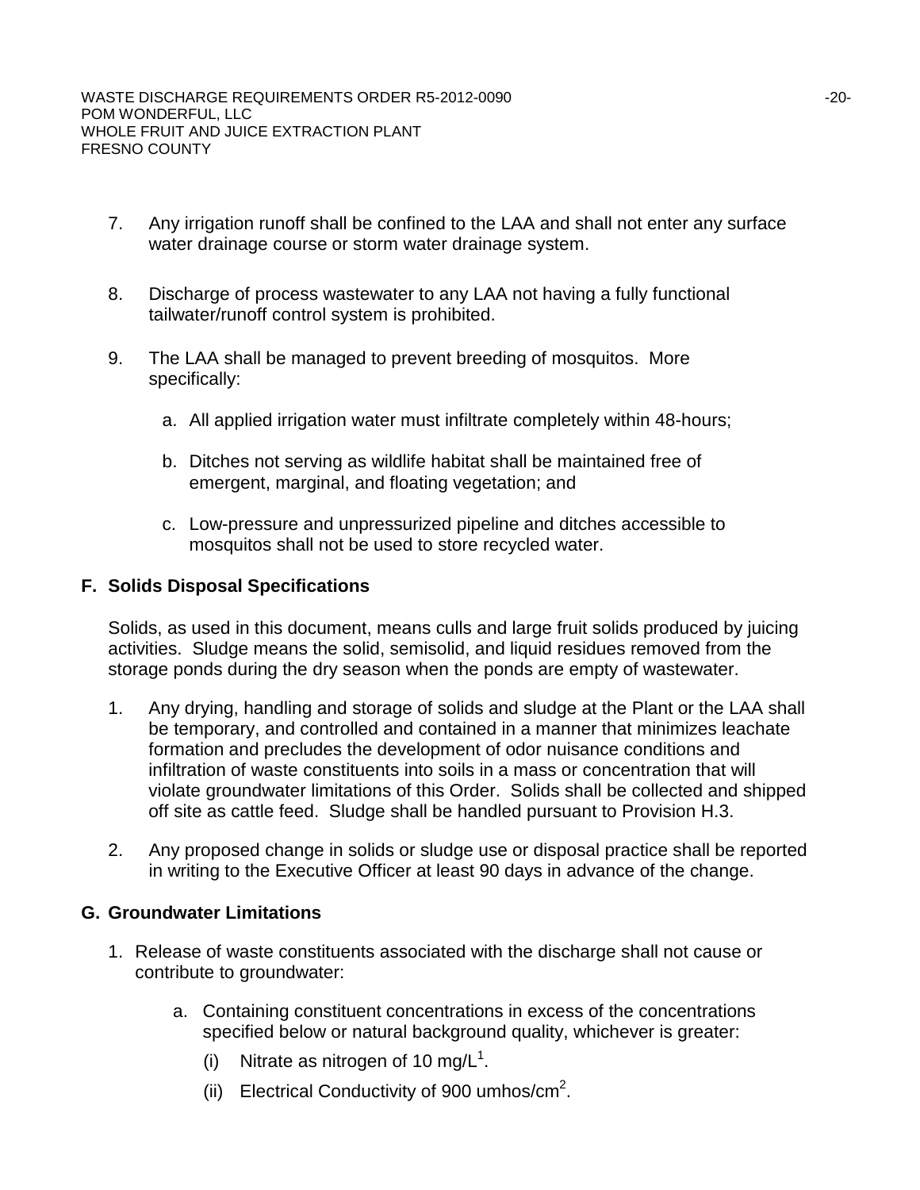7. Any irrigation runoff shall be confined to the LAA and shall not enter any surface water drainage course or storm water drainage system.

8. Discharge of process wastewater to any LAA not having a fully functional tailwater/runoff control system is prohibited.

9. The LAA shall be managed to prevent breeding of mosquitos. More specifically:

   a. All applied irrigation water must infiltrate completely within 48-hours;

   b. Ditches not serving as wildlife habitat shall be maintained free of emergent, marginal, and floating vegetation; and

   c. Low-pressure and unpressurized pipeline and ditches accessible to mosquitos shall not be used to store recycled water.

## F. Solids Disposal Specifications

Solids, as used in this document, means culls and large fruit solids produced by juicing activities. Sludge means the solid, semisolid, and liquid residues removed from the storage ponds during the dry season when the ponds are empty of wastewater.

1. Any drying, handling and storage of solids and sludge at the Plant or the LAA shall be temporary, and controlled and contained in a manner that minimizes leachate formation and precludes the development of odor nuisance conditions and infiltration of waste constituents into soils in a mass or concentration that will violate groundwater limitations of this Order. Solids shall be collected and shipped off site as cattle feed. Sludge shall be handled pursuant to Provision H.3.

2. Any proposed change in solids or sludge use or disposal practice shall be reported in writing to the Executive Officer at least 90 days in advance of the change.

## G. Groundwater Limitations

1. Release of waste constituents associated with the discharge shall not cause or contribute to groundwater:

   a. Containing constituent concentrations in excess of the concentrations specified below or natural background quality, whichever is greater:

      (i) Nitrate as nitrogen of 10 mg/L[1].

      (ii) Electrical Conductivity of 900 umhos/cm[2].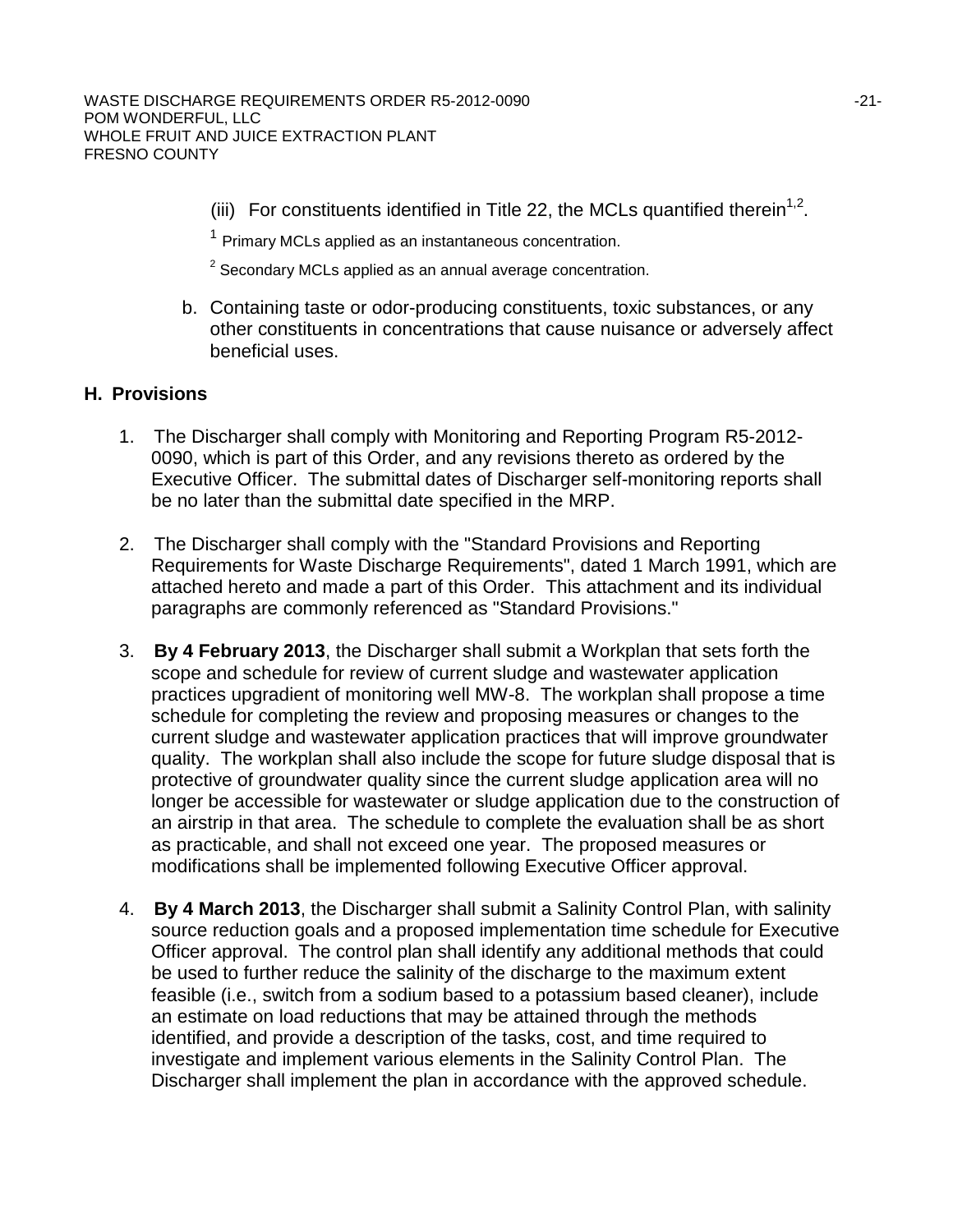(iii) For constituents identified in Title 22, the MCLs quantified therein[1,2].

[1] Primary MCLs applied as an instantaneous concentration.

[2] Secondary MCLs applied as an annual average concentration.

b. Containing taste or odor-producing constituents, toxic substances, or any other constituents in concentrations that cause nuisance or adversely affect beneficial uses.

## H. Provisions

1. The Discharger shall comply with Monitoring and Reporting Program R5-2012-0090, which is part of this Order, and any revisions thereto as ordered by the Executive Officer. The submittal dates of Discharger self-monitoring reports shall be no later than the submittal date specified in the MRP.

2. The Discharger shall comply with the "Standard Provisions and Reporting Requirements for Waste Discharge Requirements", dated 1 March 1991, which are attached hereto and made a part of this Order. This attachment and its individual paragraphs are commonly referenced as "Standard Provisions."

3. **By 4 February 2013**, the Discharger shall submit a Workplan that sets forth the scope and schedule for review of current sludge and wastewater application practices upgradient of monitoring well MW-8. The workplan shall propose a time schedule for completing the review and proposing measures or changes to the current sludge and wastewater application practices that will improve groundwater quality. The workplan shall also include the scope for future sludge disposal that is protective of groundwater quality since the current sludge application area will no longer be accessible for wastewater or sludge application due to the construction of an airstrip in that area. The schedule to complete the evaluation shall be as short as practicable, and shall not exceed one year. The proposed measures or modifications shall be implemented following Executive Officer approval.

4. **By 4 March 2013**, the Discharger shall submit a Salinity Control Plan, with salinity source reduction goals and a proposed implementation time schedule for Executive Officer approval. The control plan shall identify any additional methods that could be used to further reduce the salinity of the discharge to the maximum extent feasible (i.e., switch from a sodium based to a potassium based cleaner), include an estimate on load reductions that may be attained through the methods identified, and provide a description of the tasks, cost, and time required to investigate and implement various elements in the Salinity Control Plan. The Discharger shall implement the plan in accordance with the approved schedule.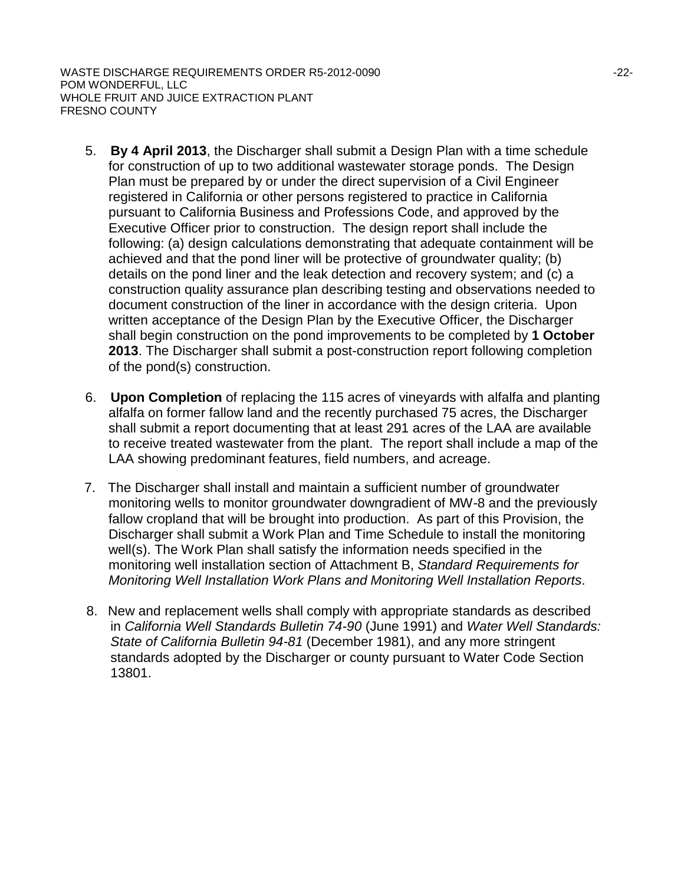5. **By 4 April 2013**, the Discharger shall submit a Design Plan with a time schedule for construction of up to two additional wastewater storage ponds. The Design Plan must be prepared by or under the direct supervision of a Civil Engineer registered in California or other persons registered to practice in California pursuant to California Business and Professions Code, and approved by the Executive Officer prior to construction. The design report shall include the following: (a) design calculations demonstrating that adequate containment will be achieved and that the pond liner will be protective of groundwater quality; (b) details on the pond liner and the leak detection and recovery system; and (c) a construction quality assurance plan describing testing and observations needed to document construction of the liner in accordance with the design criteria. Upon written acceptance of the Design Plan by the Executive Officer, the Discharger shall begin construction on the pond improvements to be completed by **1 October 2013**. The Discharger shall submit a post-construction report following completion of the pond(s) construction.

6. **Upon Completion** of replacing the 115 acres of vineyards with alfalfa and planting alfalfa on former fallow land and the recently purchased 75 acres, the Discharger shall submit a report documenting that at least 291 acres of the LAA are available to receive treated wastewater from the plant. The report shall include a map of the LAA showing predominant features, field numbers, and acreage.

7. The Discharger shall install and maintain a sufficient number of groundwater monitoring wells to monitor groundwater downgradient of MW-8 and the previously fallow cropland that will be brought into production. As part of this Provision, the Discharger shall submit a Work Plan and Time Schedule to install the monitoring well(s). The Work Plan shall satisfy the information needs specified in the monitoring well installation section of Attachment B, *Standard Requirements for Monitoring Well Installation Work Plans and Monitoring Well Installation Reports*.

8. New and replacement wells shall comply with appropriate standards as described in *California Well Standards Bulletin 74-90* (June 1991) and *Water Well Standards: State of California Bulletin 94-81* (December 1981), and any more stringent standards adopted by the Discharger or county pursuant to Water Code Section 13801.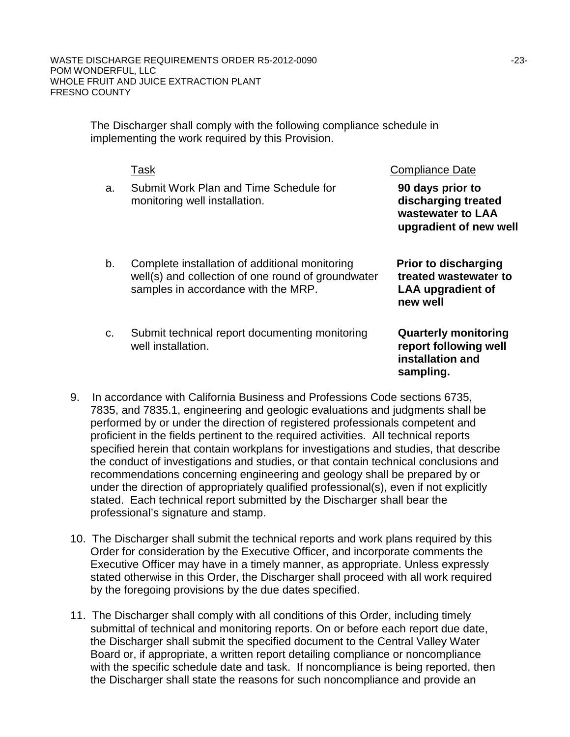The Discharger shall comply with the following compliance schedule in implementing the work required by this Provision.

| | Task | Compliance Date |
|---|---|---|
| a. | Submit Work Plan and Time Schedule for monitoring well installation. | **90 days prior to discharging treated wastewater to LAA upgradient of new well** |
| b. | Complete installation of additional monitoring well(s) and collection of one round of groundwater samples in accordance with the MRP. | **Prior to discharging treated wastewater to LAA upgradient of new well** |
| c. | Submit technical report documenting monitoring well installation. | **Quarterly monitoring report following well installation and sampling.** |

9. In accordance with California Business and Professions Code sections 6735, 7835, and 7835.1, engineering and geologic evaluations and judgments shall be performed by or under the direction of registered professionals competent and proficient in the fields pertinent to the required activities. All technical reports specified herein that contain workplans for investigations and studies, that describe the conduct of investigations and studies, or that contain technical conclusions and recommendations concerning engineering and geology shall be prepared by or under the direction of appropriately qualified professional(s), even if not explicitly stated. Each technical report submitted by the Discharger shall bear the professional's signature and stamp.

10. The Discharger shall submit the technical reports and work plans required by this Order for consideration by the Executive Officer, and incorporate comments the Executive Officer may have in a timely manner, as appropriate. Unless expressly stated otherwise in this Order, the Discharger shall proceed with all work required by the foregoing provisions by the due dates specified.

11. The Discharger shall comply with all conditions of this Order, including timely submittal of technical and monitoring reports. On or before each report due date, the Discharger shall submit the specified document to the Central Valley Water Board or, if appropriate, a written report detailing compliance or noncompliance with the specific schedule date and task. If noncompliance is being reported, then the Discharger shall state the reasons for such noncompliance and provide an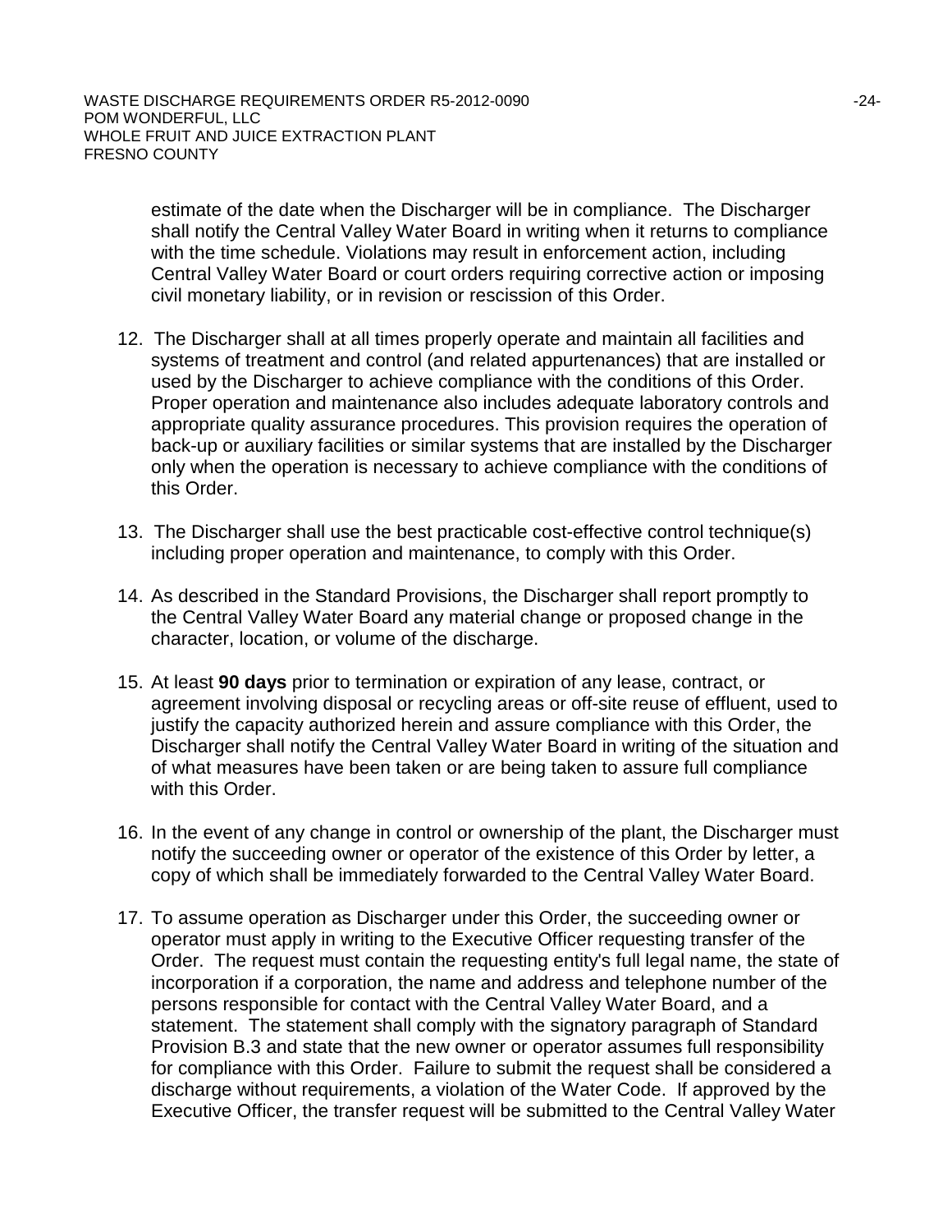estimate of the date when the Discharger will be in compliance. The Discharger shall notify the Central Valley Water Board in writing when it returns to compliance with the time schedule. Violations may result in enforcement action, including Central Valley Water Board or court orders requiring corrective action or imposing civil monetary liability, or in revision or rescission of this Order.

12. The Discharger shall at all times properly operate and maintain all facilities and systems of treatment and control (and related appurtenances) that are installed or used by the Discharger to achieve compliance with the conditions of this Order. Proper operation and maintenance also includes adequate laboratory controls and appropriate quality assurance procedures. This provision requires the operation of back-up or auxiliary facilities or similar systems that are installed by the Discharger only when the operation is necessary to achieve compliance with the conditions of this Order.

13. The Discharger shall use the best practicable cost-effective control technique(s) including proper operation and maintenance, to comply with this Order.

14. As described in the Standard Provisions, the Discharger shall report promptly to the Central Valley Water Board any material change or proposed change in the character, location, or volume of the discharge.

15. At least **90 days** prior to termination or expiration of any lease, contract, or agreement involving disposal or recycling areas or off-site reuse of effluent, used to justify the capacity authorized herein and assure compliance with this Order, the Discharger shall notify the Central Valley Water Board in writing of the situation and of what measures have been taken or are being taken to assure full compliance with this Order.

16. In the event of any change in control or ownership of the plant, the Discharger must notify the succeeding owner or operator of the existence of this Order by letter, a copy of which shall be immediately forwarded to the Central Valley Water Board.

17. To assume operation as Discharger under this Order, the succeeding owner or operator must apply in writing to the Executive Officer requesting transfer of the Order. The request must contain the requesting entity's full legal name, the state of incorporation if a corporation, the name and address and telephone number of the persons responsible for contact with the Central Valley Water Board, and a statement. The statement shall comply with the signatory paragraph of Standard Provision B.3 and state that the new owner or operator assumes full responsibility for compliance with this Order. Failure to submit the request shall be considered a discharge without requirements, a violation of the Water Code. If approved by the Executive Officer, the transfer request will be submitted to the Central Valley Water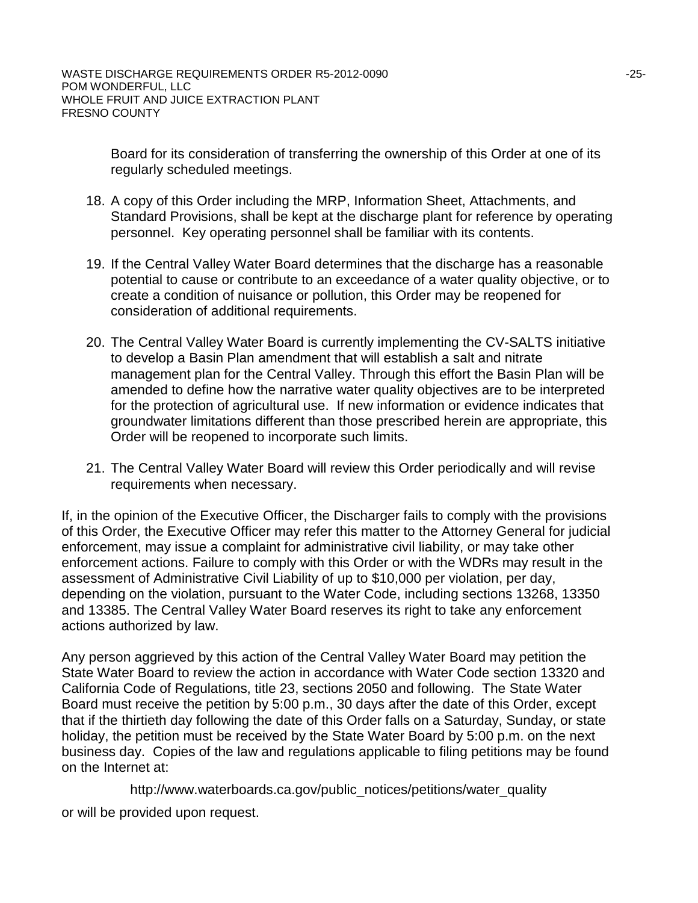Board for its consideration of transferring the ownership of this Order at one of its regularly scheduled meetings.

18. A copy of this Order including the MRP, Information Sheet, Attachments, and Standard Provisions, shall be kept at the discharge plant for reference by operating personnel. Key operating personnel shall be familiar with its contents.

19. If the Central Valley Water Board determines that the discharge has a reasonable potential to cause or contribute to an exceedance of a water quality objective, or to create a condition of nuisance or pollution, this Order may be reopened for consideration of additional requirements.

20. The Central Valley Water Board is currently implementing the CV-SALTS initiative to develop a Basin Plan amendment that will establish a salt and nitrate management plan for the Central Valley. Through this effort the Basin Plan will be amended to define how the narrative water quality objectives are to be interpreted for the protection of agricultural use. If new information or evidence indicates that groundwater limitations different than those prescribed herein are appropriate, this Order will be reopened to incorporate such limits.

21. The Central Valley Water Board will review this Order periodically and will revise requirements when necessary.

If, in the opinion of the Executive Officer, the Discharger fails to comply with the provisions of this Order, the Executive Officer may refer this matter to the Attorney General for judicial enforcement, may issue a complaint for administrative civil liability, or may take other enforcement actions. Failure to comply with this Order or with the WDRs may result in the assessment of Administrative Civil Liability of up to $10,000 per violation, per day, depending on the violation, pursuant to the Water Code, including sections 13268, 13350 and 13385. The Central Valley Water Board reserves its right to take any enforcement actions authorized by law.

Any person aggrieved by this action of the Central Valley Water Board may petition the State Water Board to review the action in accordance with Water Code section 13320 and California Code of Regulations, title 23, sections 2050 and following. The State Water Board must receive the petition by 5:00 p.m., 30 days after the date of this Order, except that if the thirtieth day following the date of this Order falls on a Saturday, Sunday, or state holiday, the petition must be received by the State Water Board by 5:00 p.m. on the next business day. Copies of the law and regulations applicable to filing petitions may be found on the Internet at:

http://www.waterboards.ca.gov/public_notices/petitions/water_quality

or will be provided upon request.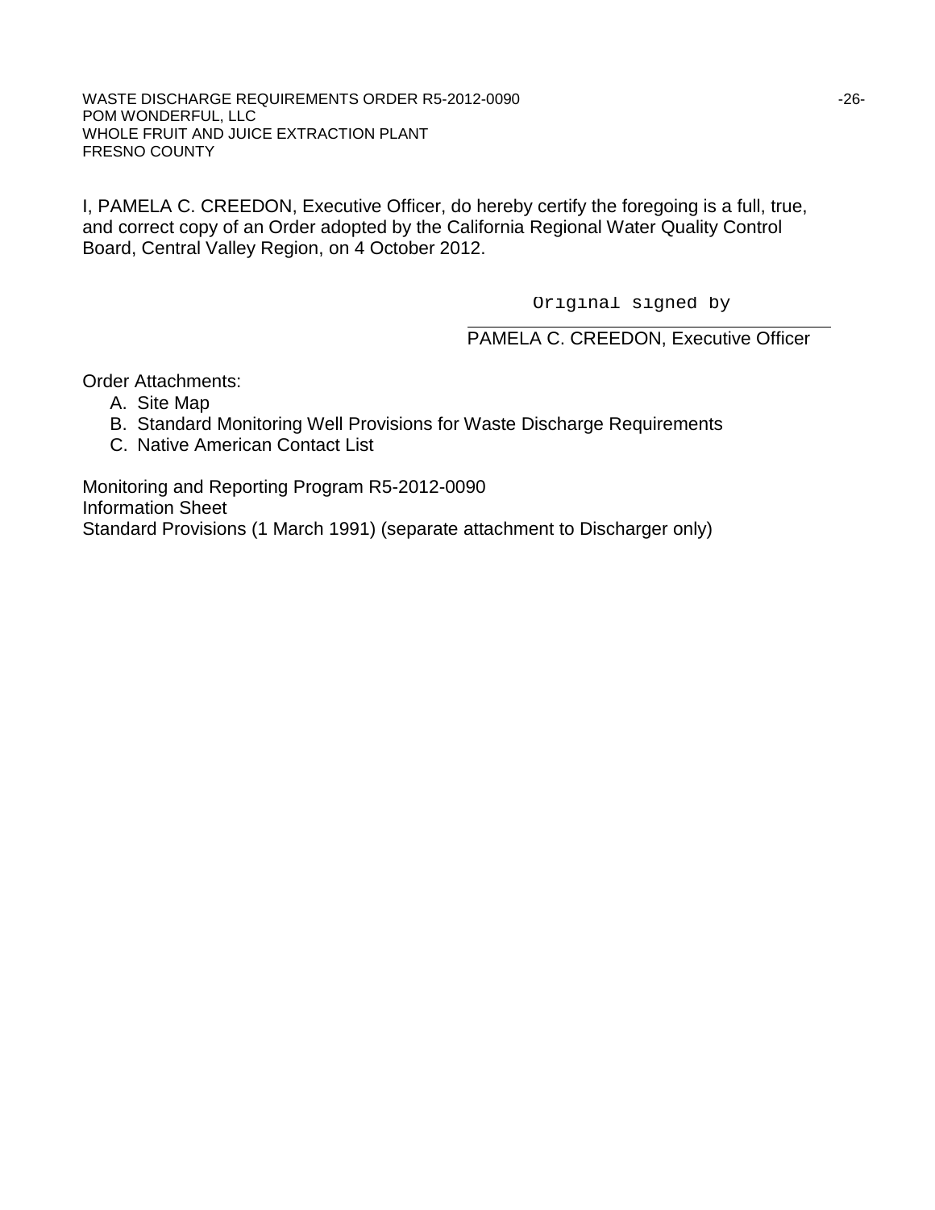I, PAMELA C. CREEDON, Executive Officer, do hereby certify the foregoing is a full, true, and correct copy of an Order adopted by the California Regional Water Quality Control Board, Central Valley Region, on 4 October 2012.

Original signed by

PAMELA C. CREEDON, Executive Officer

Order Attachments:

A. Site Map
B. Standard Monitoring Well Provisions for Waste Discharge Requirements
C. Native American Contact List

Monitoring and Reporting Program R5-2012-0090
Information Sheet
Standard Provisions (1 March 1991) (separate attachment to Discharger only)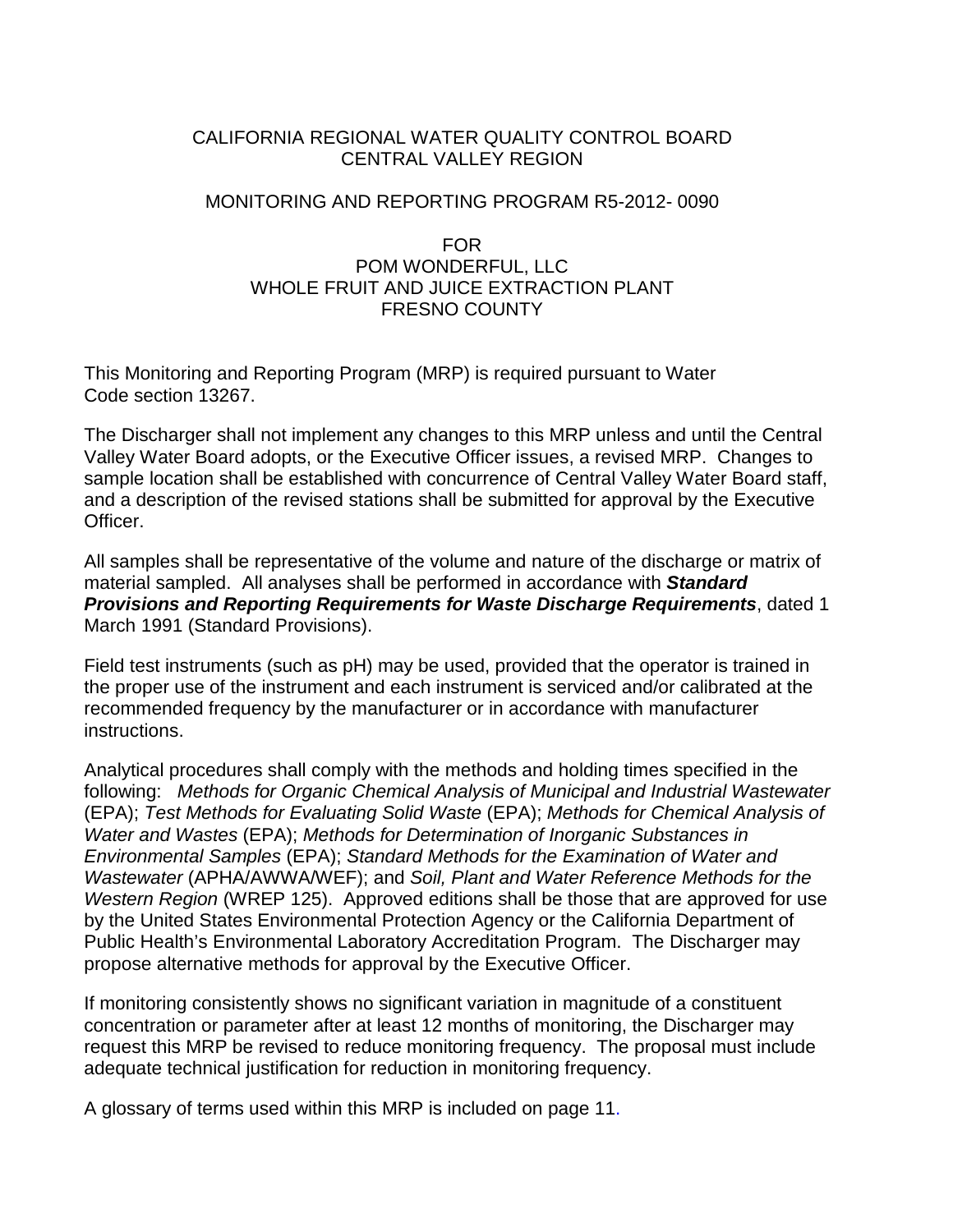CALIFORNIA REGIONAL WATER QUALITY CONTROL BOARD
CENTRAL VALLEY REGION

MONITORING AND REPORTING PROGRAM R5-2012- 0090

FOR
POM WONDERFUL, LLC
WHOLE FRUIT AND JUICE EXTRACTION PLANT
FRESNO COUNTY

This Monitoring and Reporting Program (MRP) is required pursuant to Water Code section 13267.

The Discharger shall not implement any changes to this MRP unless and until the Central Valley Water Board adopts, or the Executive Officer issues, a revised MRP. Changes to sample location shall be established with concurrence of Central Valley Water Board staff, and a description of the revised stations shall be submitted for approval by the Executive Officer.

All samples shall be representative of the volume and nature of the discharge or matrix of material sampled. All analyses shall be performed in accordance with ***Standard Provisions and Reporting Requirements for Waste Discharge Requirements***, dated 1 March 1991 (Standard Provisions).

Field test instruments (such as pH) may be used, provided that the operator is trained in the proper use of the instrument and each instrument is serviced and/or calibrated at the recommended frequency by the manufacturer or in accordance with manufacturer instructions.

Analytical procedures shall comply with the methods and holding times specified in the following: *Methods for Organic Chemical Analysis of Municipal and Industrial Wastewater* (EPA); *Test Methods for Evaluating Solid Waste* (EPA); *Methods for Chemical Analysis of Water and Wastes* (EPA); *Methods for Determination of Inorganic Substances in Environmental Samples* (EPA); *Standard Methods for the Examination of Water and Wastewater* (APHA/AWWA/WEF); and *Soil, Plant and Water Reference Methods for the Western Region* (WREP 125). Approved editions shall be those that are approved for use by the United States Environmental Protection Agency or the California Department of Public Health's Environmental Laboratory Accreditation Program. The Discharger may propose alternative methods for approval by the Executive Officer.

If monitoring consistently shows no significant variation in magnitude of a constituent concentration or parameter after at least 12 months of monitoring, the Discharger may request this MRP be revised to reduce monitoring frequency. The proposal must include adequate technical justification for reduction in monitoring frequency.

A glossary of terms used within this MRP is included on page 11.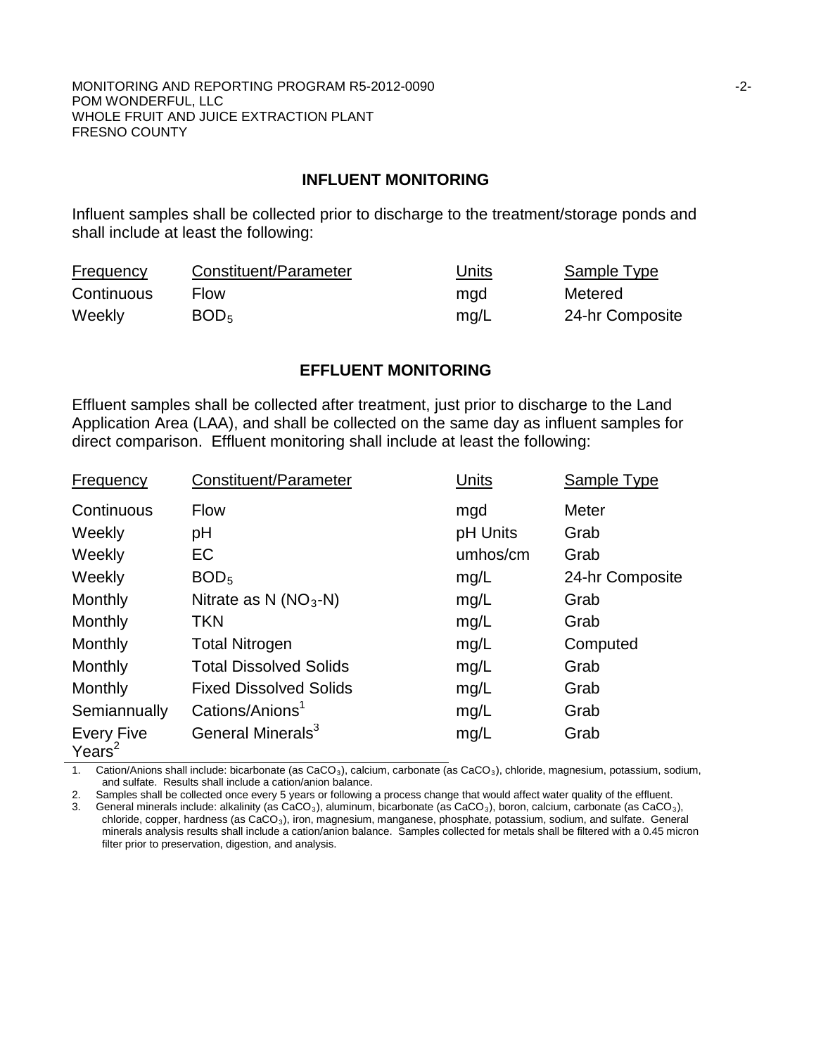## INFLUENT MONITORING

Influent samples shall be collected prior to discharge to the treatment/storage ponds and shall include at least the following:

| Frequency | Constituent/Parameter | Units | Sample Type |
|---|---|---|---|
| Continuous | Flow | mgd | Metered |
| Weekly | $BOD_5$ | mg/L | 24-hr Composite |

## EFFLUENT MONITORING

Effluent samples shall be collected after treatment, just prior to discharge to the Land Application Area (LAA), and shall be collected on the same day as influent samples for direct comparison. Effluent monitoring shall include at least the following:

| Frequency | Constituent/Parameter | Units | Sample Type |
|---|---|---|---|
| Continuous | Flow | mgd | Meter |
| Weekly | pH | pH Units | Grab |
| Weekly | EC | umhos/cm | Grab |
| Weekly | $BOD_5$ | mg/L | 24-hr Composite |
| Monthly | Nitrate as N ($NO_3$-N) | mg/L | Grab |
| Monthly | TKN | mg/L | Grab |
| Monthly | Total Nitrogen | mg/L | Computed |
| Monthly | Total Dissolved Solids | mg/L | Grab |
| Monthly | Fixed Dissolved Solids | mg/L | Grab |
| Semiannually | Cations/Anions[1] | mg/L | Grab |
| Every Five Years[2] | General Minerals[3] | mg/L | Grab |

1. Cation/Anions shall include: bicarbonate (as $CaCO_3$), calcium, carbonate (as $CaCO_3$), chloride, magnesium, potassium, sodium, and sulfate. Results shall include a cation/anion balance.
2. Samples shall be collected once every 5 years or following a process change that would affect water quality of the effluent.
3. General minerals include: alkalinity (as $CaCO_3$), aluminum, bicarbonate (as $CaCO_3$), boron, calcium, carbonate (as $CaCO_3$), chloride, copper, hardness (as $CaCO_3$), iron, magnesium, manganese, phosphate, potassium, sodium, and sulfate. General minerals analysis results shall include a cation/anion balance. Samples collected for metals shall be filtered with a 0.45 micron filter prior to preservation, digestion, and analysis.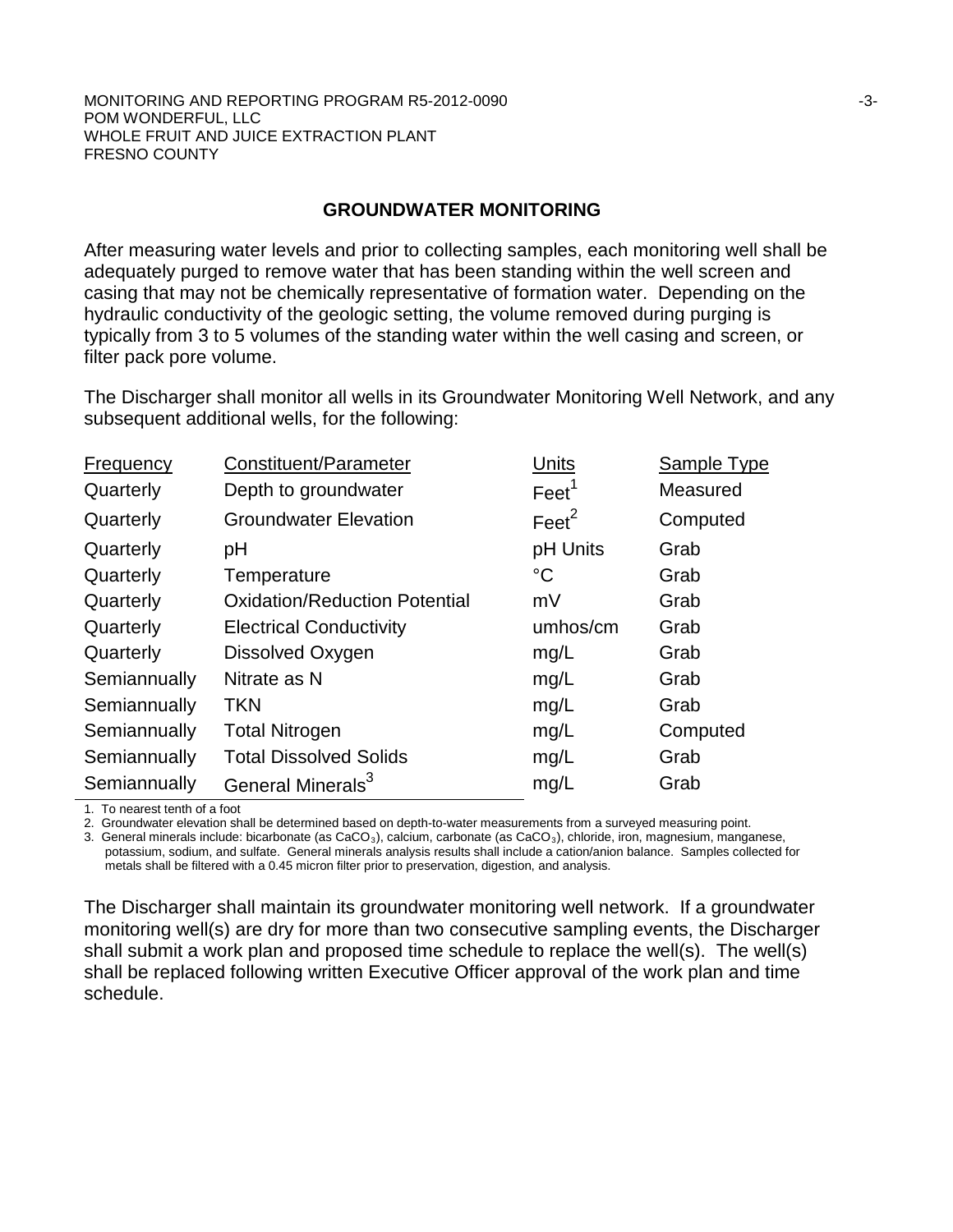## GROUNDWATER MONITORING

After measuring water levels and prior to collecting samples, each monitoring well shall be adequately purged to remove water that has been standing within the well screen and casing that may not be chemically representative of formation water. Depending on the hydraulic conductivity of the geologic setting, the volume removed during purging is typically from 3 to 5 volumes of the standing water within the well casing and screen, or filter pack pore volume.

The Discharger shall monitor all wells in its Groundwater Monitoring Well Network, and any subsequent additional wells, for the following:

| Frequency | Constituent/Parameter | Units | Sample Type |
|---|---|---|---|
| Quarterly | Depth to groundwater | Feet[1] | Measured |
| Quarterly | Groundwater Elevation | Feet[2] | Computed |
| Quarterly | pH | pH Units | Grab |
| Quarterly | Temperature | °C | Grab |
| Quarterly | Oxidation/Reduction Potential | mV | Grab |
| Quarterly | Electrical Conductivity | umhos/cm | Grab |
| Quarterly | Dissolved Oxygen | mg/L | Grab |
| Semiannually | Nitrate as N | mg/L | Grab |
| Semiannually | TKN | mg/L | Grab |
| Semiannually | Total Nitrogen | mg/L | Computed |
| Semiannually | Total Dissolved Solids | mg/L | Grab |
| Semiannually | General Minerals[3] | mg/L | Grab |

1. To nearest tenth of a foot
2. Groundwater elevation shall be determined based on depth-to-water measurements from a surveyed measuring point.
3. General minerals include: bicarbonate (as $CaCO_3$), calcium, carbonate (as $CaCO_3$), chloride, iron, magnesium, manganese, potassium, sodium, and sulfate. General minerals analysis results shall include a cation/anion balance. Samples collected for metals shall be filtered with a 0.45 micron filter prior to preservation, digestion, and analysis.

The Discharger shall maintain its groundwater monitoring well network. If a groundwater monitoring well(s) are dry for more than two consecutive sampling events, the Discharger shall submit a work plan and proposed time schedule to replace the well(s). The well(s) shall be replaced following written Executive Officer approval of the work plan and time schedule.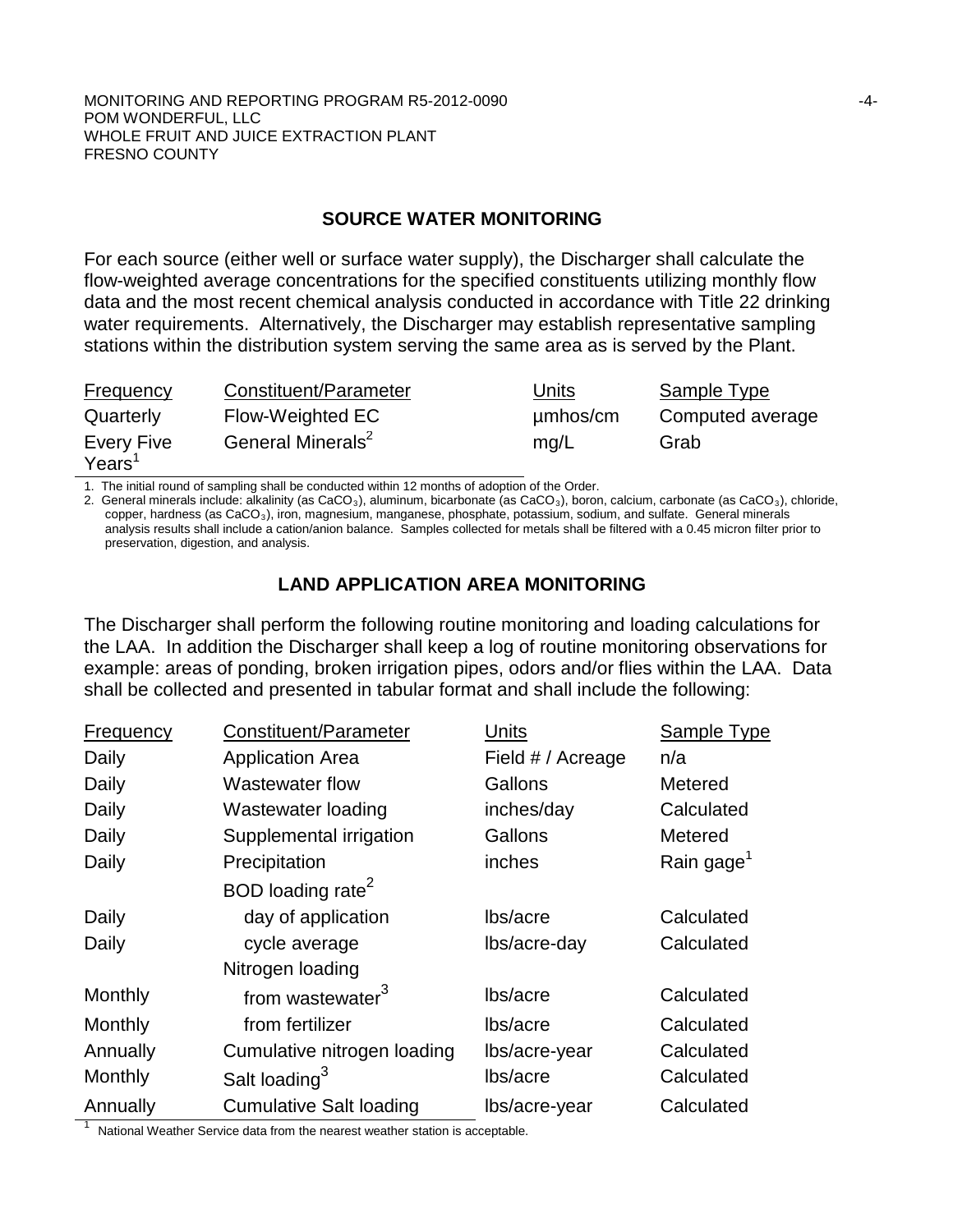## SOURCE WATER MONITORING

For each source (either well or surface water supply), the Discharger shall calculate the flow-weighted average concentrations for the specified constituents utilizing monthly flow data and the most recent chemical analysis conducted in accordance with Title 22 drinking water requirements. Alternatively, the Discharger may establish representative sampling stations within the distribution system serving the same area as is served by the Plant.

| Frequency | Constituent/Parameter | Units | Sample Type |
|---|---|---|---|
| Quarterly | Flow-Weighted EC | µmhos/cm | Computed average |
| Every Five Years[1] | General Minerals[2] | mg/L | Grab |

1. The initial round of sampling shall be conducted within 12 months of adoption of the Order.
2. General minerals include: alkalinity (as $CaCO_3$), aluminum, bicarbonate (as $CaCO_3$), boron, calcium, carbonate (as $CaCO_3$), chloride, copper, hardness (as $CaCO_3$), iron, magnesium, manganese, phosphate, potassium, sodium, and sulfate. General minerals analysis results shall include a cation/anion balance. Samples collected for metals shall be filtered with a 0.45 micron filter prior to preservation, digestion, and analysis.

## LAND APPLICATION AREA MONITORING

The Discharger shall perform the following routine monitoring and loading calculations for the LAA. In addition the Discharger shall keep a log of routine monitoring observations for example: areas of ponding, broken irrigation pipes, odors and/or flies within the LAA. Data shall be collected and presented in tabular format and shall include the following:

| Frequency | Constituent/Parameter | Units | Sample Type |
|---|---|---|---|
| Daily | Application Area | Field # / Acreage | n/a |
| Daily | Wastewater flow | Gallons | Metered |
| Daily | Wastewater loading | inches/day | Calculated |
| Daily | Supplemental irrigation | Gallons | Metered |
| Daily | Precipitation | inches | Rain gage[1] |
| | BOD loading rate[2] | | |
| Daily | day of application | lbs/acre | Calculated |
| Daily | cycle average | lbs/acre-day | Calculated |
| | Nitrogen loading | | |
| Monthly | from wastewater[3] | lbs/acre | Calculated |
| Monthly | from fertilizer | lbs/acre | Calculated |
| Annually | Cumulative nitrogen loading | lbs/acre-year | Calculated |
| Monthly | Salt loading[3] | lbs/acre | Calculated |
| Annually | Cumulative Salt loading | lbs/acre-year | Calculated |

1 National Weather Service data from the nearest weather station is acceptable.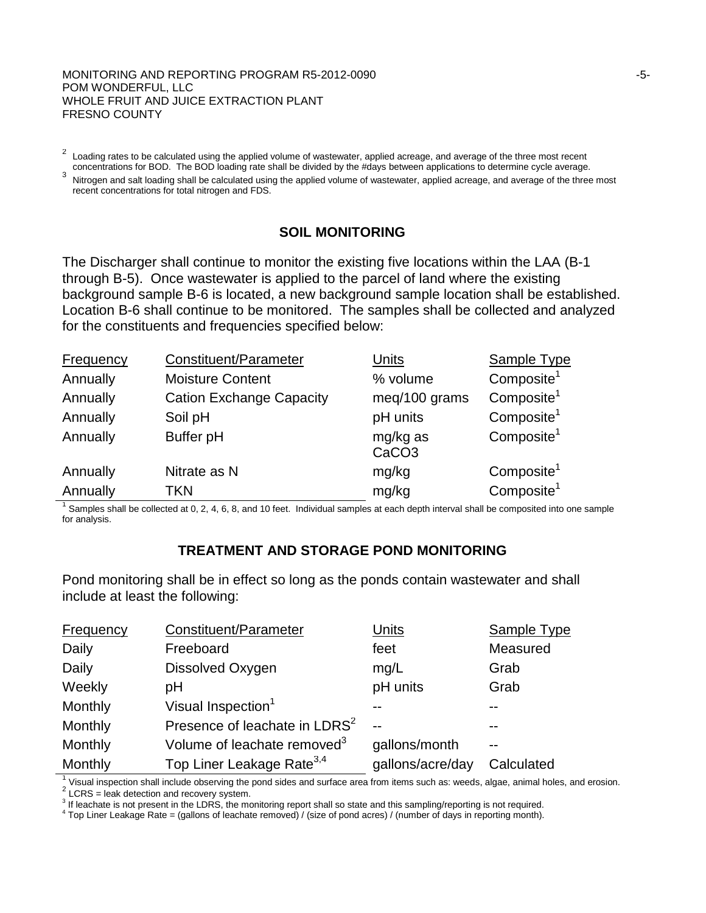[2] Loading rates to be calculated using the applied volume of wastewater, applied acreage, and average of the three most recent concentrations for BOD. The BOD loading rate shall be divided by the #days between applications to determine cycle average.

[3] Nitrogen and salt loading shall be calculated using the applied volume of wastewater, applied acreage, and average of the three most recent concentrations for total nitrogen and FDS.

## SOIL MONITORING

The Discharger shall continue to monitor the existing five locations within the LAA (B-1 through B-5). Once wastewater is applied to the parcel of land where the existing background sample B-6 is located, a new background sample location shall be established. Location B-6 shall continue to be monitored. The samples shall be collected and analyzed for the constituents and frequencies specified below:

| Frequency | Constituent/Parameter | Units | Sample Type |
|---|---|---|---|
| Annually | Moisture Content | % volume | Composite[1] |
| Annually | Cation Exchange Capacity | meq/100 grams | Composite[1] |
| Annually | Soil pH | pH units | Composite[1] |
| Annually | Buffer pH | mg/kg as $CaCO_3$ | Composite[1] |
| Annually | Nitrate as N | mg/kg | Composite[1] |
| Annually | TKN | mg/kg | Composite[1] |

[1] Samples shall be collected at 0, 2, 4, 6, 8, and 10 feet. Individual samples at each depth interval shall be composited into one sample for analysis.

## TREATMENT AND STORAGE POND MONITORING

Pond monitoring shall be in effect so long as the ponds contain wastewater and shall include at least the following:

| Frequency | Constituent/Parameter | Units | Sample Type |
|---|---|---|---|
| Daily | Freeboard | feet | Measured |
| Daily | Dissolved Oxygen | mg/L | Grab |
| Weekly | pH | pH units | Grab |
| Monthly | Visual Inspection[1] | -- | -- |
| Monthly | Presence of leachate in LDRS[2] | -- | -- |
| Monthly | Volume of leachate removed[3] | gallons/month | -- |
| Monthly | Top Liner Leakage Rate[3,4] | gallons/acre/day | Calculated |

[1] Visual inspection shall include observing the pond sides and surface area from items such as: weeds, algae, animal holes, and erosion.

[2] LCRS = leak detection and recovery system.

[3] If leachate is not present in the LDRS, the monitoring report shall so state and this sampling/reporting is not required.

[4] Top Liner Leakage Rate = (gallons of leachate removed) / (size of pond acres) / (number of days in reporting month).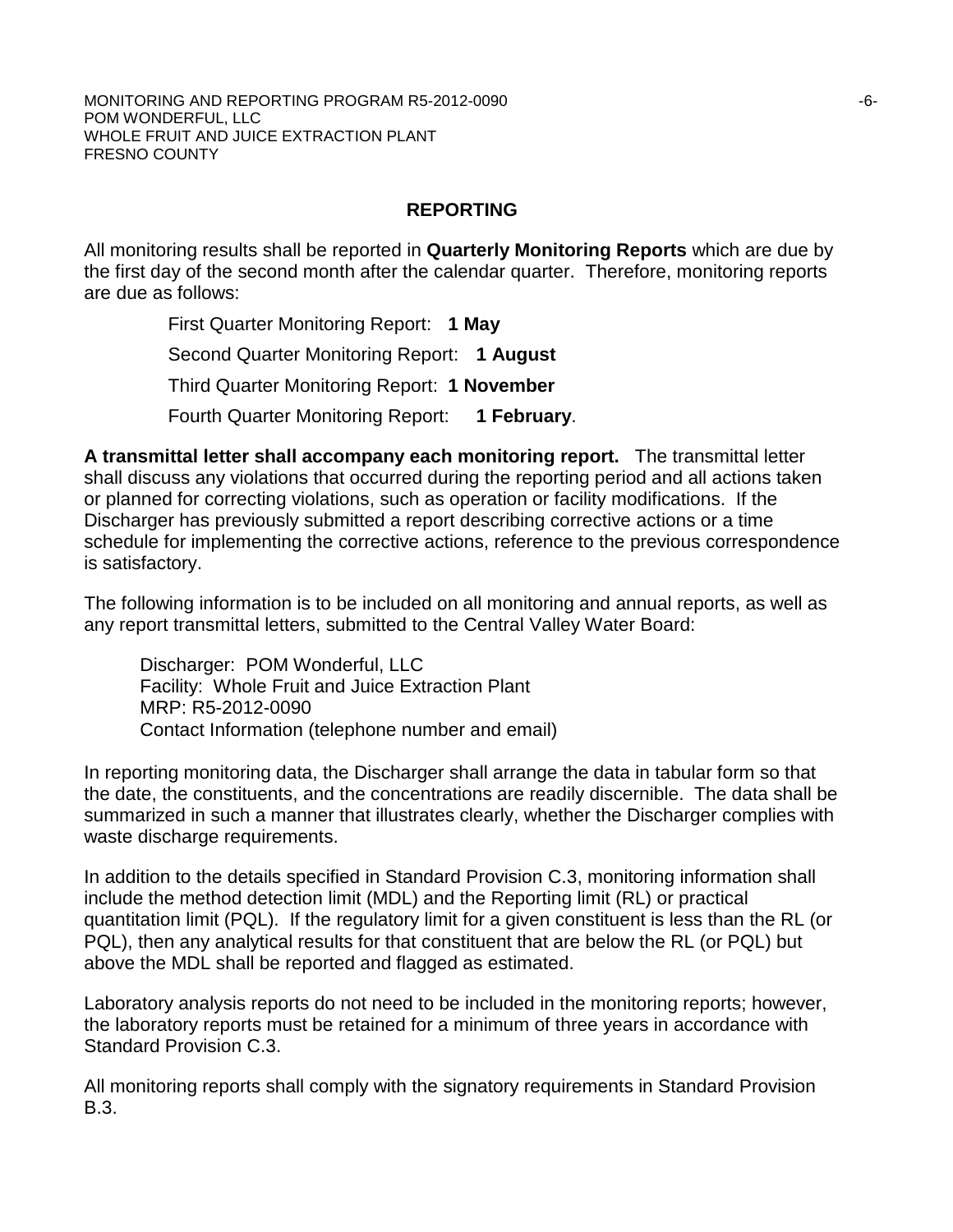## REPORTING

All monitoring results shall be reported in **Quarterly Monitoring Reports** which are due by the first day of the second month after the calendar quarter. Therefore, monitoring reports are due as follows:

First Quarter Monitoring Report: **1 May**

Second Quarter Monitoring Report: **1 August**

Third Quarter Monitoring Report: **1 November**

Fourth Quarter Monitoring Report: **1 February**.

**A transmittal letter shall accompany each monitoring report.** The transmittal letter shall discuss any violations that occurred during the reporting period and all actions taken or planned for correcting violations, such as operation or facility modifications. If the Discharger has previously submitted a report describing corrective actions or a time schedule for implementing the corrective actions, reference to the previous correspondence is satisfactory.

The following information is to be included on all monitoring and annual reports, as well as any report transmittal letters, submitted to the Central Valley Water Board:

Discharger: POM Wonderful, LLC
Facility: Whole Fruit and Juice Extraction Plant
MRP: R5-2012-0090
Contact Information (telephone number and email)

In reporting monitoring data, the Discharger shall arrange the data in tabular form so that the date, the constituents, and the concentrations are readily discernible. The data shall be summarized in such a manner that illustrates clearly, whether the Discharger complies with waste discharge requirements.

In addition to the details specified in Standard Provision C.3, monitoring information shall include the method detection limit (MDL) and the Reporting limit (RL) or practical quantitation limit (PQL). If the regulatory limit for a given constituent is less than the RL (or PQL), then any analytical results for that constituent that are below the RL (or PQL) but above the MDL shall be reported and flagged as estimated.

Laboratory analysis reports do not need to be included in the monitoring reports; however, the laboratory reports must be retained for a minimum of three years in accordance with Standard Provision C.3.

All monitoring reports shall comply with the signatory requirements in Standard Provision B.3.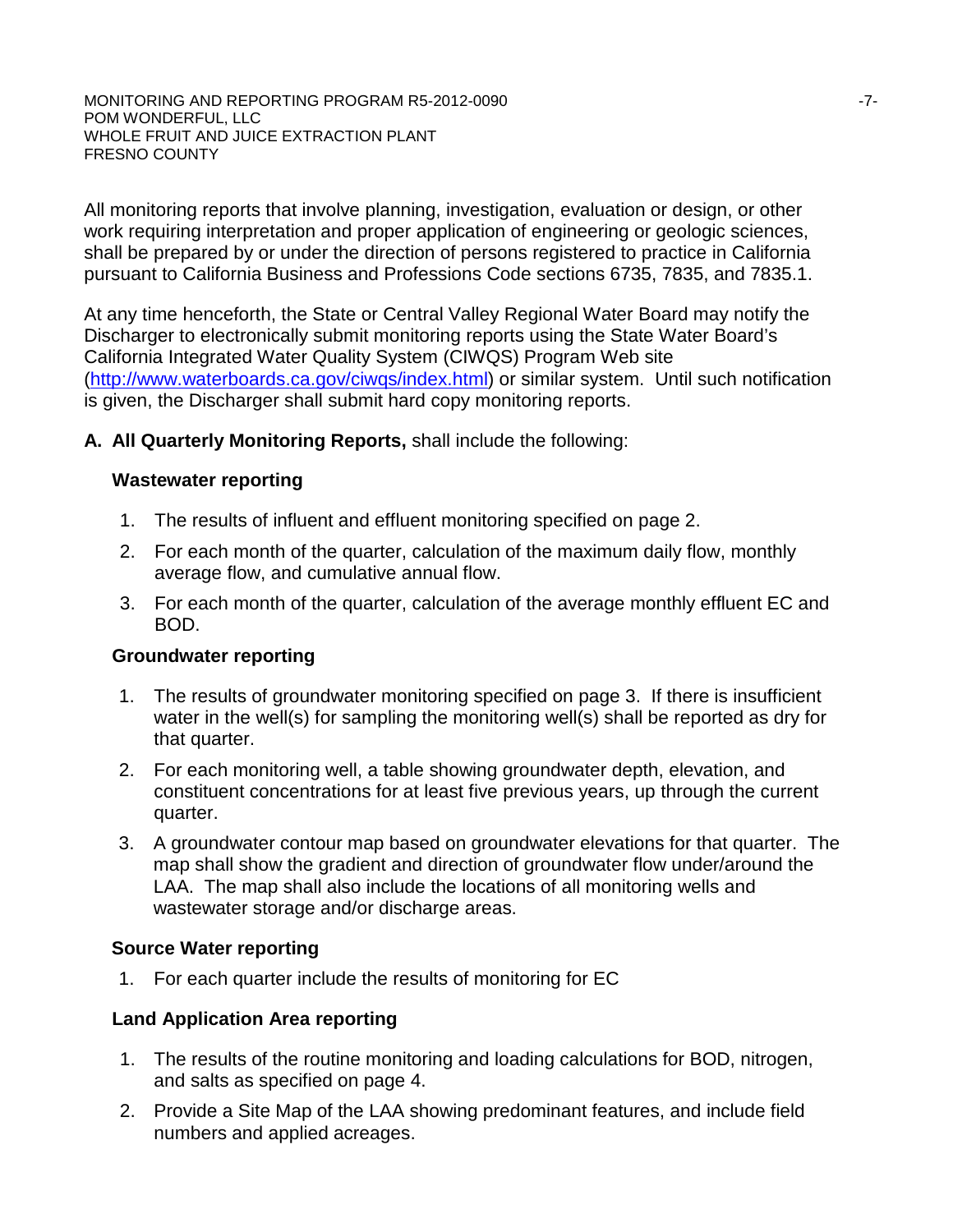All monitoring reports that involve planning, investigation, evaluation or design, or other work requiring interpretation and proper application of engineering or geologic sciences, shall be prepared by or under the direction of persons registered to practice in California pursuant to California Business and Professions Code sections 6735, 7835, and 7835.1.

At any time henceforth, the State or Central Valley Regional Water Board may notify the Discharger to electronically submit monitoring reports using the State Water Board's California Integrated Water Quality System (CIWQS) Program Web site (http://www.waterboards.ca.gov/ciwqs/index.html) or similar system. Until such notification is given, the Discharger shall submit hard copy monitoring reports.

**A. All Quarterly Monitoring Reports,** shall include the following:

**Wastewater reporting**

1. The results of influent and effluent monitoring specified on page 2.
2. For each month of the quarter, calculation of the maximum daily flow, monthly average flow, and cumulative annual flow.
3. For each month of the quarter, calculation of the average monthly effluent EC and BOD.

**Groundwater reporting**

1. The results of groundwater monitoring specified on page 3. If there is insufficient water in the well(s) for sampling the monitoring well(s) shall be reported as dry for that quarter.
2. For each monitoring well, a table showing groundwater depth, elevation, and constituent concentrations for at least five previous years, up through the current quarter.
3. A groundwater contour map based on groundwater elevations for that quarter. The map shall show the gradient and direction of groundwater flow under/around the LAA. The map shall also include the locations of all monitoring wells and wastewater storage and/or discharge areas.

**Source Water reporting**

1. For each quarter include the results of monitoring for EC

**Land Application Area reporting**

1. The results of the routine monitoring and loading calculations for BOD, nitrogen, and salts as specified on page 4.
2. Provide a Site Map of the LAA showing predominant features, and include field numbers and applied acreages.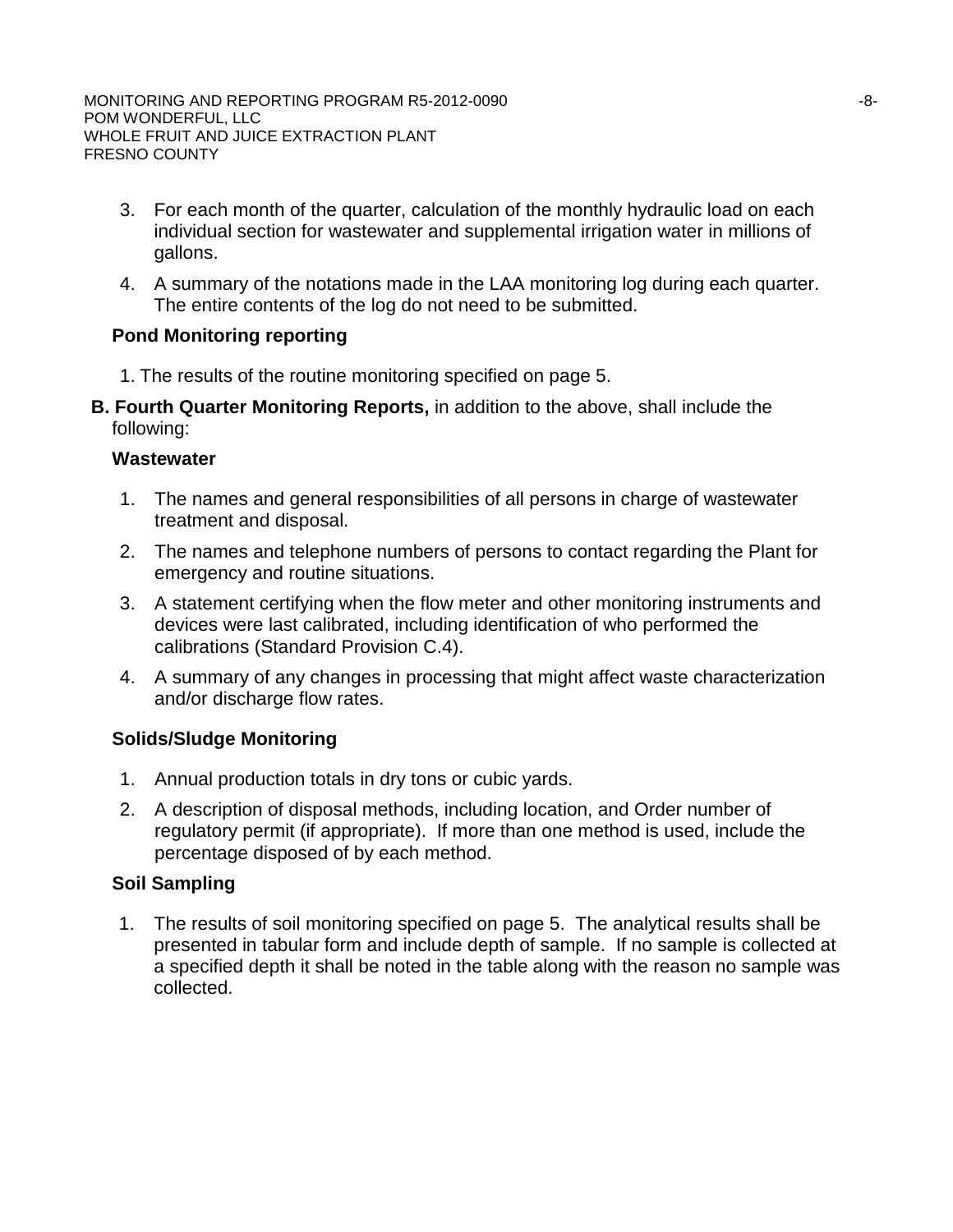3. For each month of the quarter, calculation of the monthly hydraulic load on each individual section for wastewater and supplemental irrigation water in millions of gallons.
4. A summary of the notations made in the LAA monitoring log during each quarter. The entire contents of the log do not need to be submitted.

**Pond Monitoring reporting**

1. The results of the routine monitoring specified on page 5.

**B. Fourth Quarter Monitoring Reports,** in addition to the above, shall include the following:

**Wastewater**

1. The names and general responsibilities of all persons in charge of wastewater treatment and disposal.
2. The names and telephone numbers of persons to contact regarding the Plant for emergency and routine situations.
3. A statement certifying when the flow meter and other monitoring instruments and devices were last calibrated, including identification of who performed the calibrations (Standard Provision C.4).
4. A summary of any changes in processing that might affect waste characterization and/or discharge flow rates.

**Solids/Sludge Monitoring**

1. Annual production totals in dry tons or cubic yards.
2. A description of disposal methods, including location, and Order number of regulatory permit (if appropriate). If more than one method is used, include the percentage disposed of by each method.

**Soil Sampling**

1. The results of soil monitoring specified on page 5. The analytical results shall be presented in tabular form and include depth of sample. If no sample is collected at a specified depth it shall be noted in the table along with the reason no sample was collected.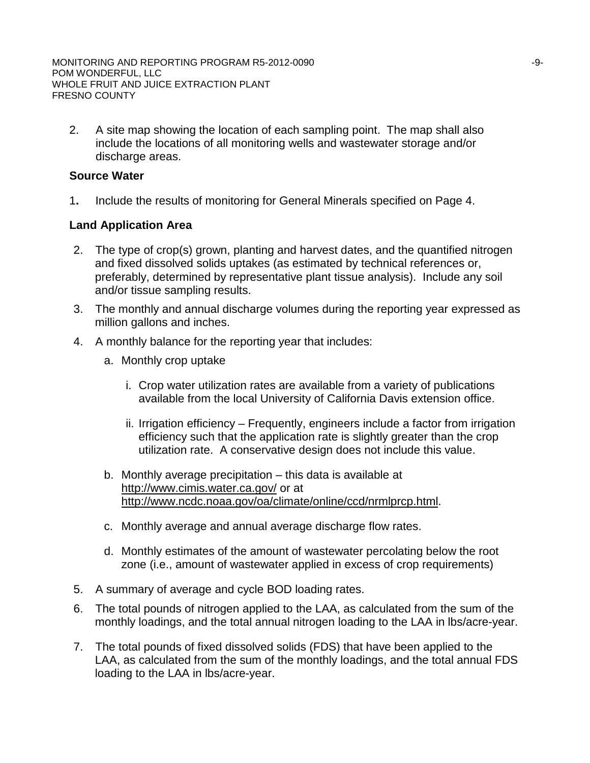2. A site map showing the location of each sampling point. The map shall also include the locations of all monitoring wells and wastewater storage and/or discharge areas.

**Source Water**

1. Include the results of monitoring for General Minerals specified on Page 4.

**Land Application Area**

2. The type of crop(s) grown, planting and harvest dates, and the quantified nitrogen and fixed dissolved solids uptakes (as estimated by technical references or, preferably, determined by representative plant tissue analysis). Include any soil and/or tissue sampling results.
3. The monthly and annual discharge volumes during the reporting year expressed as million gallons and inches.
4. A monthly balance for the reporting year that includes:
   a. Monthly crop uptake
      i. Crop water utilization rates are available from a variety of publications available from the local University of California Davis extension office.
      ii. Irrigation efficiency – Frequently, engineers include a factor from irrigation efficiency such that the application rate is slightly greater than the crop utilization rate. A conservative design does not include this value.
   b. Monthly average precipitation – this data is available at http://www.cimis.water.ca.gov/ or at http://www.ncdc.noaa.gov/oa/climate/online/ccd/nrmlprcp.html.
   c. Monthly average and annual average discharge flow rates.
   d. Monthly estimates of the amount of wastewater percolating below the root zone (i.e., amount of wastewater applied in excess of crop requirements)
5. A summary of average and cycle BOD loading rates.
6. The total pounds of nitrogen applied to the LAA, as calculated from the sum of the monthly loadings, and the total annual nitrogen loading to the LAA in lbs/acre-year.
7. The total pounds of fixed dissolved solids (FDS) that have been applied to the LAA, as calculated from the sum of the monthly loadings, and the total annual FDS loading to the LAA in lbs/acre-year.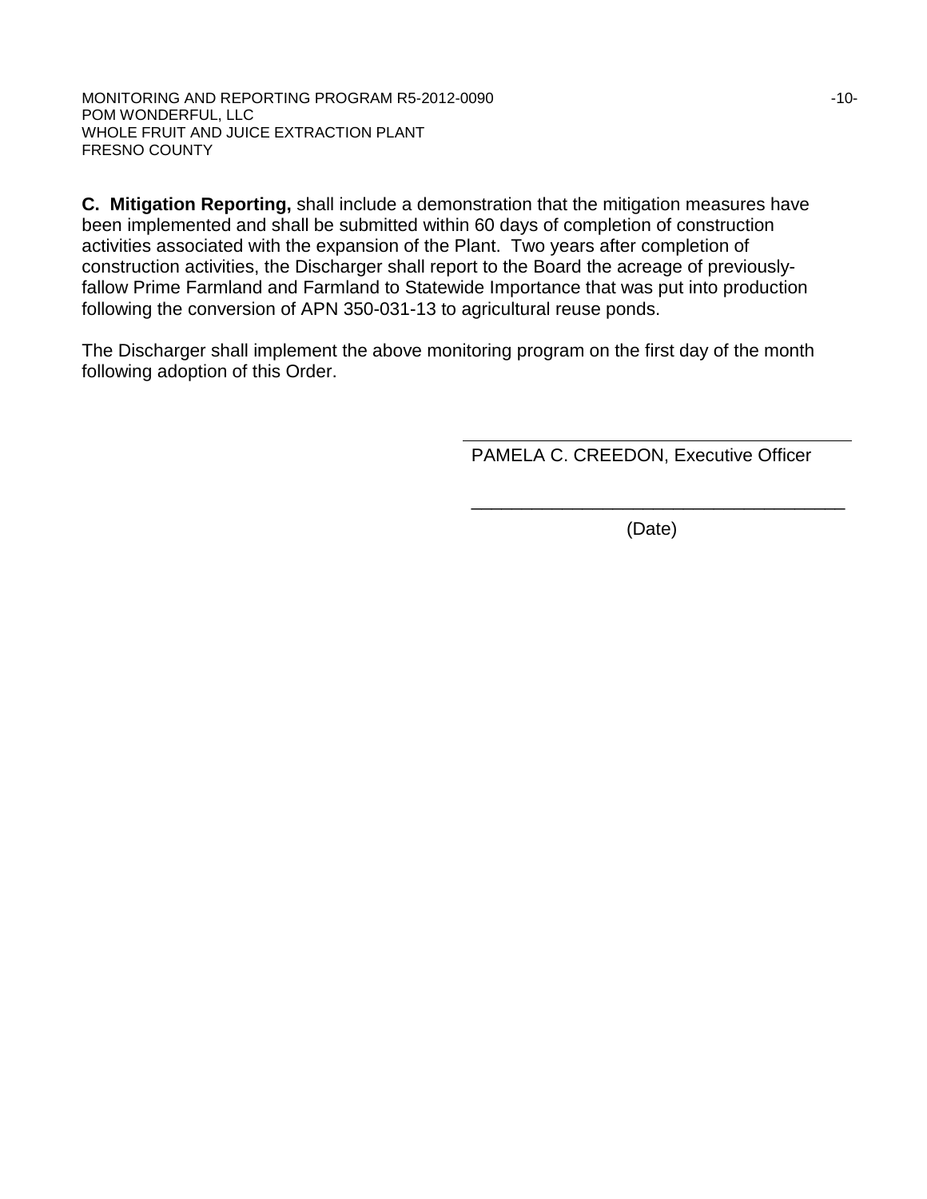**C. Mitigation Reporting,** shall include a demonstration that the mitigation measures have been implemented and shall be submitted within 60 days of completion of construction activities associated with the expansion of the Plant. Two years after completion of construction activities, the Discharger shall report to the Board the acreage of previously-fallow Prime Farmland and Farmland to Statewide Importance that was put into production following the conversion of APN 350-031-13 to agricultural reuse ponds.

The Discharger shall implement the above monitoring program on the first day of the month following adoption of this Order.

PAMELA C. CREEDON, Executive Officer

\_\_\_\_\_\_\_\_\_\_\_\_\_\_\_\_\_\_\_\_\_\_\_\_\_\_\_\_\_\_\_\_\_\_\_\_\_\_

(Date)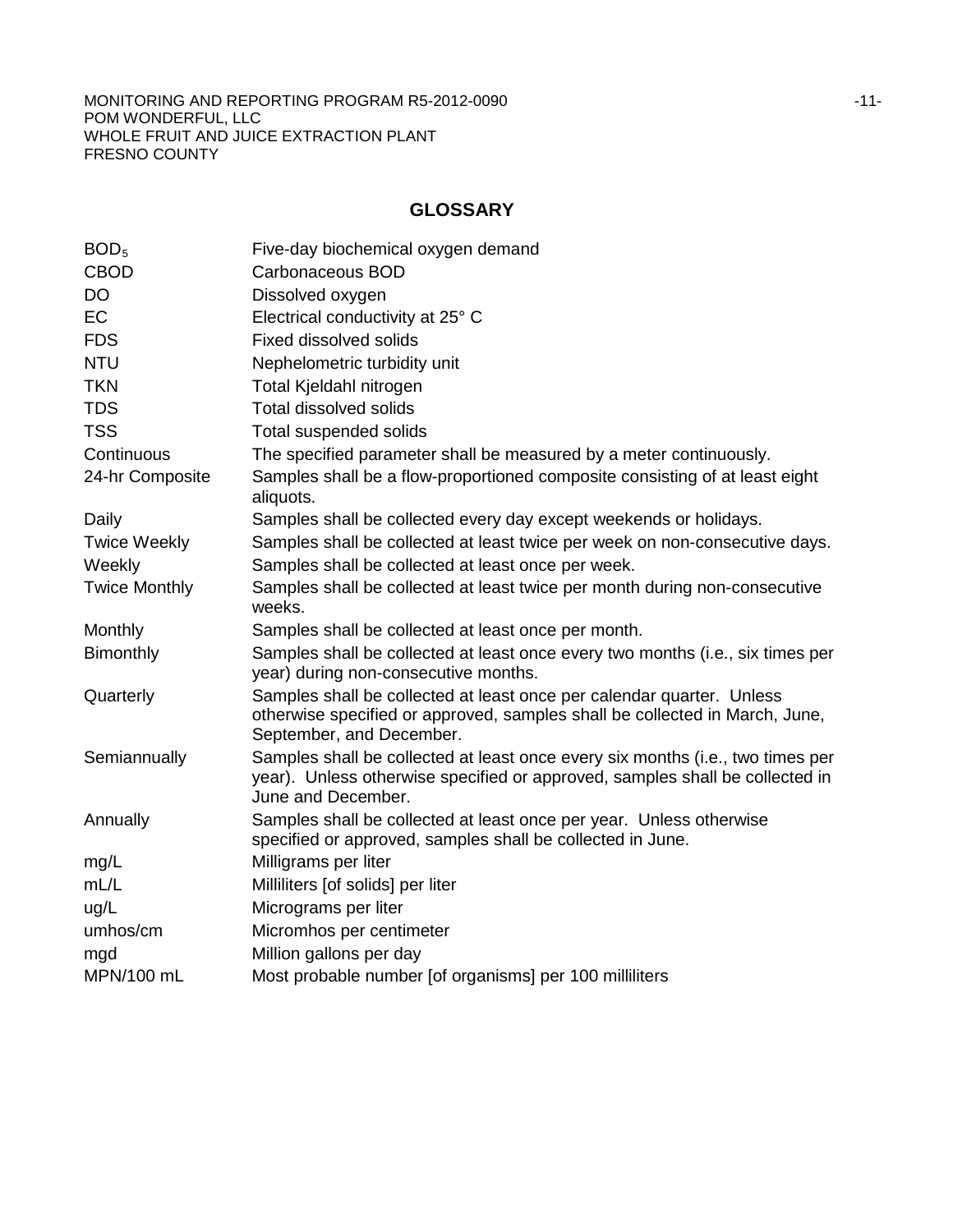## GLOSSARY

| | |
|---|---|
| $BOD_5$ | Five-day biochemical oxygen demand |
| CBOD | Carbonaceous BOD |
| DO | Dissolved oxygen |
| EC | Electrical conductivity at 25° C |
| FDS | Fixed dissolved solids |
| NTU | Nephelometric turbidity unit |
| TKN | Total Kjeldahl nitrogen |
| TDS | Total dissolved solids |
| TSS | Total suspended solids |
| Continuous | The specified parameter shall be measured by a meter continuously. |
| 24-hr Composite | Samples shall be a flow-proportioned composite consisting of at least eight aliquots. |
| Daily | Samples shall be collected every day except weekends or holidays. |
| Twice Weekly | Samples shall be collected at least twice per week on non-consecutive days. |
| Weekly | Samples shall be collected at least once per week. |
| Twice Monthly | Samples shall be collected at least twice per month during non-consecutive weeks. |
| Monthly | Samples shall be collected at least once per month. |
| Bimonthly | Samples shall be collected at least once every two months (i.e., six times per year) during non-consecutive months. |
| Quarterly | Samples shall be collected at least once per calendar quarter. Unless otherwise specified or approved, samples shall be collected in March, June, September, and December. |
| Semiannually | Samples shall be collected at least once every six months (i.e., two times per year). Unless otherwise specified or approved, samples shall be collected in June and December. |
| Annually | Samples shall be collected at least once per year. Unless otherwise specified or approved, samples shall be collected in June. |
| mg/L | Milligrams per liter |
| mL/L | Milliliters [of solids] per liter |
| ug/L | Micrograms per liter |
| umhos/cm | Micromhos per centimeter |
| mgd | Million gallons per day |
| MPN/100 mL | Most probable number [of organisms] per 100 milliliters |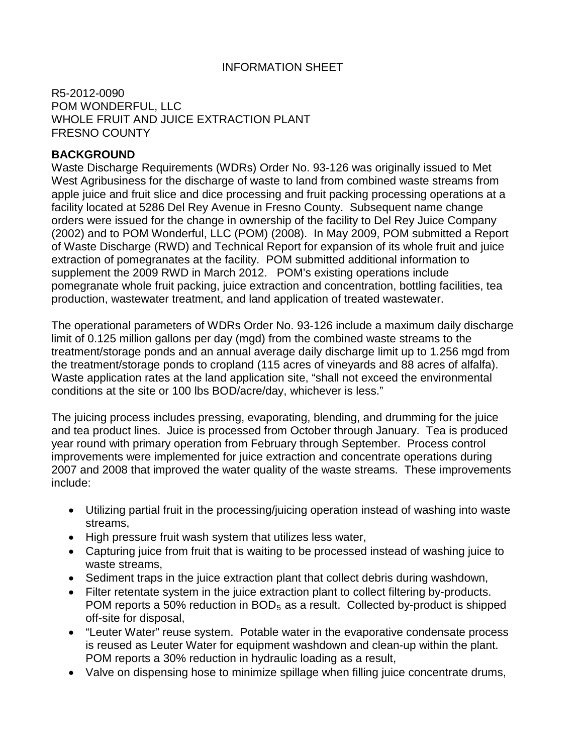INFORMATION SHEET

R5-2012-0090
POM WONDERFUL, LLC
WHOLE FRUIT AND JUICE EXTRACTION PLANT
FRESNO COUNTY

**BACKGROUND**

Waste Discharge Requirements (WDRs) Order No. 93-126 was originally issued to Met West Agribusiness for the discharge of waste to land from combined waste streams from apple juice and fruit slice and dice processing and fruit packing processing operations at a facility located at 5286 Del Rey Avenue in Fresno County. Subsequent name change orders were issued for the change in ownership of the facility to Del Rey Juice Company (2002) and to POM Wonderful, LLC (POM) (2008). In May 2009, POM submitted a Report of Waste Discharge (RWD) and Technical Report for expansion of its whole fruit and juice extraction of pomegranates at the facility. POM submitted additional information to supplement the 2009 RWD in March 2012. POM's existing operations include pomegranate whole fruit packing, juice extraction and concentration, bottling facilities, tea production, wastewater treatment, and land application of treated wastewater.

The operational parameters of WDRs Order No. 93-126 include a maximum daily discharge limit of 0.125 million gallons per day (mgd) from the combined waste streams to the treatment/storage ponds and an annual average daily discharge limit up to 1.256 mgd from the treatment/storage ponds to cropland (115 acres of vineyards and 88 acres of alfalfa). Waste application rates at the land application site, "shall not exceed the environmental conditions at the site or 100 lbs BOD/acre/day, whichever is less."

The juicing process includes pressing, evaporating, blending, and drumming for the juice and tea product lines. Juice is processed from October through January. Tea is produced year round with primary operation from February through September. Process control improvements were implemented for juice extraction and concentrate operations during 2007 and 2008 that improved the water quality of the waste streams. These improvements include:

- Utilizing partial fruit in the processing/juicing operation instead of washing into waste streams,
- High pressure fruit wash system that utilizes less water,
- Capturing juice from fruit that is waiting to be processed instead of washing juice to waste streams,
- Sediment traps in the juice extraction plant that collect debris during washdown,
- Filter retentate system in the juice extraction plant to collect filtering by-products. POM reports a 50% reduction in $BOD_5$ as a result. Collected by-product is shipped off-site for disposal,
- "Leuter Water" reuse system. Potable water in the evaporative condensate process is reused as Leuter Water for equipment washdown and clean-up within the plant. POM reports a 30% reduction in hydraulic loading as a result,
- Valve on dispensing hose to minimize spillage when filling juice concentrate drums,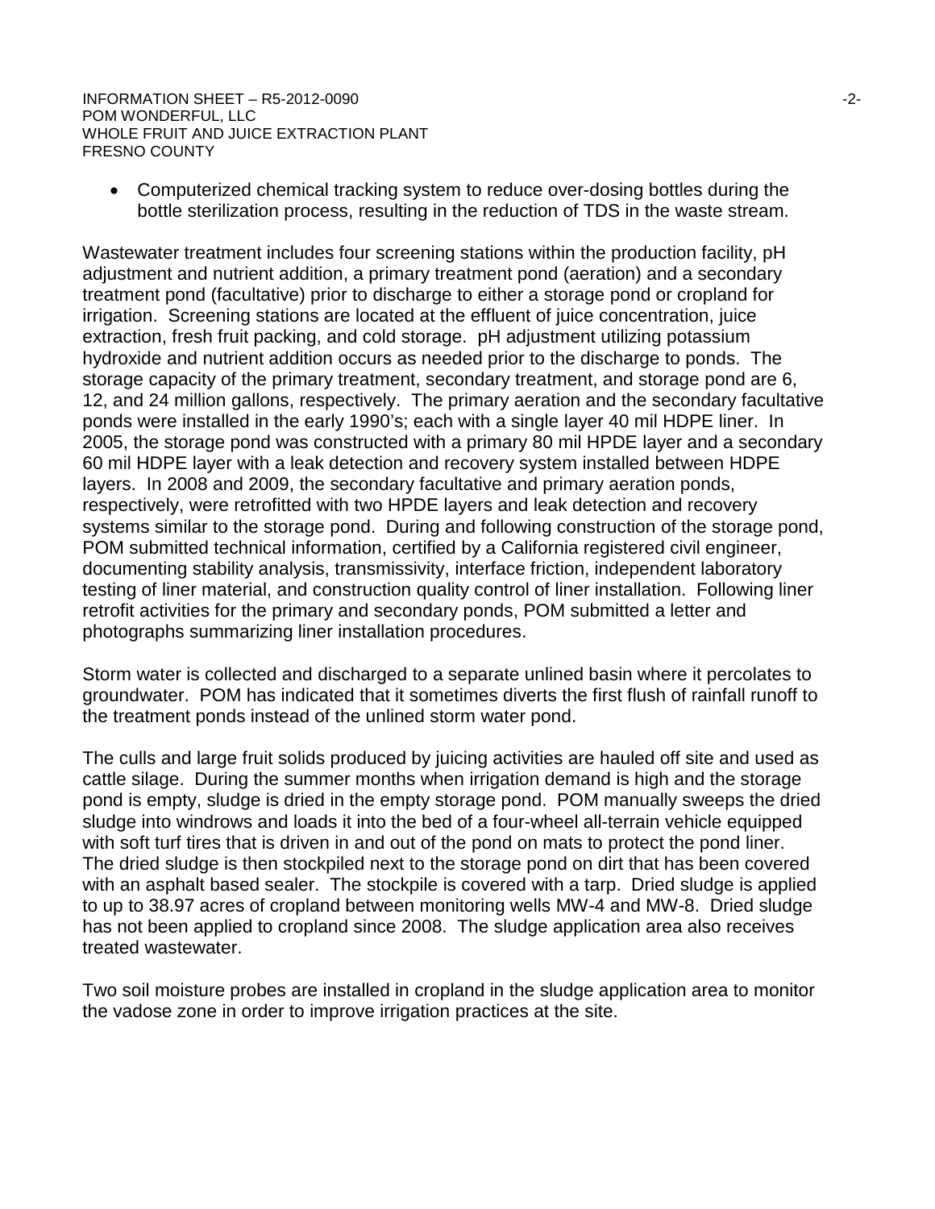- Computerized chemical tracking system to reduce over-dosing bottles during the bottle sterilization process, resulting in the reduction of TDS in the waste stream.

Wastewater treatment includes four screening stations within the production facility, pH adjustment and nutrient addition, a primary treatment pond (aeration) and a secondary treatment pond (facultative) prior to discharge to either a storage pond or cropland for irrigation. Screening stations are located at the effluent of juice concentration, juice extraction, fresh fruit packing, and cold storage. pH adjustment utilizing potassium hydroxide and nutrient addition occurs as needed prior to the discharge to ponds. The storage capacity of the primary treatment, secondary treatment, and storage pond are 6, 12, and 24 million gallons, respectively. The primary aeration and the secondary facultative ponds were installed in the early 1990's; each with a single layer 40 mil HDPE liner. In 2005, the storage pond was constructed with a primary 80 mil HPDE layer and a secondary 60 mil HDPE layer with a leak detection and recovery system installed between HDPE layers. In 2008 and 2009, the secondary facultative and primary aeration ponds, respectively, were retrofitted with two HPDE layers and leak detection and recovery systems similar to the storage pond. During and following construction of the storage pond, POM submitted technical information, certified by a California registered civil engineer, documenting stability analysis, transmissivity, interface friction, independent laboratory testing of liner material, and construction quality control of liner installation. Following liner retrofit activities for the primary and secondary ponds, POM submitted a letter and photographs summarizing liner installation procedures.

Storm water is collected and discharged to a separate unlined basin where it percolates to groundwater. POM has indicated that it sometimes diverts the first flush of rainfall runoff to the treatment ponds instead of the unlined storm water pond.

The culls and large fruit solids produced by juicing activities are hauled off site and used as cattle silage. During the summer months when irrigation demand is high and the storage pond is empty, sludge is dried in the empty storage pond. POM manually sweeps the dried sludge into windrows and loads it into the bed of a four-wheel all-terrain vehicle equipped with soft turf tires that is driven in and out of the pond on mats to protect the pond liner. The dried sludge is then stockpiled next to the storage pond on dirt that has been covered with an asphalt based sealer. The stockpile is covered with a tarp. Dried sludge is applied to up to 38.97 acres of cropland between monitoring wells MW-4 and MW-8. Dried sludge has not been applied to cropland since 2008. The sludge application area also receives treated wastewater.

Two soil moisture probes are installed in cropland in the sludge application area to monitor the vadose zone in order to improve irrigation practices at the site.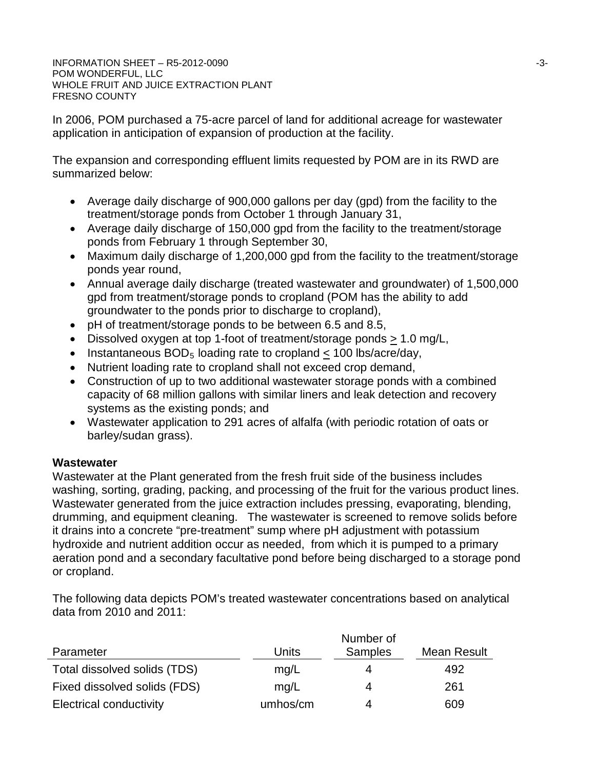In 2006, POM purchased a 75-acre parcel of land for additional acreage for wastewater application in anticipation of expansion of production at the facility.

The expansion and corresponding effluent limits requested by POM are in its RWD are summarized below:

- Average daily discharge of 900,000 gallons per day (gpd) from the facility to the treatment/storage ponds from October 1 through January 31,
- Average daily discharge of 150,000 gpd from the facility to the treatment/storage ponds from February 1 through September 30,
- Maximum daily discharge of 1,200,000 gpd from the facility to the treatment/storage ponds year round,
- Annual average daily discharge (treated wastewater and groundwater) of 1,500,000 gpd from treatment/storage ponds to cropland (POM has the ability to add groundwater to the ponds prior to discharge to cropland),
- pH of treatment/storage ponds to be between 6.5 and 8.5,
- Dissolved oxygen at top 1-foot of treatment/storage ponds $\geq$ 1.0 mg/L,
- Instantaneous $BOD_5$ loading rate to cropland $\leq$ 100 lbs/acre/day,
- Nutrient loading rate to cropland shall not exceed crop demand,
- Construction of up to two additional wastewater storage ponds with a combined capacity of 68 million gallons with similar liners and leak detection and recovery systems as the existing ponds; and
- Wastewater application to 291 acres of alfalfa (with periodic rotation of oats or barley/sudan grass).

**Wastewater**

Wastewater at the Plant generated from the fresh fruit side of the business includes washing, sorting, grading, packing, and processing of the fruit for the various product lines. Wastewater generated from the juice extraction includes pressing, evaporating, blending, drumming, and equipment cleaning. The wastewater is screened to remove solids before it drains into a concrete "pre-treatment" sump where pH adjustment with potassium hydroxide and nutrient addition occur as needed, from which it is pumped to a primary aeration pond and a secondary facultative pond before being discharged to a storage pond or cropland.

The following data depicts POM's treated wastewater concentrations based on analytical data from 2010 and 2011:

| Parameter | Units | Number of Samples | Mean Result |
|---|---|---|---|
| Total dissolved solids (TDS) | mg/L | 4 | 492 |
| Fixed dissolved solids (FDS) | mg/L | 4 | 261 |
| Electrical conductivity | umhos/cm | 4 | 609 |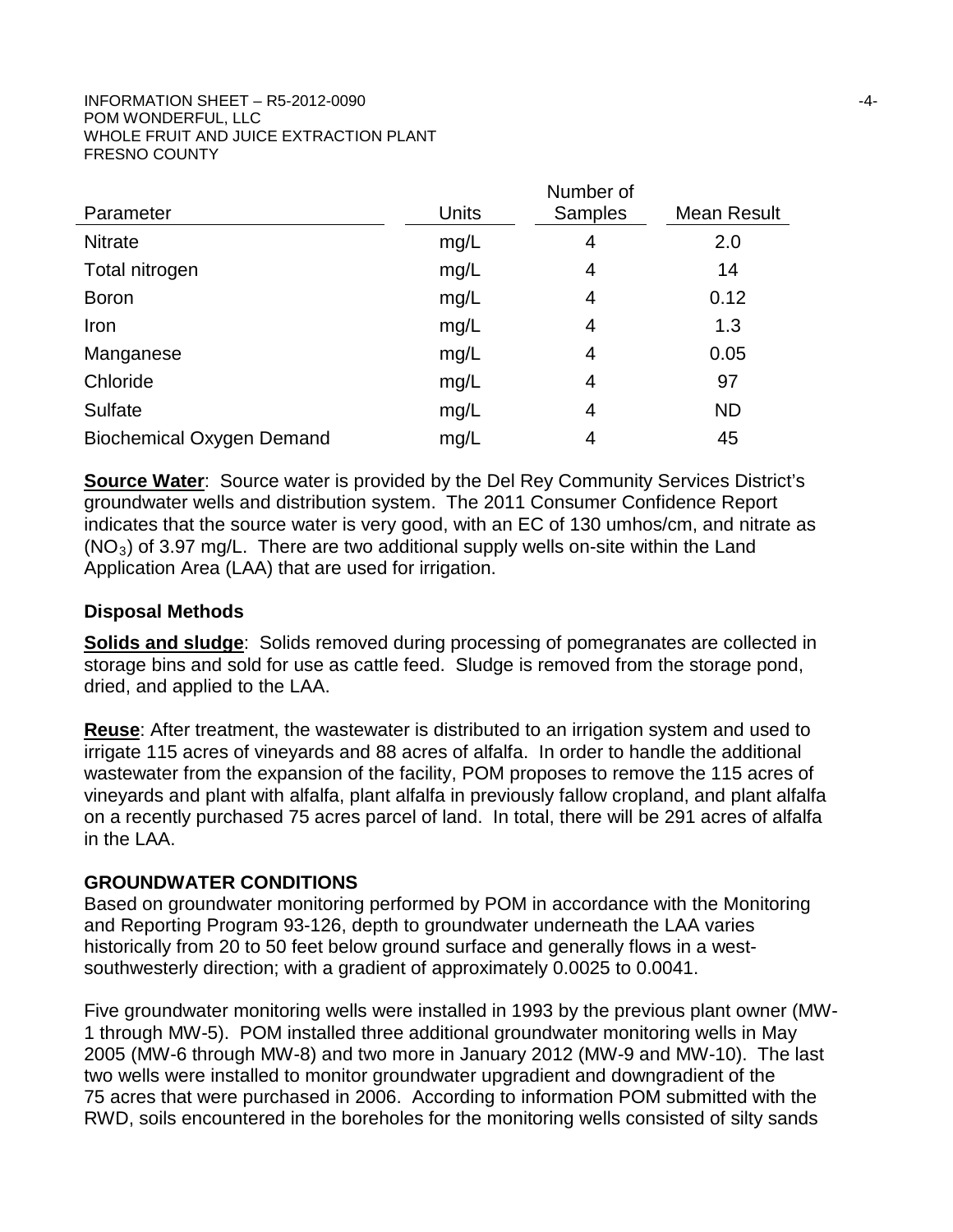| Parameter | Units | Number of Samples | Mean Result |
|---|---|---|---|
| Nitrate | mg/L | 4 | 2.0 |
| Total nitrogen | mg/L | 4 | 14 |
| Boron | mg/L | 4 | 0.12 |
| Iron | mg/L | 4 | 1.3 |
| Manganese | mg/L | 4 | 0.05 |
| Chloride | mg/L | 4 | 97 |
| Sulfate | mg/L | 4 | ND |
| Biochemical Oxygen Demand | mg/L | 4 | 45 |

**Source Water**: Source water is provided by the Del Rey Community Services District's groundwater wells and distribution system. The 2011 Consumer Confidence Report indicates that the source water is very good, with an EC of 130 umhos/cm, and nitrate as ($NO_3$) of 3.97 mg/L. There are two additional supply wells on-site within the Land Application Area (LAA) that are used for irrigation.

### Disposal Methods

**Solids and sludge**: Solids removed during processing of pomegranates are collected in storage bins and sold for use as cattle feed. Sludge is removed from the storage pond, dried, and applied to the LAA.

**Reuse**: After treatment, the wastewater is distributed to an irrigation system and used to irrigate 115 acres of vineyards and 88 acres of alfalfa. In order to handle the additional wastewater from the expansion of the facility, POM proposes to remove the 115 acres of vineyards and plant with alfalfa, plant alfalfa in previously fallow cropland, and plant alfalfa on a recently purchased 75 acres parcel of land. In total, there will be 291 acres of alfalfa in the LAA.

## GROUNDWATER CONDITIONS

Based on groundwater monitoring performed by POM in accordance with the Monitoring and Reporting Program 93-126, depth to groundwater underneath the LAA varies historically from 20 to 50 feet below ground surface and generally flows in a west-southwesterly direction; with a gradient of approximately 0.0025 to 0.0041.

Five groundwater monitoring wells were installed in 1993 by the previous plant owner (MW-1 through MW-5). POM installed three additional groundwater monitoring wells in May 2005 (MW-6 through MW-8) and two more in January 2012 (MW-9 and MW-10). The last two wells were installed to monitor groundwater upgradient and downgradient of the 75 acres that were purchased in 2006. According to information POM submitted with the RWD, soils encountered in the boreholes for the monitoring wells consisted of silty sands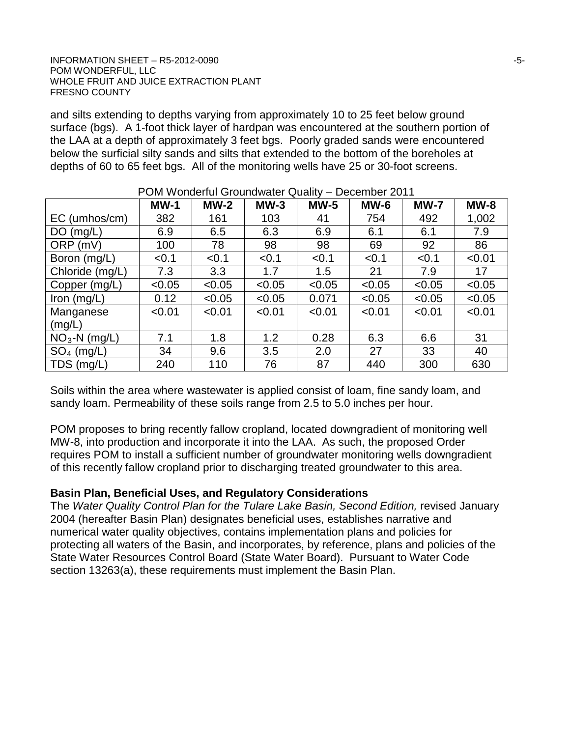and silts extending to depths varying from approximately 10 to 25 feet below ground surface (bgs). A 1-foot thick layer of hardpan was encountered at the southern portion of the LAA at a depth of approximately 3 feet bgs. Poorly graded sands were encountered below the surficial silty sands and silts that extended to the bottom of the boreholes at depths of 60 to 65 feet bgs. All of the monitoring wells have 25 or 30-foot screens.

POM Wonderful Groundwater Quality – December 2011

| | MW-1 | MW-2 | MW-3 | MW-5 | MW-6 | MW-7 | MW-8 |
|---|---|---|---|---|---|---|---|
| EC (umhos/cm) | 382 | 161 | 103 | 41 | 754 | 492 | 1,002 |
| DO (mg/L) | 6.9 | 6.5 | 6.3 | 6.9 | 6.1 | 6.1 | 7.9 |
| ORP (mV) | 100 | 78 | 98 | 98 | 69 | 92 | 86 |
| Boron (mg/L) | <0.1 | <0.1 | <0.1 | <0.1 | <0.1 | <0.1 | <0.01 |
| Chloride (mg/L) | 7.3 | 3.3 | 1.7 | 1.5 | 21 | 7.9 | 17 |
| Copper (mg/L) | <0.05 | <0.05 | <0.05 | <0.05 | <0.05 | <0.05 | <0.05 |
| Iron (mg/L) | 0.12 | <0.05 | <0.05 | 0.071 | <0.05 | <0.05 | <0.05 |
| Manganese (mg/L) | <0.01 | <0.01 | <0.01 | <0.01 | <0.01 | <0.01 | <0.01 |
| $NO_3$-N (mg/L) | 7.1 | 1.8 | 1.2 | 0.28 | 6.3 | 6.6 | 31 |
| $SO_4$ (mg/L) | 34 | 9.6 | 3.5 | 2.0 | 27 | 33 | 40 |
| TDS (mg/L) | 240 | 110 | 76 | 87 | 440 | 300 | 630 |

Soils within the area where wastewater is applied consist of loam, fine sandy loam, and sandy loam. Permeability of these soils range from 2.5 to 5.0 inches per hour.

POM proposes to bring recently fallow cropland, located downgradient of monitoring well MW-8, into production and incorporate it into the LAA. As such, the proposed Order requires POM to install a sufficient number of groundwater monitoring wells downgradient of this recently fallow cropland prior to discharging treated groundwater to this area.

**Basin Plan, Beneficial Uses, and Regulatory Considerations**

The *Water Quality Control Plan for the Tulare Lake Basin, Second Edition,* revised January 2004 (hereafter Basin Plan) designates beneficial uses, establishes narrative and numerical water quality objectives, contains implementation plans and policies for protecting all waters of the Basin, and incorporates, by reference, plans and policies of the State Water Resources Control Board (State Water Board). Pursuant to Water Code section 13263(a), these requirements must implement the Basin Plan.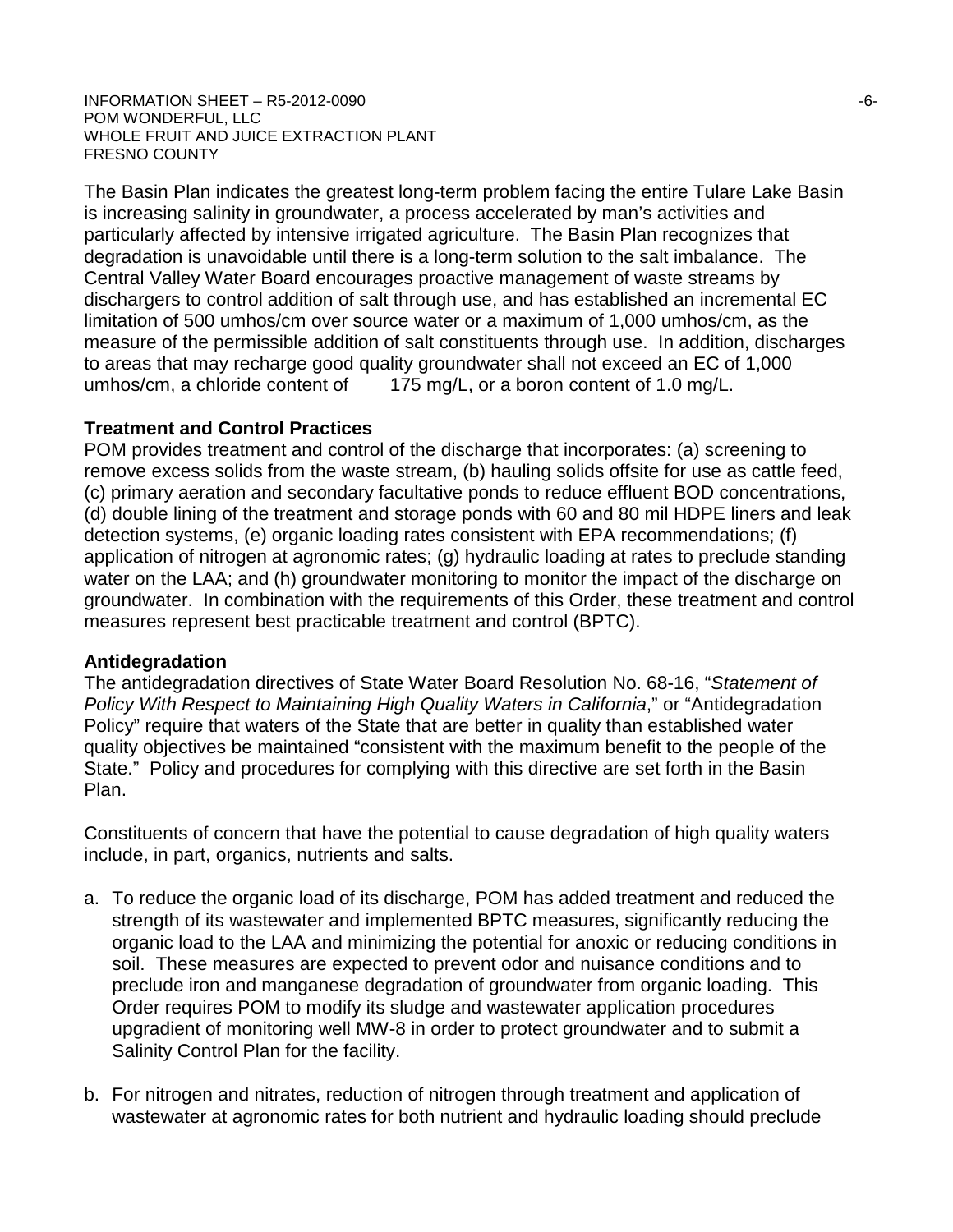The Basin Plan indicates the greatest long-term problem facing the entire Tulare Lake Basin is increasing salinity in groundwater, a process accelerated by man's activities and particularly affected by intensive irrigated agriculture. The Basin Plan recognizes that degradation is unavoidable until there is a long-term solution to the salt imbalance. The Central Valley Water Board encourages proactive management of waste streams by dischargers to control addition of salt through use, and has established an incremental EC limitation of 500 umhos/cm over source water or a maximum of 1,000 umhos/cm, as the measure of the permissible addition of salt constituents through use. In addition, discharges to areas that may recharge good quality groundwater shall not exceed an EC of 1,000 umhos/cm, a chloride content of 175 mg/L, or a boron content of 1.0 mg/L.

**Treatment and Control Practices**

POM provides treatment and control of the discharge that incorporates: (a) screening to remove excess solids from the waste stream, (b) hauling solids offsite for use as cattle feed, (c) primary aeration and secondary facultative ponds to reduce effluent BOD concentrations, (d) double lining of the treatment and storage ponds with 60 and 80 mil HDPE liners and leak detection systems, (e) organic loading rates consistent with EPA recommendations; (f) application of nitrogen at agronomic rates; (g) hydraulic loading at rates to preclude standing water on the LAA; and (h) groundwater monitoring to monitor the impact of the discharge on groundwater. In combination with the requirements of this Order, these treatment and control measures represent best practicable treatment and control (BPTC).

**Antidegradation**

The antidegradation directives of State Water Board Resolution No. 68-16, "*Statement of Policy With Respect to Maintaining High Quality Waters in California*," or "Antidegradation Policy" require that waters of the State that are better in quality than established water quality objectives be maintained "consistent with the maximum benefit to the people of the State." Policy and procedures for complying with this directive are set forth in the Basin Plan.

Constituents of concern that have the potential to cause degradation of high quality waters include, in part, organics, nutrients and salts.

a. To reduce the organic load of its discharge, POM has added treatment and reduced the strength of its wastewater and implemented BPTC measures, significantly reducing the organic load to the LAA and minimizing the potential for anoxic or reducing conditions in soil. These measures are expected to prevent odor and nuisance conditions and to preclude iron and manganese degradation of groundwater from organic loading. This Order requires POM to modify its sludge and wastewater application procedures upgradient of monitoring well MW-8 in order to protect groundwater and to submit a Salinity Control Plan for the facility.

b. For nitrogen and nitrates, reduction of nitrogen through treatment and application of wastewater at agronomic rates for both nutrient and hydraulic loading should preclude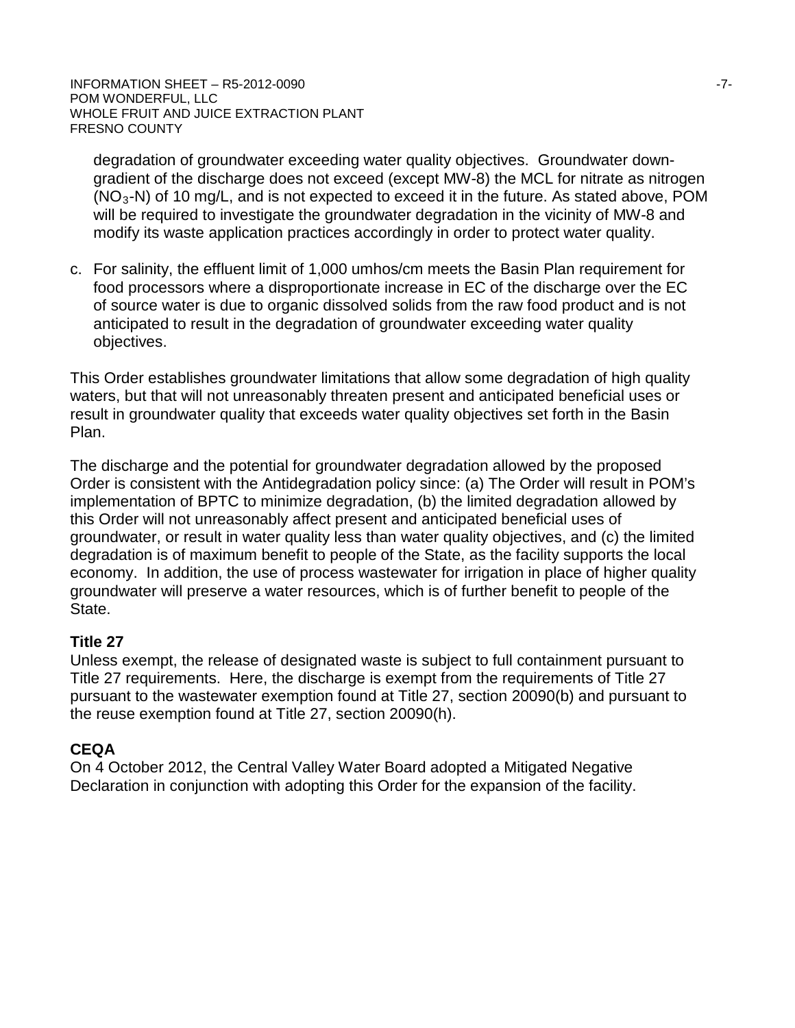degradation of groundwater exceeding water quality objectives. Groundwater down-gradient of the discharge does not exceed (except MW-8) the MCL for nitrate as nitrogen ($NO_3$-N) of 10 mg/L, and is not expected to exceed it in the future. As stated above, POM will be required to investigate the groundwater degradation in the vicinity of MW-8 and modify its waste application practices accordingly in order to protect water quality.

c. For salinity, the effluent limit of 1,000 umhos/cm meets the Basin Plan requirement for food processors where a disproportionate increase in EC of the discharge over the EC of source water is due to organic dissolved solids from the raw food product and is not anticipated to result in the degradation of groundwater exceeding water quality objectives.

This Order establishes groundwater limitations that allow some degradation of high quality waters, but that will not unreasonably threaten present and anticipated beneficial uses or result in groundwater quality that exceeds water quality objectives set forth in the Basin Plan.

The discharge and the potential for groundwater degradation allowed by the proposed Order is consistent with the Antidegradation policy since: (a) The Order will result in POM's implementation of BPTC to minimize degradation, (b) the limited degradation allowed by this Order will not unreasonably affect present and anticipated beneficial uses of groundwater, or result in water quality less than water quality objectives, and (c) the limited degradation is of maximum benefit to people of the State, as the facility supports the local economy. In addition, the use of process wastewater for irrigation in place of higher quality groundwater will preserve a water resources, which is of further benefit to people of the State.

**Title 27**

Unless exempt, the release of designated waste is subject to full containment pursuant to Title 27 requirements. Here, the discharge is exempt from the requirements of Title 27 pursuant to the wastewater exemption found at Title 27, section 20090(b) and pursuant to the reuse exemption found at Title 27, section 20090(h).

**CEQA**

On 4 October 2012, the Central Valley Water Board adopted a Mitigated Negative Declaration in conjunction with adopting this Order for the expansion of the facility.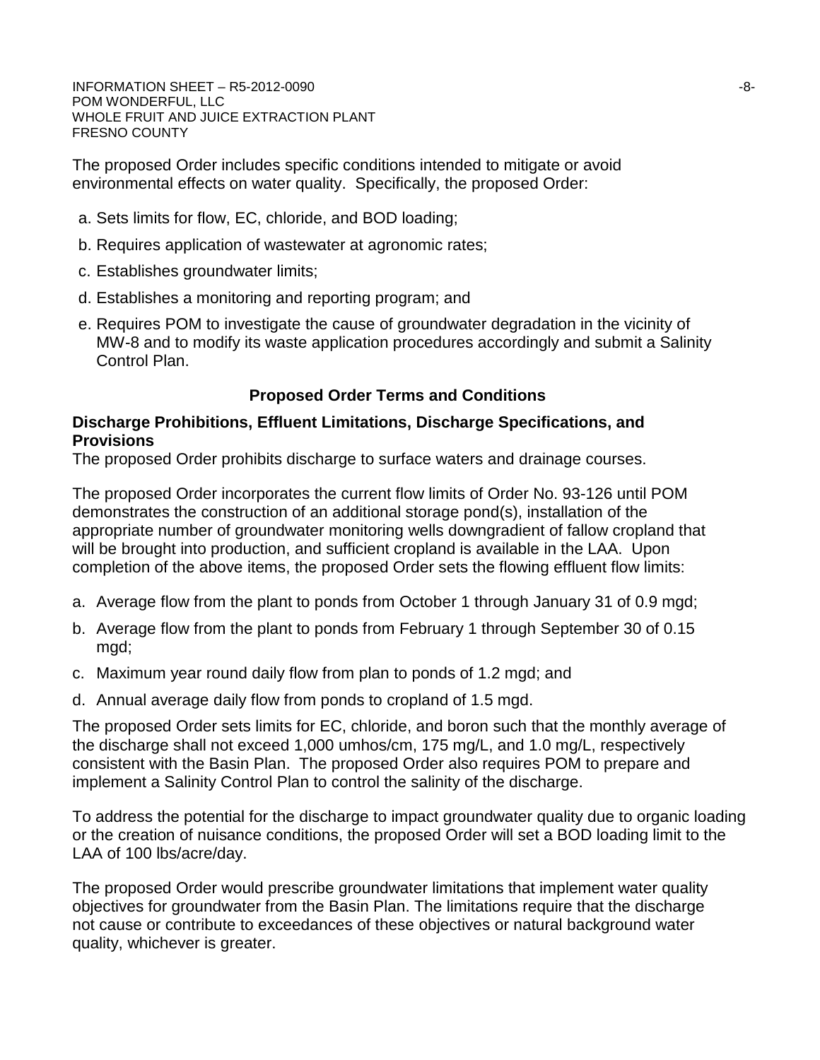The proposed Order includes specific conditions intended to mitigate or avoid environmental effects on water quality. Specifically, the proposed Order:

a. Sets limits for flow, EC, chloride, and BOD loading;

b. Requires application of wastewater at agronomic rates;

c. Establishes groundwater limits;

d. Establishes a monitoring and reporting program; and

e. Requires POM to investigate the cause of groundwater degradation in the vicinity of MW-8 and to modify its waste application procedures accordingly and submit a Salinity Control Plan.

## Proposed Order Terms and Conditions

### Discharge Prohibitions, Effluent Limitations, Discharge Specifications, and Provisions

The proposed Order prohibits discharge to surface waters and drainage courses.

The proposed Order incorporates the current flow limits of Order No. 93-126 until POM demonstrates the construction of an additional storage pond(s), installation of the appropriate number of groundwater monitoring wells downgradient of fallow cropland that will be brought into production, and sufficient cropland is available in the LAA. Upon completion of the above items, the proposed Order sets the flowing effluent flow limits:

a. Average flow from the plant to ponds from October 1 through January 31 of 0.9 mgd;

b. Average flow from the plant to ponds from February 1 through September 30 of 0.15 mgd;

c. Maximum year round daily flow from plan to ponds of 1.2 mgd; and

d. Annual average daily flow from ponds to cropland of 1.5 mgd.

The proposed Order sets limits for EC, chloride, and boron such that the monthly average of the discharge shall not exceed 1,000 umhos/cm, 175 mg/L, and 1.0 mg/L, respectively consistent with the Basin Plan. The proposed Order also requires POM to prepare and implement a Salinity Control Plan to control the salinity of the discharge.

To address the potential for the discharge to impact groundwater quality due to organic loading or the creation of nuisance conditions, the proposed Order will set a BOD loading limit to the LAA of 100 lbs/acre/day.

The proposed Order would prescribe groundwater limitations that implement water quality objectives for groundwater from the Basin Plan. The limitations require that the discharge not cause or contribute to exceedances of these objectives or natural background water quality, whichever is greater.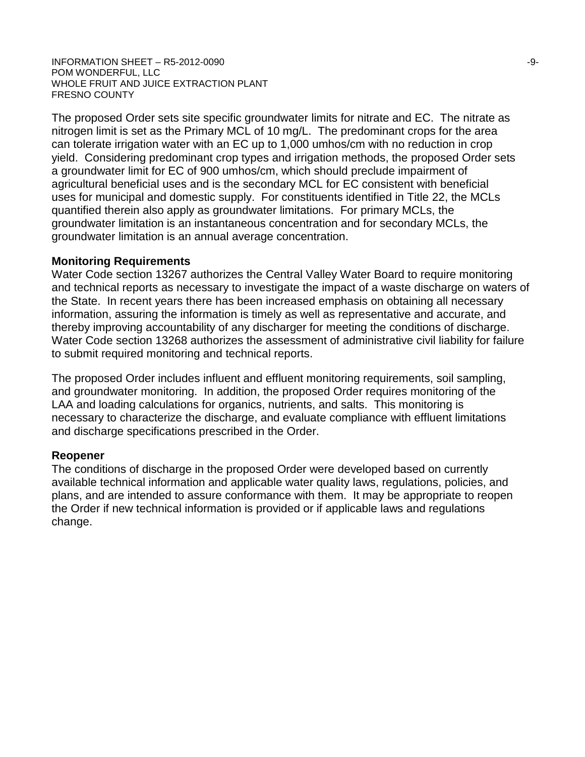The proposed Order sets site specific groundwater limits for nitrate and EC. The nitrate as nitrogen limit is set as the Primary MCL of 10 mg/L. The predominant crops for the area can tolerate irrigation water with an EC up to 1,000 umhos/cm with no reduction in crop yield. Considering predominant crop types and irrigation methods, the proposed Order sets a groundwater limit for EC of 900 umhos/cm, which should preclude impairment of agricultural beneficial uses and is the secondary MCL for EC consistent with beneficial uses for municipal and domestic supply. For constituents identified in Title 22, the MCLs quantified therein also apply as groundwater limitations. For primary MCLs, the groundwater limitation is an instantaneous concentration and for secondary MCLs, the groundwater limitation is an annual average concentration.

**Monitoring Requirements**

Water Code section 13267 authorizes the Central Valley Water Board to require monitoring and technical reports as necessary to investigate the impact of a waste discharge on waters of the State. In recent years there has been increased emphasis on obtaining all necessary information, assuring the information is timely as well as representative and accurate, and thereby improving accountability of any discharger for meeting the conditions of discharge. Water Code section 13268 authorizes the assessment of administrative civil liability for failure to submit required monitoring and technical reports.

The proposed Order includes influent and effluent monitoring requirements, soil sampling, and groundwater monitoring. In addition, the proposed Order requires monitoring of the LAA and loading calculations for organics, nutrients, and salts. This monitoring is necessary to characterize the discharge, and evaluate compliance with effluent limitations and discharge specifications prescribed in the Order.

**Reopener**

The conditions of discharge in the proposed Order were developed based on currently available technical information and applicable water quality laws, regulations, policies, and plans, and are intended to assure conformance with them. It may be appropriate to reopen the Order if new technical information is provided or if applicable laws and regulations change.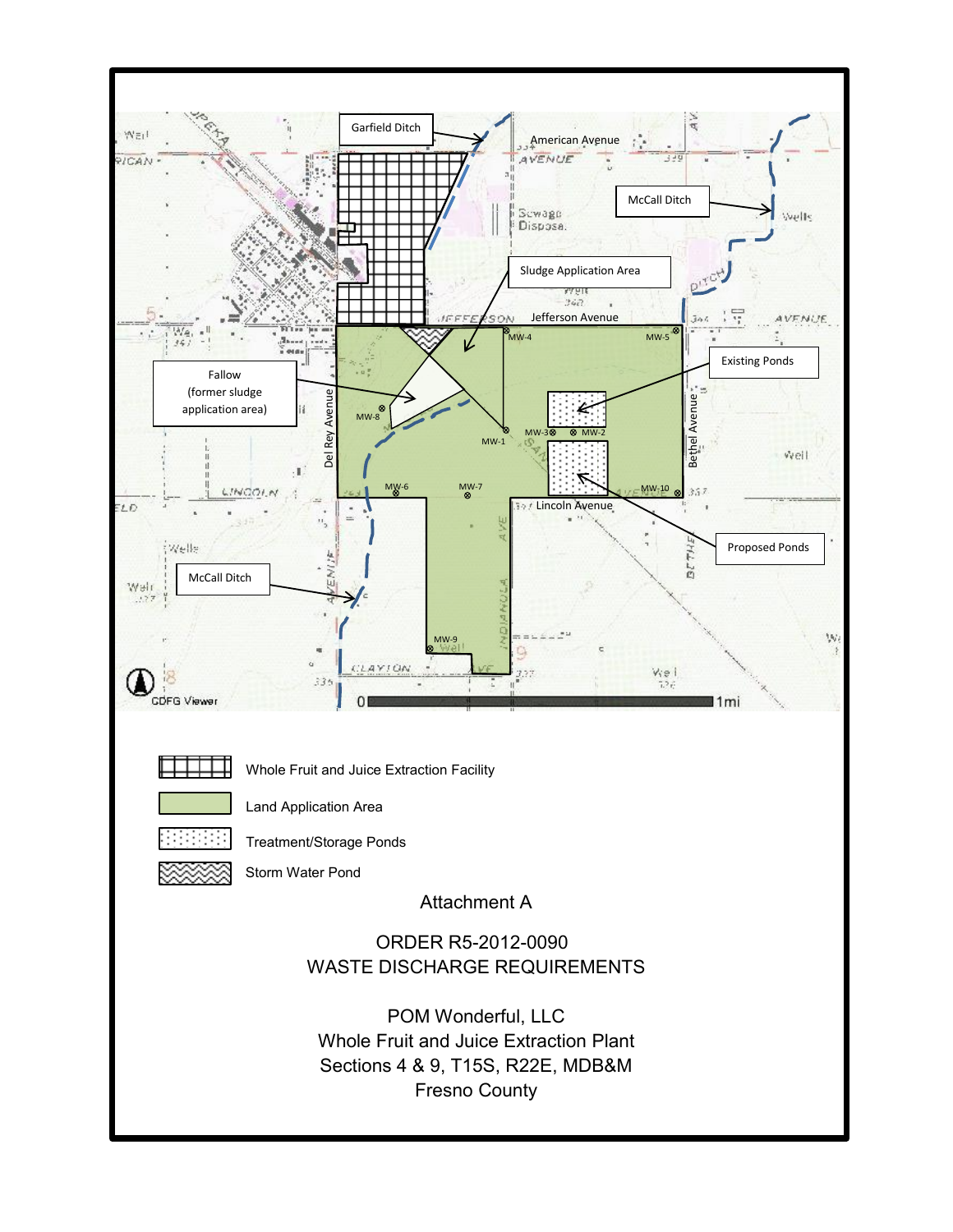Garfield Ditch

American Avenue

McCall Ditch

Sludge Application Area

Jefferson Avenue

Fallow (former sludge application area)

Existing Ponds

Del Rey Avenue

Bethel Avenue

MW-4

MW-5

MW-8

MW-1

MW-3

MW-2

MW-6

MW-7

MW-10

Lincoln Avenue

Proposed Ponds

McCall Ditch

MW-9

CDFG Viewer

0 1mi

Whole Fruit and Juice Extraction Facility

Land Application Area

Treatment/Storage Ponds

Storm Water Pond

Attachment A

ORDER R5-2012-0090
WASTE DISCHARGE REQUIREMENTS

POM Wonderful, LLC
Whole Fruit and Juice Extraction Plant
Sections 4 & 9, T15S, R22E, MDB&M
Fresno County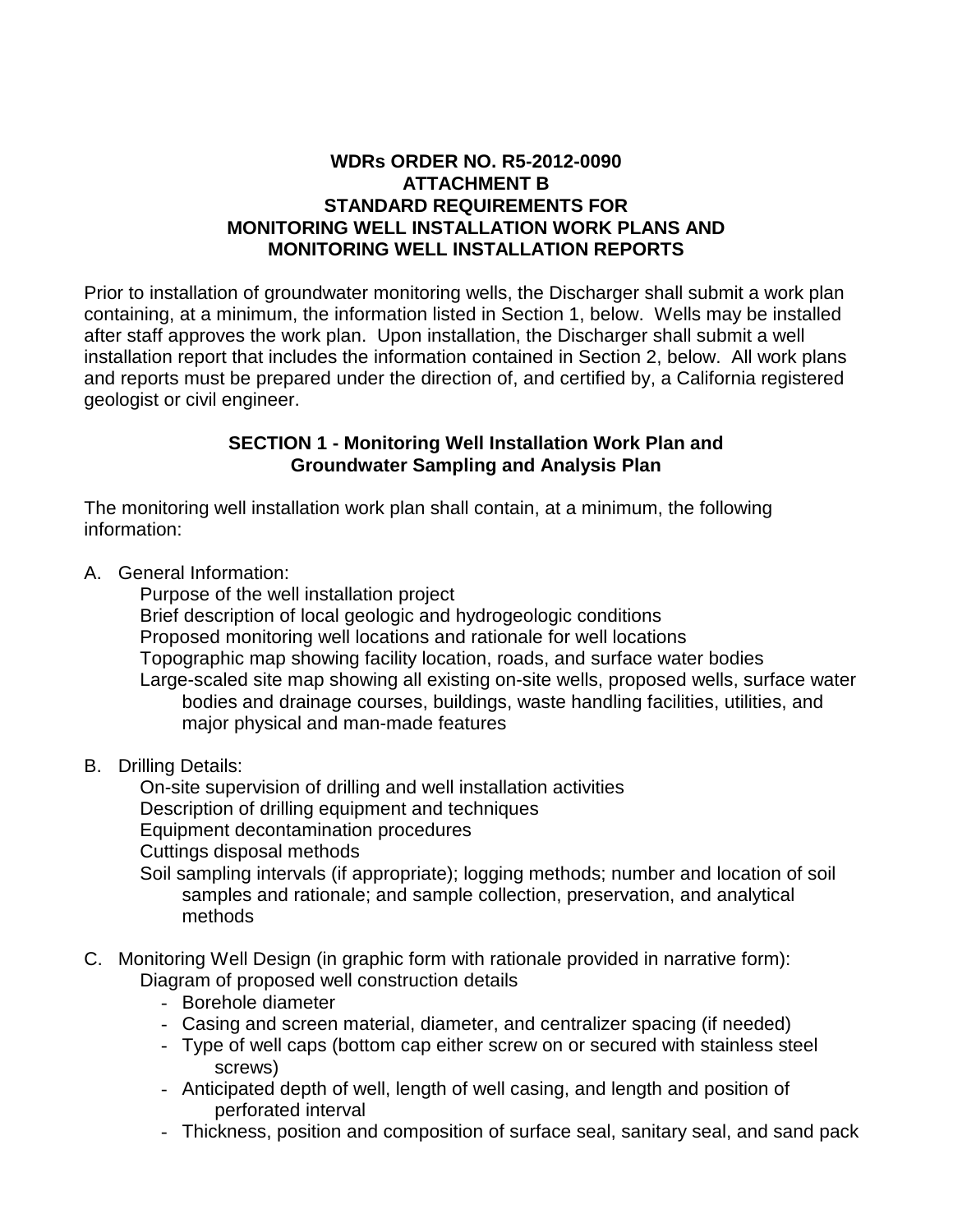**WDRs ORDER NO. R5-2012-0090**
**ATTACHMENT B**
**STANDARD REQUIREMENTS FOR**
**MONITORING WELL INSTALLATION WORK PLANS AND**
**MONITORING WELL INSTALLATION REPORTS**

Prior to installation of groundwater monitoring wells, the Discharger shall submit a work plan containing, at a minimum, the information listed in Section 1, below. Wells may be installed after staff approves the work plan. Upon installation, the Discharger shall submit a well installation report that includes the information contained in Section 2, below. All work plans and reports must be prepared under the direction of, and certified by, a California registered geologist or civil engineer.

## SECTION 1 - Monitoring Well Installation Work Plan and Groundwater Sampling and Analysis Plan

The monitoring well installation work plan shall contain, at a minimum, the following information:

A. General Information:

Purpose of the well installation project
Brief description of local geologic and hydrogeologic conditions
Proposed monitoring well locations and rationale for well locations
Topographic map showing facility location, roads, and surface water bodies
Large-scaled site map showing all existing on-site wells, proposed wells, surface water bodies and drainage courses, buildings, waste handling facilities, utilities, and major physical and man-made features

B. Drilling Details:

On-site supervision of drilling and well installation activities
Description of drilling equipment and techniques
Equipment decontamination procedures
Cuttings disposal methods
Soil sampling intervals (if appropriate); logging methods; number and location of soil samples and rationale; and sample collection, preservation, and analytical methods

C. Monitoring Well Design (in graphic form with rationale provided in narrative form):

Diagram of proposed well construction details

- Borehole diameter
- Casing and screen material, diameter, and centralizer spacing (if needed)
- Type of well caps (bottom cap either screw on or secured with stainless steel screws)
- Anticipated depth of well, length of well casing, and length and position of perforated interval
- Thickness, position and composition of surface seal, sanitary seal, and sand pack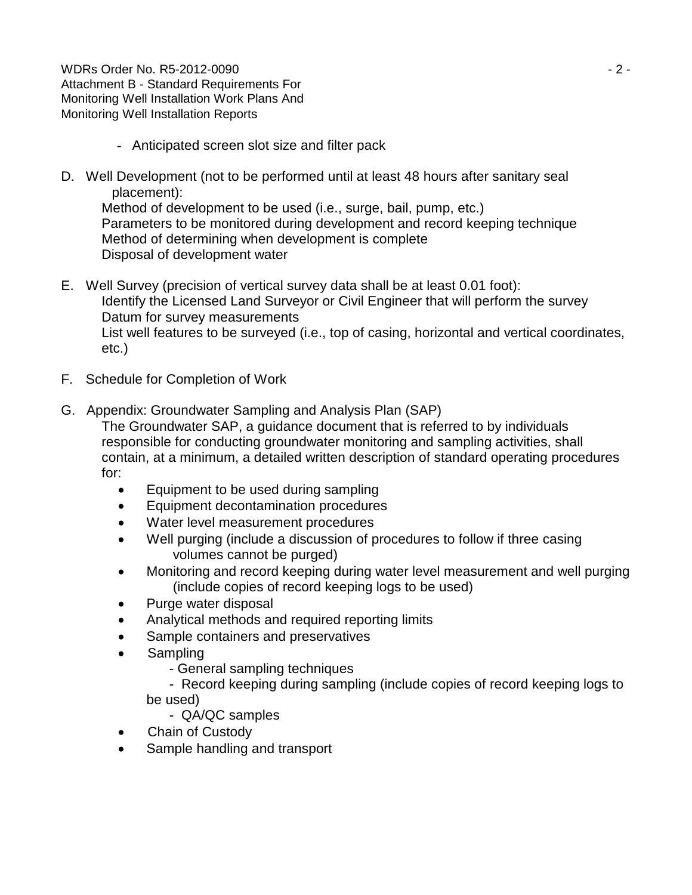- Anticipated screen slot size and filter pack

D. Well Development (not to be performed until at least 48 hours after sanitary seal placement):

Method of development to be used (i.e., surge, bail, pump, etc.)
Parameters to be monitored during development and record keeping technique
Method of determining when development is complete
Disposal of development water

E. Well Survey (precision of vertical survey data shall be at least 0.01 foot):

Identify the Licensed Land Surveyor or Civil Engineer that will perform the survey
Datum for survey measurements
List well features to be surveyed (i.e., top of casing, horizontal and vertical coordinates, etc.)

F. Schedule for Completion of Work

G. Appendix: Groundwater Sampling and Analysis Plan (SAP)

The Groundwater SAP, a guidance document that is referred to by individuals responsible for conducting groundwater monitoring and sampling activities, shall contain, at a minimum, a detailed written description of standard operating procedures for:

- Equipment to be used during sampling
- Equipment decontamination procedures
- Water level measurement procedures
- Well purging (include a discussion of procedures to follow if three casing volumes cannot be purged)
- Monitoring and record keeping during water level measurement and well purging (include copies of record keeping logs to be used)
- Purge water disposal
- Analytical methods and required reporting limits
- Sample containers and preservatives
- Sampling
  - General sampling techniques
  - Record keeping during sampling (include copies of record keeping logs to be used)
  - QA/QC samples
- Chain of Custody
- Sample handling and transport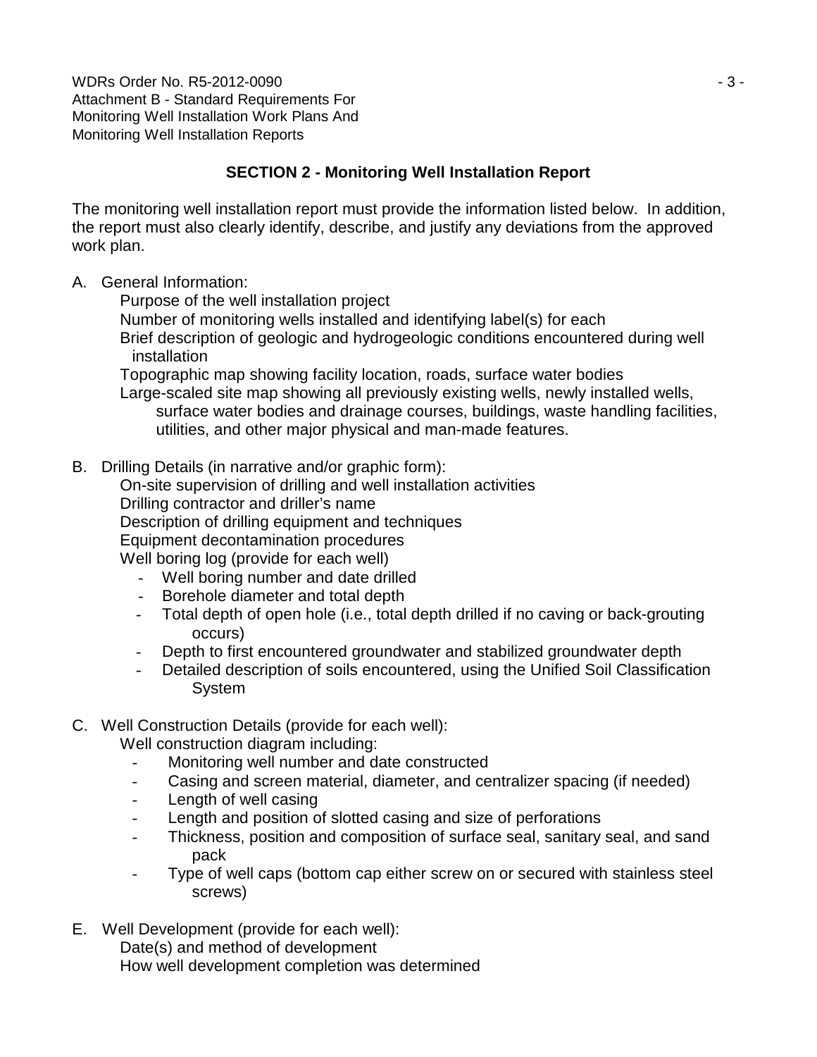## SECTION 2 - Monitoring Well Installation Report

The monitoring well installation report must provide the information listed below. In addition, the report must also clearly identify, describe, and justify any deviations from the approved work plan.

A. General Information:
   - Purpose of the well installation project
   - Number of monitoring wells installed and identifying label(s) for each
   - Brief description of geologic and hydrogeologic conditions encountered during well installation
   - Topographic map showing facility location, roads, surface water bodies
   - Large-scaled site map showing all previously existing wells, newly installed wells, surface water bodies and drainage courses, buildings, waste handling facilities, utilities, and other major physical and man-made features.

B. Drilling Details (in narrative and/or graphic form):
   - On-site supervision of drilling and well installation activities
   - Drilling contractor and driller's name
   - Description of drilling equipment and techniques
   - Equipment decontamination procedures
   - Well boring log (provide for each well)
     - Well boring number and date drilled
     - Borehole diameter and total depth
     - Total depth of open hole (i.e., total depth drilled if no caving or back-grouting occurs)
     - Depth to first encountered groundwater and stabilized groundwater depth
     - Detailed description of soils encountered, using the Unified Soil Classification System

C. Well Construction Details (provide for each well):
   - Well construction diagram including:
     - Monitoring well number and date constructed
     - Casing and screen material, diameter, and centralizer spacing (if needed)
     - Length of well casing
     - Length and position of slotted casing and size of perforations
     - Thickness, position and composition of surface seal, sanitary seal, and sand pack
     - Type of well caps (bottom cap either screw on or secured with stainless steel screws)

E. Well Development (provide for each well):
   - Date(s) and method of development
   - How well development completion was determined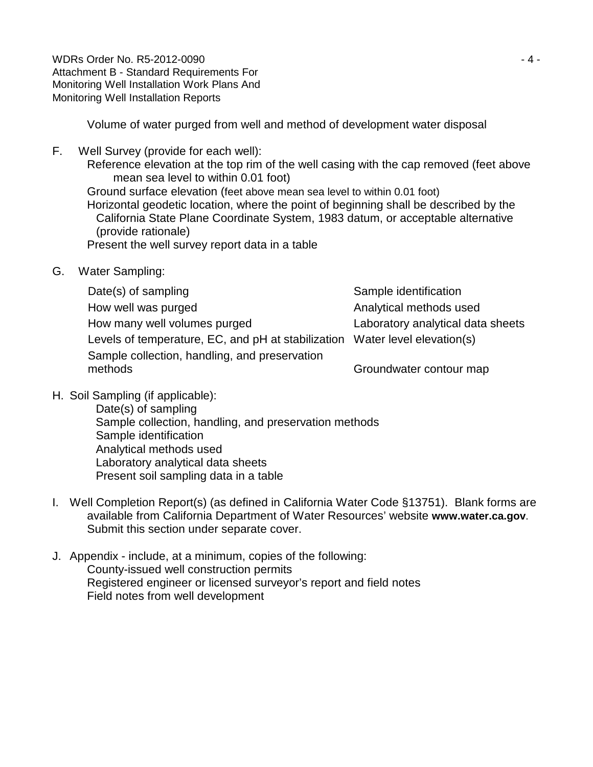Volume of water purged from well and method of development water disposal

F. Well Survey (provide for each well):
   Reference elevation at the top rim of the well casing with the cap removed (feet above mean sea level to within 0.01 foot)
   Ground surface elevation (feet above mean sea level to within 0.01 foot)
   Horizontal geodetic location, where the point of beginning shall be described by the California State Plane Coordinate System, 1983 datum, or acceptable alternative (provide rationale)
   Present the well survey report data in a table

G. Water Sampling:

| | |
|---|---|
| Date(s) of sampling | Sample identification |
| How well was purged | Analytical methods used |
| How many well volumes purged | Laboratory analytical data sheets |
| Levels of temperature, EC, and pH at stabilization | Water level elevation(s) |
| Sample collection, handling, and preservation methods | Groundwater contour map |

H. Soil Sampling (if applicable):
   Date(s) of sampling
   Sample collection, handling, and preservation methods
   Sample identification
   Analytical methods used
   Laboratory analytical data sheets
   Present soil sampling data in a table

I. Well Completion Report(s) (as defined in California Water Code §13751). Blank forms are available from California Department of Water Resources' website **www.water.ca.gov**. Submit this section under separate cover.

J. Appendix - include, at a minimum, copies of the following:
   County-issued well construction permits
   Registered engineer or licensed surveyor's report and field notes
   Field notes from well development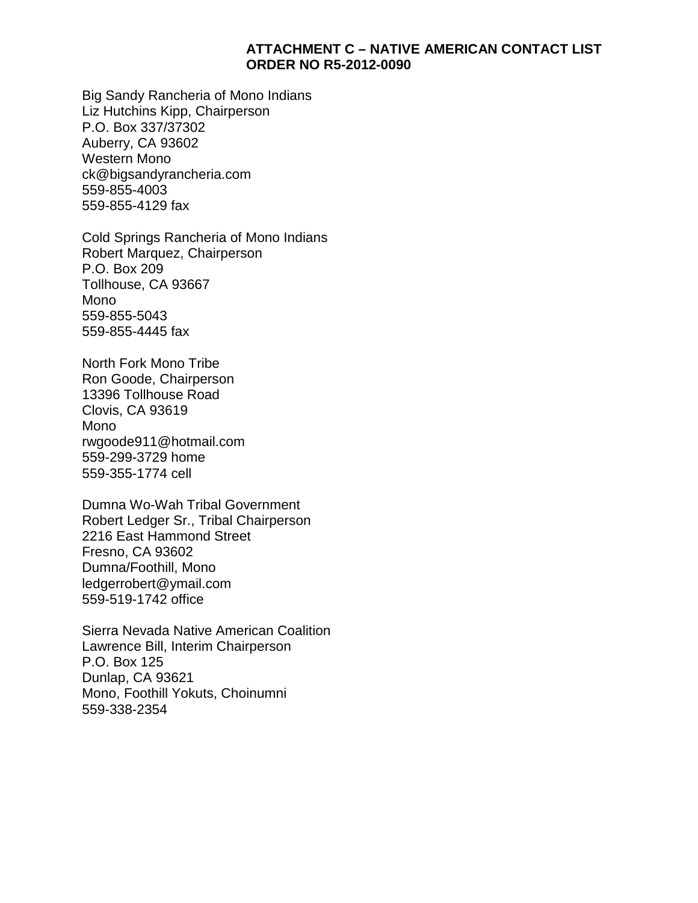## ATTACHMENT C – NATIVE AMERICAN CONTACT LIST
## ORDER NO R5-2012-0090

Big Sandy Rancheria of Mono Indians
Liz Hutchins Kipp, Chairperson
P.O. Box 337/37302
Auberry, CA 93602
Western Mono
ck@bigsandyrancheria.com
559-855-4003
559-855-4129 fax

Cold Springs Rancheria of Mono Indians
Robert Marquez, Chairperson
P.O. Box 209
Tollhouse, CA 93667
Mono
559-855-5043
559-855-4445 fax

North Fork Mono Tribe
Ron Goode, Chairperson
13396 Tollhouse Road
Clovis, CA 93619
Mono
rwgoode911@hotmail.com
559-299-3729 home
559-355-1774 cell

Dumna Wo-Wah Tribal Government
Robert Ledger Sr., Tribal Chairperson
2216 East Hammond Street
Fresno, CA 93602
Dumna/Foothill, Mono
ledgerrobert@ymail.com
559-519-1742 office

Sierra Nevada Native American Coalition
Lawrence Bill, Interim Chairperson
P.O. Box 125
Dunlap, CA 93621
Mono, Foothill Yokuts, Choinumni
559-338-2354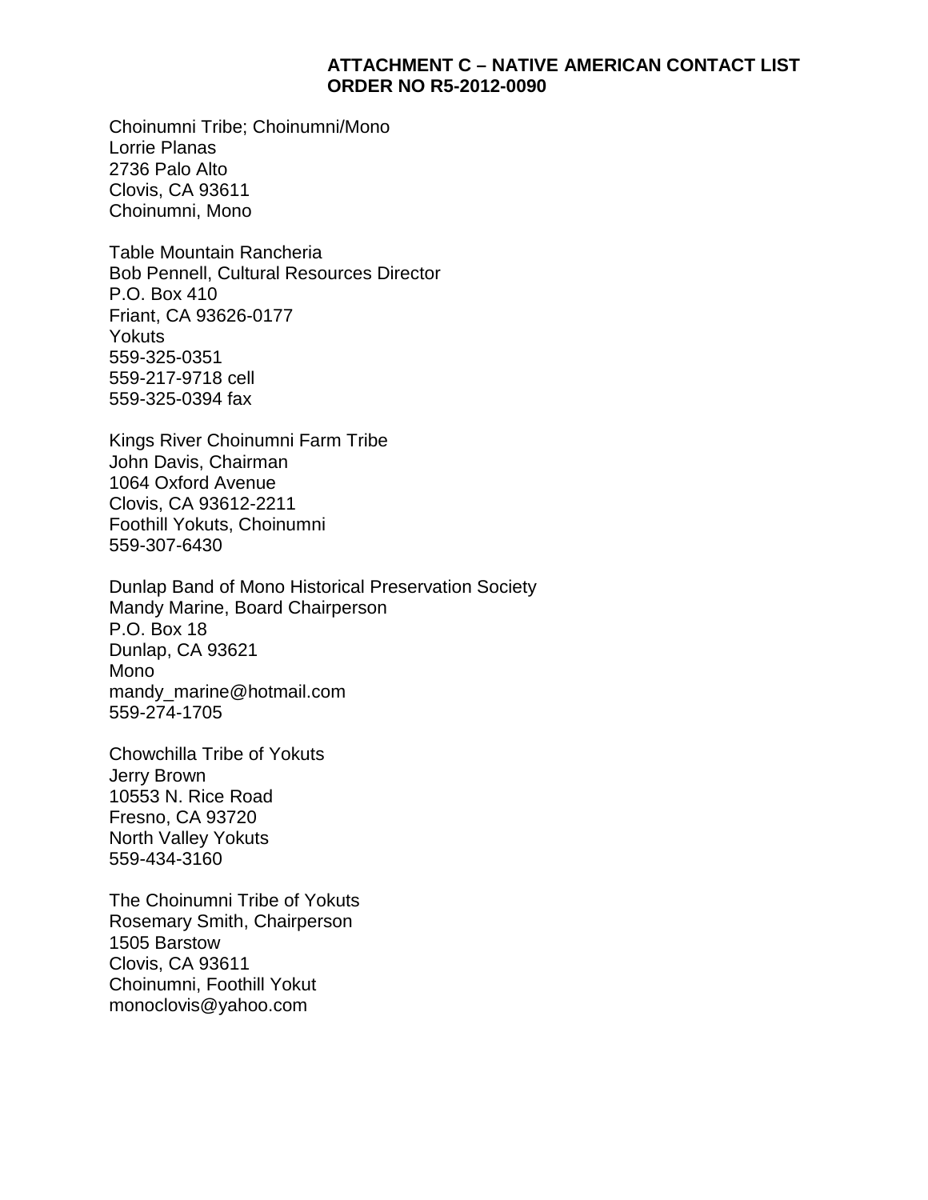**ATTACHMENT C – NATIVE AMERICAN CONTACT LIST**
**ORDER NO R5-2012-0090**

Choinumni Tribe; Choinumni/Mono
Lorrie Planas
2736 Palo Alto
Clovis, CA 93611
Choinumni, Mono

Table Mountain Rancheria
Bob Pennell, Cultural Resources Director
P.O. Box 410
Friant, CA 93626-0177
Yokuts
559-325-0351
559-217-9718 cell
559-325-0394 fax

Kings River Choinumni Farm Tribe
John Davis, Chairman
1064 Oxford Avenue
Clovis, CA 93612-2211
Foothill Yokuts, Choinumni
559-307-6430

Dunlap Band of Mono Historical Preservation Society
Mandy Marine, Board Chairperson
P.O. Box 18
Dunlap, CA 93621
Mono
mandy_marine@hotmail.com
559-274-1705

Chowchilla Tribe of Yokuts
Jerry Brown
10553 N. Rice Road
Fresno, CA 93720
North Valley Yokuts
559-434-3160

The Choinumni Tribe of Yokuts
Rosemary Smith, Chairperson
1505 Barstow
Clovis, CA 93611
Choinumni, Foothill Yokut
monoclovis@yahoo.com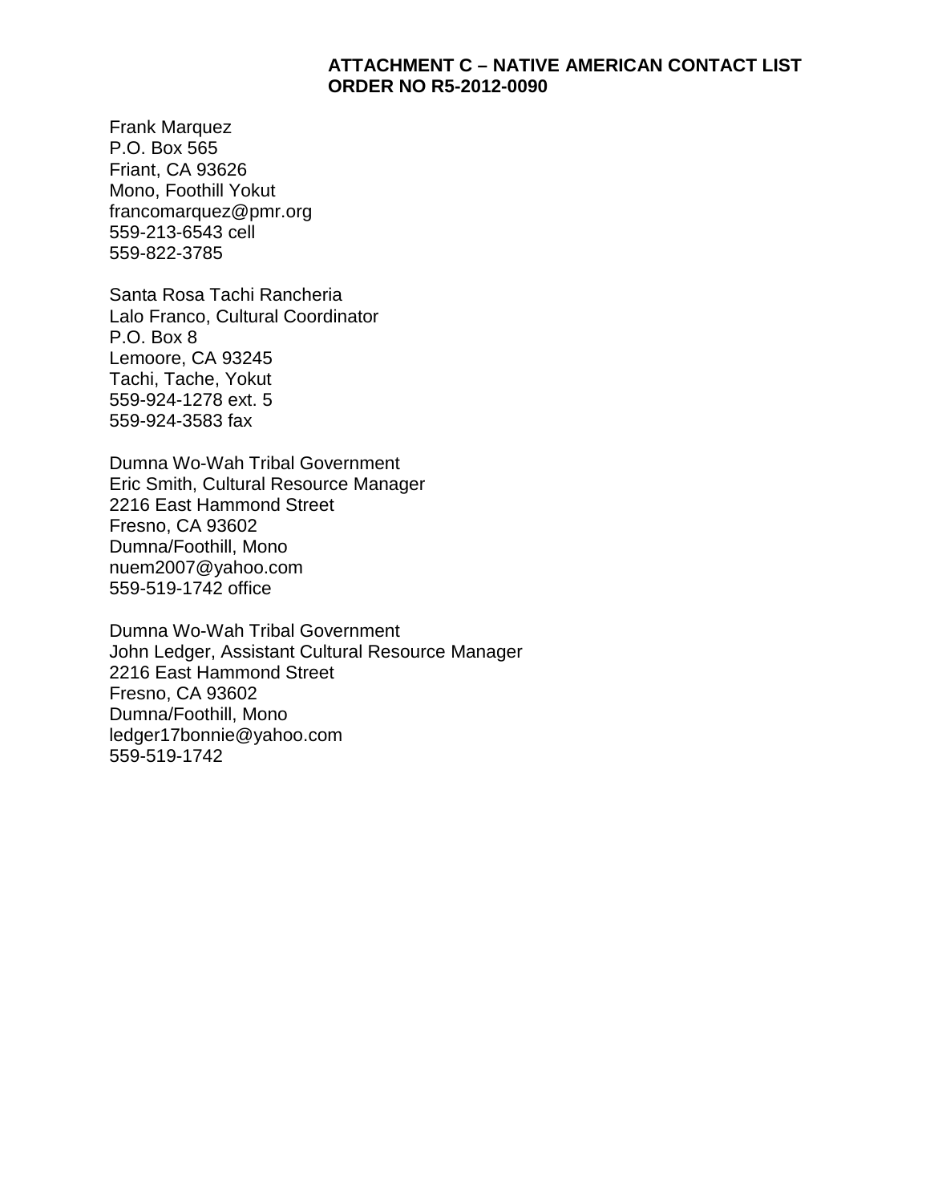**ATTACHMENT C – NATIVE AMERICAN CONTACT LIST**
**ORDER NO R5-2012-0090**

Frank Marquez
P.O. Box 565
Friant, CA 93626
Mono, Foothill Yokut
francomarquez@pmr.org
559-213-6543 cell
559-822-3785

Santa Rosa Tachi Rancheria
Lalo Franco, Cultural Coordinator
P.O. Box 8
Lemoore, CA 93245
Tachi, Tache, Yokut
559-924-1278 ext. 5
559-924-3583 fax

Dumna Wo-Wah Tribal Government
Eric Smith, Cultural Resource Manager
2216 East Hammond Street
Fresno, CA 93602
Dumna/Foothill, Mono
nuem2007@yahoo.com
559-519-1742 office

Dumna Wo-Wah Tribal Government
John Ledger, Assistant Cultural Resource Manager
2216 East Hammond Street
Fresno, CA 93602
Dumna/Foothill, Mono
ledger17bonnie@yahoo.com
559-519-1742